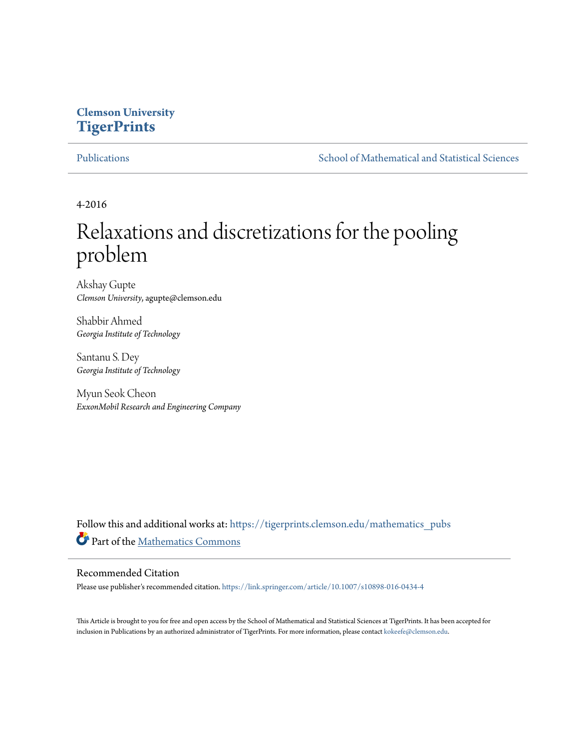**Clemson University**
**TigerPrints**

Publications | School of Mathematical and Statistical Sciences

4-2016

# Relaxations and discretizations for the pooling problem

Akshay Gupte
*Clemson University*, agupte@clemson.edu

Shabbir Ahmed
*Georgia Institute of Technology*

Santanu S. Dey
*Georgia Institute of Technology*

Myun Seok Cheon
*ExxonMobil Research and Engineering Company*

Follow this and additional works at: https://tigerprints.clemson.edu/mathematics_pubs

Part of the Mathematics Commons

## Recommended Citation

Please use publisher's recommended citation. https://link.springer.com/article/10.1007/s10898-016-0434-4

This Article is brought to you for free and open access by the School of Mathematical and Statistical Sciences at TigerPrints. It has been accepted for inclusion in Publications by an authorized administrator of TigerPrints. For more information, please contact kokeefe@clemson.edu.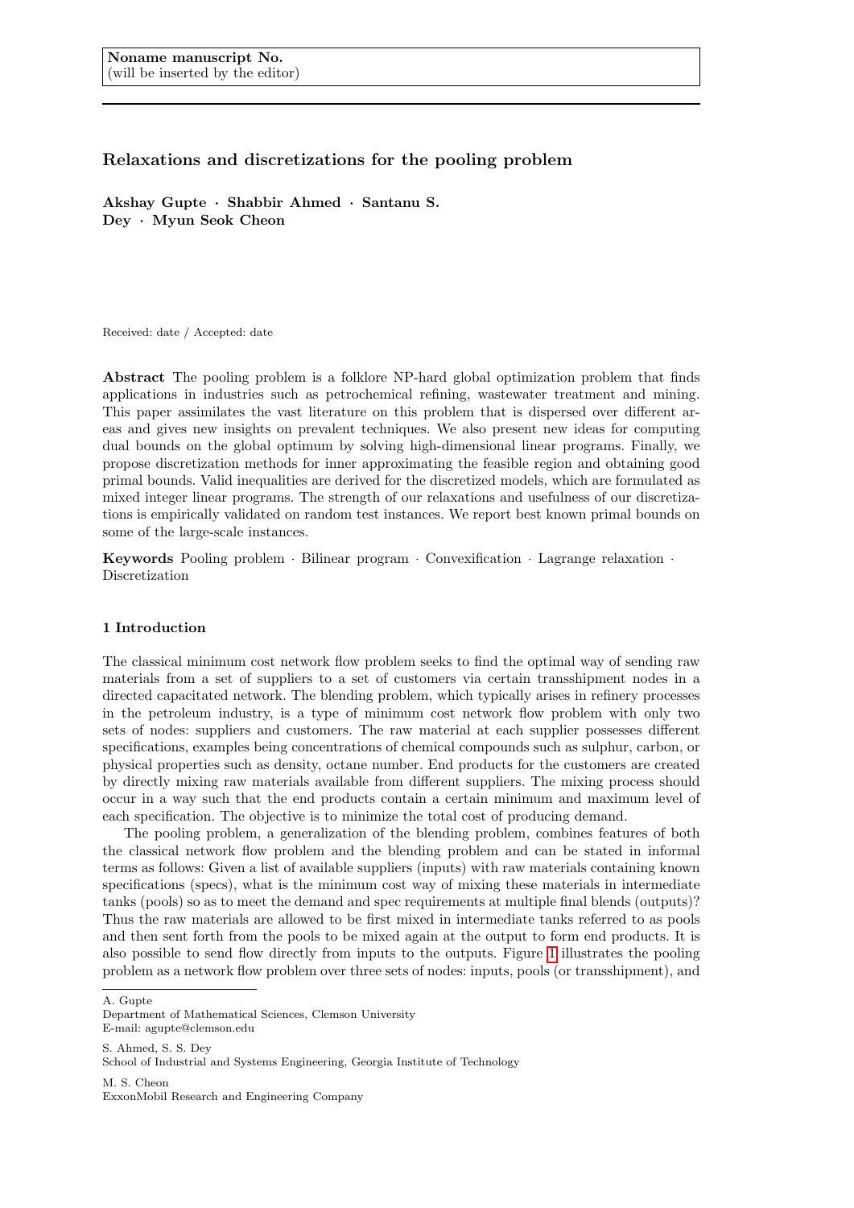Noname manuscript No.
(will be inserted by the editor)

# Relaxations and discretizations for the pooling problem

**Akshay Gupte · Shabbir Ahmed · Santanu S. Dey · Myun Seok Cheon**

Received: date / Accepted: date

**Abstract** The pooling problem is a folklore NP-hard global optimization problem that finds applications in industries such as petrochemical refining, wastewater treatment and mining. This paper assimilates the vast literature on this problem that is dispersed over different areas and gives new insights on prevalent techniques. We also present new ideas for computing dual bounds on the global optimum by solving high-dimensional linear programs. Finally, we propose discretization methods for inner approximating the feasible region and obtaining good primal bounds. Valid inequalities are derived for the discretized models, which are formulated as mixed integer linear programs. The strength of our relaxations and usefulness of our discretizations is empirically validated on random test instances. We report best known primal bounds on some of the large-scale instances.

**Keywords** Pooling problem · Bilinear program · Convexification · Lagrange relaxation · Discretization

## 1 Introduction

The classical minimum cost network flow problem seeks to find the optimal way of sending raw materials from a set of suppliers to a set of customers via certain transshipment nodes in a directed capacitated network. The blending problem, which typically arises in refinery processes in the petroleum industry, is a type of minimum cost network flow problem with only two sets of nodes: suppliers and customers. The raw material at each supplier possesses different specifications, examples being concentrations of chemical compounds such as sulphur, carbon, or physical properties such as density, octane number. End products for the customers are created by directly mixing raw materials available from different suppliers. The mixing process should occur in a way such that the end products contain a certain minimum and maximum level of each specification. The objective is to minimize the total cost of producing demand.

The pooling problem, a generalization of the blending problem, combines features of both the classical network flow problem and the blending problem and can be stated in informal terms as follows: Given a list of available suppliers (inputs) with raw materials containing known specifications (specs), what is the minimum cost way of mixing these materials in intermediate tanks (pools) so as to meet the demand and spec requirements at multiple final blends (outputs)? Thus the raw materials are allowed to be first mixed in intermediate tanks referred to as pools and then sent forth from the pools to be mixed again at the output to form end products. It is also possible to send flow directly from inputs to the outputs. Figure 1 illustrates the pooling problem as a network flow problem over three sets of nodes: inputs, pools (or transshipment), and

---

A. Gupte
Department of Mathematical Sciences, Clemson University
E-mail: agupte@clemson.edu

S. Ahmed, S. S. Dey
School of Industrial and Systems Engineering, Georgia Institute of Technology

M. S. Cheon
ExxonMobil Research and Engineering Company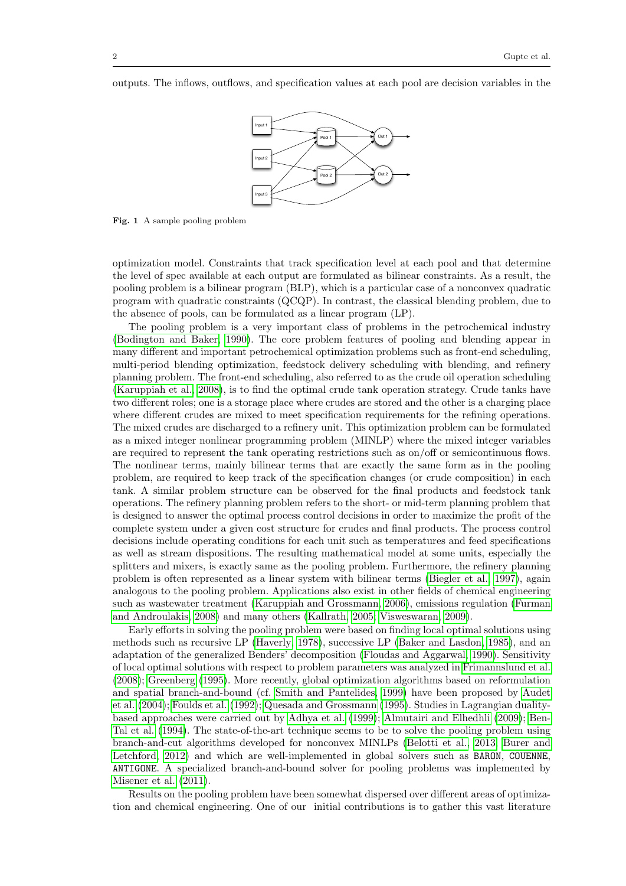outputs. The inflows, outflows, and specification values at each pool are decision variables in the

**Fig. 1** A sample pooling problem

optimization model. Constraints that track specification level at each pool and that determine the level of spec available at each output are formulated as bilinear constraints. As a result, the pooling problem is a bilinear program (BLP), which is a particular case of a nonconvex quadratic program with quadratic constraints (QCQP). In contrast, the classical blending problem, due to the absence of pools, can be formulated as a linear program (LP).

The pooling problem is a very important class of problems in the petrochemical industry (Bodington and Baker, 1990). The core problem features of pooling and blending appear in many different and important petrochemical optimization problems such as front-end scheduling, multi-period blending optimization, feedstock delivery scheduling with blending, and refinery planning problem. The front-end scheduling, also referred to as the crude oil operation scheduling (Karuppiah et al., 2008), is to find the optimal crude tank operation strategy. Crude tanks have two different roles; one is a storage place where crudes are stored and the other is a charging place where different crudes are mixed to meet specification requirements for the refining operations. The mixed crudes are discharged to a refinery unit. This optimization problem can be formulated as a mixed integer nonlinear programming problem (MINLP) where the mixed integer variables are required to represent the tank operating restrictions such as on/off or semicontinuous flows. The nonlinear terms, mainly bilinear terms that are exactly the same form as in the pooling problem, are required to keep track of the specification changes (or crude composition) in each tank. A similar problem structure can be observed for the final products and feedstock tank operations. The refinery planning problem refers to the short- or mid-term planning problem that is designed to answer the optimal process control decisions in order to maximize the profit of the complete system under a given cost structure for crudes and final products. The process control decisions include operating conditions for each unit such as temperatures and feed specifications as well as stream dispositions. The resulting mathematical model at some units, especially the splitters and mixers, is exactly same as the pooling problem. Furthermore, the refinery planning problem is often represented as a linear system with bilinear terms (Biegler et al., 1997), again analogous to the pooling problem. Applications also exist in other fields of chemical engineering such as wastewater treatment (Karuppiah and Grossmann, 2006), emissions regulation (Furman and Androulakis, 2008) and many others (Kallrath, 2005; Visweswaran, 2009).

Early efforts in solving the pooling problem were based on finding local optimal solutions using methods such as recursive LP (Haverly, 1978), successive LP (Baker and Lasdon, 1985), and an adaptation of the generalized Benders' decomposition (Floudas and Aggarwal, 1990). Sensitivity of local optimal solutions with respect to problem parameters was analyzed in Frimannslund et al. (2008); Greenberg (1995). More recently, global optimization algorithms based on reformulation and spatial branch-and-bound (cf. Smith and Pantelides, 1999) have been proposed by Audet et al. (2004); Foulds et al. (1992); Quesada and Grossmann (1995). Studies in Lagrangian duality-based approaches were carried out by Adhya et al. (1999); Almutairi and Elhedhli (2009); Ben-Tal et al. (1994). The state-of-the-art technique seems to be to solve the pooling problem using branch-and-cut algorithms developed for nonconvex MINLPs (Belotti et al., 2013; Burer and Letchford, 2012) and which are well-implemented in global solvers such as `BARON`, `COUENNE`, `ANTIGONE`. A specialized branch-and-bound solver for pooling problems was implemented by Misener et al. (2011).

Results on the pooling problem have been somewhat dispersed over different areas of optimization and chemical engineering. One of our initial contributions is to gather this vast literature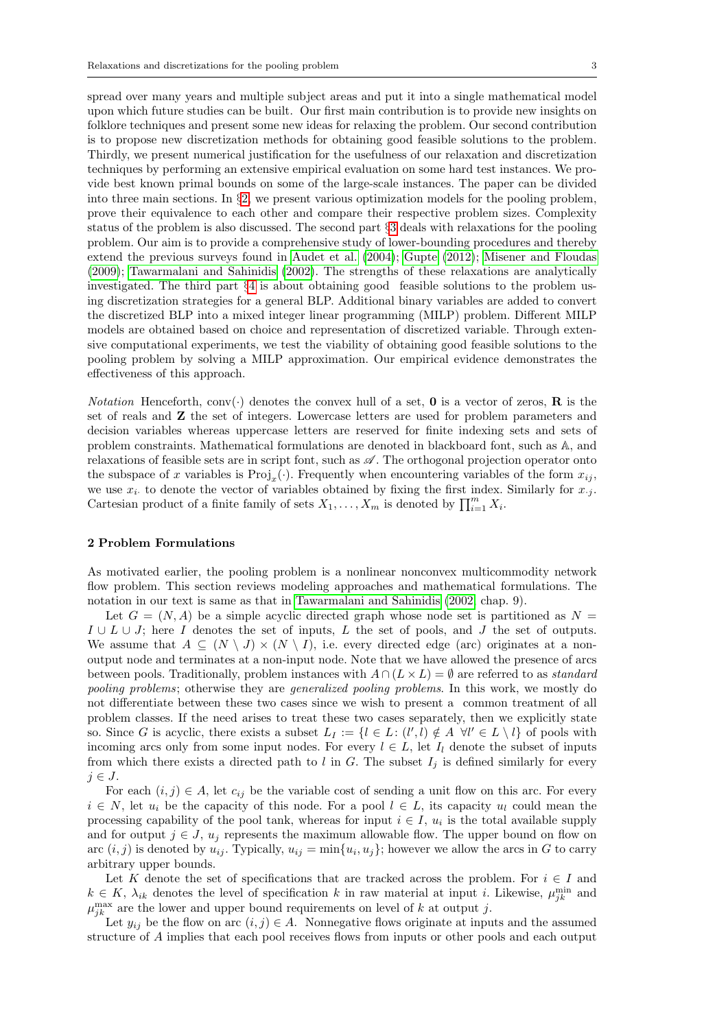spread over many years and multiple subject areas and put it into a single mathematical model upon which future studies can be built. Our first main contribution is to provide new insights on folklore techniques and present some new ideas for relaxing the problem. Our second contribution is to propose new discretization methods for obtaining good feasible solutions to the problem. Thirdly, we present numerical justification for the usefulness of our relaxation and discretization techniques by performing an extensive empirical evaluation on some hard test instances. We provide best known primal bounds on some of the large-scale instances. The paper can be divided into three main sections. In §2, we present various optimization models for the pooling problem, prove their equivalence to each other and compare their respective problem sizes. Complexity status of the problem is also discussed. The second part §3 deals with relaxations for the pooling problem. Our aim is to provide a comprehensive study of lower-bounding procedures and thereby extend the previous surveys found in Audet et al. (2004); Gupte (2012); Misener and Floudas (2009); Tawarmalani and Sahinidis (2002). The strengths of these relaxations are analytically investigated. The third part §4 is about obtaining good feasible solutions to the problem using discretization strategies for a general BLP. Additional binary variables are added to convert the discretized BLP into a mixed integer linear programming (MILP) problem. Different MILP models are obtained based on choice and representation of discretized variable. Through extensive computational experiments, we test the viability of obtaining good feasible solutions to the pooling problem by solving a MILP approximation. Our empirical evidence demonstrates the effectiveness of this approach.

*Notation* Henceforth, $\operatorname{conv}(\cdot)$ denotes the convex hull of a set, $\mathbf{0}$ is a vector of zeros, $\mathbf{R}$ is the set of reals and $\mathbf{Z}$ the set of integers. Lowercase letters are used for problem parameters and decision variables whereas uppercase letters are reserved for finite indexing sets and sets of problem constraints. Mathematical formulations are denoted in blackboard font, such as $\mathbb{A}$, and relaxations of feasible sets are in script font, such as $\mathscr{A}$. The orthogonal projection operator onto the subspace of $x$ variables is $\operatorname{Proj}_x(\cdot)$. Frequently when encountering variables of the form $x_{ij}$, we use $x_{i\cdot}$ to denote the vector of variables obtained by fixing the first index. Similarly for $x_{\cdot j}$. Cartesian product of a finite family of sets $X_1, \ldots, X_m$ is denoted by $\prod_{i=1}^{m} X_i$.

## 2 Problem Formulations

As motivated earlier, the pooling problem is a nonlinear nonconvex multicommodity network flow problem. This section reviews modeling approaches and mathematical formulations. The notation in our text is same as that in Tawarmalani and Sahinidis (2002, chap. 9).

Let $G = (N, A)$ be a simple acyclic directed graph whose node set is partitioned as $N = I \cup L \cup J$; here $I$ denotes the set of inputs, $L$ the set of pools, and $J$ the set of outputs. We assume that $A \subseteq (N \setminus J) \times (N \setminus I)$, i.e. every directed edge (arc) originates at a non-output node and terminates at a non-input node. Note that we have allowed the presence of arcs between pools. Traditionally, problem instances with $A \cap (L \times L) = \emptyset$ are referred to as *standard pooling problems*; otherwise they are *generalized pooling problems*. In this work, we mostly do not differentiate between these two cases since we wish to present a common treatment of all problem classes. If the need arises to treat these two cases separately, then we explicitly state so. Since $G$ is acyclic, there exists a subset $L_I := \{l \in L \colon (l', l) \notin A \;\; \forall l' \in L \setminus l\}$ of pools with incoming arcs only from some input nodes. For every $l \in L$, let $I_l$ denote the subset of inputs from which there exists a directed path to $l$ in $G$. The subset $I_j$ is defined similarly for every $j \in J$.

For each $(i, j) \in A$, let $c_{ij}$ be the variable cost of sending a unit flow on this arc. For every $i \in N$, let $u_i$ be the capacity of this node. For a pool $l \in L$, its capacity $u_l$ could mean the processing capability of the pool tank, whereas for input $i \in I$, $u_i$ is the total available supply and for output $j \in J$, $u_j$ represents the maximum allowable flow. The upper bound on flow on arc $(i, j)$ is denoted by $u_{ij}$. Typically, $u_{ij} = \min\{u_i, u_j\}$; however we allow the arcs in $G$ to carry arbitrary upper bounds.

Let $K$ denote the set of specifications that are tracked across the problem. For $i \in I$ and $k \in K$, $\lambda_{ik}$ denotes the level of specification $k$ in raw material at input $i$. Likewise, $\mu_{jk}^{\min}$ and $\mu_{jk}^{\max}$ are the lower and upper bound requirements on level of $k$ at output $j$.

Let $y_{ij}$ be the flow on arc $(i, j) \in A$. Nonnegative flows originate at inputs and the assumed structure of $A$ implies that each pool receives flows from inputs or other pools and each output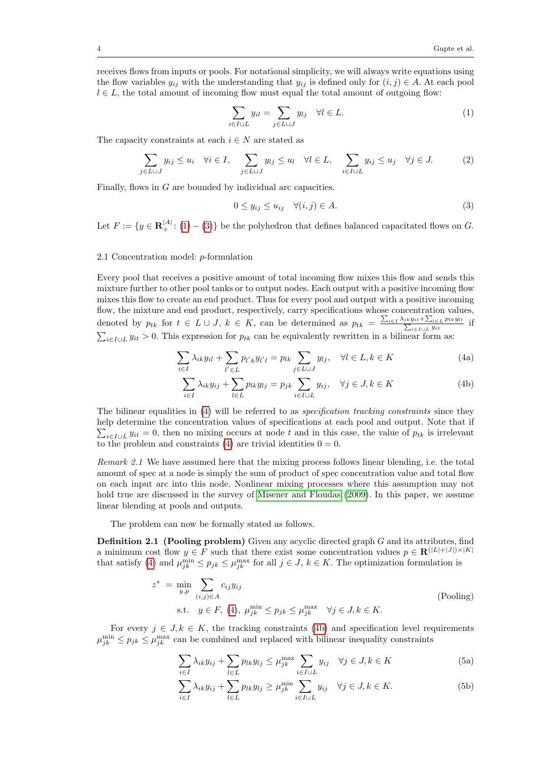receives flows from inputs or pools. For notational simplicity, we will always write equations using the flow variables $y_{ij}$ with the understanding that $y_{ij}$ is defined only for $(i,j) \in A$. At each pool $l \in L$, the total amount of incoming flow must equal the total amount of outgoing flow:

$$\sum_{i \in I \cup L} y_{il} = \sum_{j \in L \cup J} y_{lj} \quad \forall l \in L. \tag{1}$$

The capacity constraints at each $i \in N$ are stated as

$$\sum_{j \in L \cup J} y_{ij} \le u_i \quad \forall i \in I, \qquad \sum_{j \in L \cup J} y_{lj} \le u_l \quad \forall l \in L, \qquad \sum_{i \in I \cup L} y_{ij} \le u_j \quad \forall j \in J. \tag{2}$$

Finally, flows in $G$ are bounded by individual arc capacities.

$$0 \le y_{ij} \le u_{ij} \quad \forall (i,j) \in A. \tag{3}$$

Let $F := \{y \in \mathbf{R}^{|A|}_+ : (1) - (3)\}$ be the polyhedron that defines balanced capacitated flows on $G$.

## 2.1 Concentration model: $p$-formulation

Every pool that receives a positive amount of total incoming flow mixes this flow and sends this mixture further to other pool tanks or to output nodes. Each output with a positive incoming flow mixes this flow to create an end product. Thus for every pool and output with a positive incoming flow, the mixture and end product, respectively, carry specifications whose concentration values, denoted by $p_{tk}$ for $t \in L \cup J$, $k \in K$, can be determined as $p_{tk} = \frac{\sum_{i \in I} \lambda_{ik} y_{it} + \sum_{l \in L} p_{lk} y_{lt}}{\sum_{i \in I \cup L} y_{it}}$ if $\sum_{i \in I \cup L} y_{it} > 0$. This expression for $p_{tk}$ can be equivalently rewritten in a bilinear form as:

$$\sum_{i \in I} \lambda_{ik} y_{il} + \sum_{l' \in L} p_{l'k} y_{l'l} = p_{lk} \sum_{j \in L \cup J} y_{lj}, \quad \forall l \in L, k \in K \tag{4a}$$

$$\sum_{i \in I} \lambda_{ik} y_{ij} + \sum_{l \in L} p_{lk} y_{lj} = p_{jk} \sum_{i \in I \cup L} y_{ij}, \quad \forall j \in J, k \in K \tag{4b}$$

The bilinear equalities in (4) will be referred to as *specification tracking constraints* since they help determine the concentration values of specifications at each pool and output. Note that if $\sum_{i \in I \cup L} y_{it} = 0$, then no mixing occurs at node $t$ and in this case, the value of $p_{tk}$ is irrelevant to the problem and constraints (4) are trivial identities $0 = 0$.

*Remark 2.1* We have assumed here that the mixing process follows linear blending, i.e. the total amount of spec at a node is simply the sum of product of spec concentration value and total flow on each input arc into this node. Nonlinear mixing processes where this assumption may not hold true are discussed in the survey of Misener and Floudas (2009). In this paper, we assume linear blending at pools and outputs.

The problem can now be formally stated as follows.

**Definition 2.1 (Pooling problem)** Given any acyclic directed graph $G$ and its attributes, find a minimum cost flow $y \in F$ such that there exist some concentration values $p \in \mathbf{R}^{(|L|+|J|) \times |K|}$ that satisfy (4) and $\mu^{\min}_{jk} \le p_{jk} \le \mu^{\max}_{jk}$ for all $j \in J$, $k \in K$. The optimization formulation is

$$\begin{aligned} z^* \; = \; & \min_{y,p} \sum_{(i,j) \in A} c_{ij} y_{ij} \\ & \text{s.t.} \quad y \in F, \; (4), \; \mu^{\min}_{jk} \le p_{jk} \le \mu^{\max}_{jk} \quad \forall j \in J, k \in K. \end{aligned} \tag{Pooling}$$

For every $j \in J, k \in K$, the tracking constraints (4b) and specification level requirements $\mu^{\min}_{jk} \le p_{jk} \le \mu^{\max}_{jk}$ can be combined and replaced with bilinear inequality constraints

$$\sum_{i \in I} \lambda_{ik} y_{ij} + \sum_{l \in L} p_{lk} y_{lj} \le \mu^{\max}_{jk} \sum_{i \in I \cup L} y_{ij} \quad \forall j \in J, k \in K \tag{5a}$$

$$\sum_{i \in I} \lambda_{ik} y_{ij} + \sum_{l \in L} p_{lk} y_{lj} \ge \mu^{\min}_{jk} \sum_{i \in I \cup L} y_{ij} \quad \forall j \in J, k \in K. \tag{5b}$$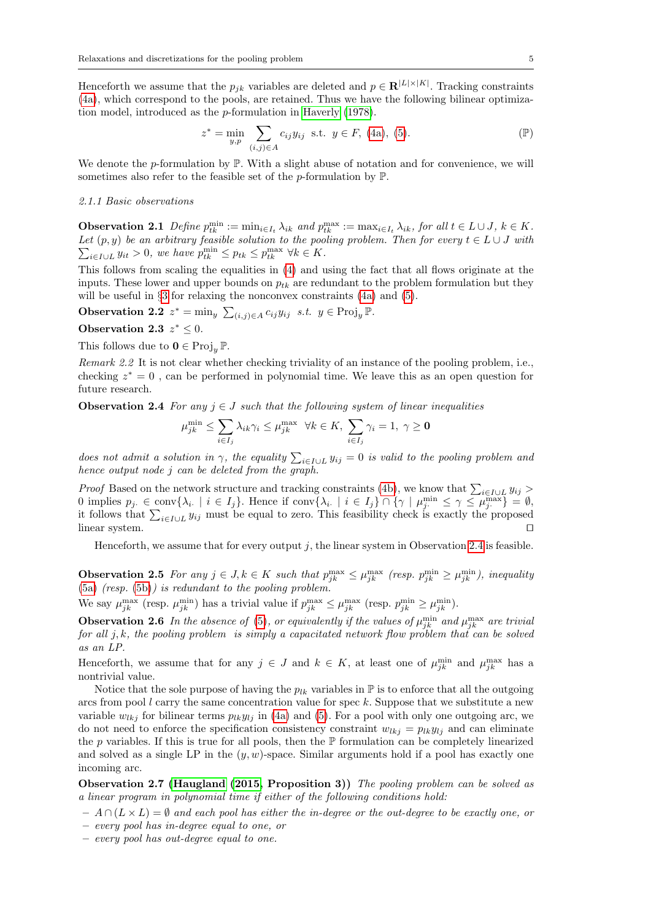Henceforth we assume that the $p_{jk}$ variables are deleted and $p \in \mathbf{R}^{|L|\times|K|}$. Tracking constraints (4a), which correspond to the pools, are retained. Thus we have the following bilinear optimization model, introduced as the $p$-formulation in Haverly (1978).

$$z^* = \min_{y,p} \sum_{(i,j)\in A} c_{ij} y_{ij} \;\text{ s.t. }\; y \in F,\; (4a),\; (5). \tag{$\mathbb{P}$}$$

We denote the $p$-formulation by $\mathbb{P}$. With a slight abuse of notation and for convenience, we will sometimes also refer to the feasible set of the $p$-formulation by $\mathbb{P}$.

#### 2.1.1 Basic observations

**Observation 2.1** *Define $p^{\min}_{tk} := \min_{i\in I_t} \lambda_{ik}$ and $p^{\max}_{tk} := \max_{i\in I_t} \lambda_{ik}$, for all $t \in L \cup J$, $k \in K$. Let $(p, y)$ be an arbitrary feasible solution to the pooling problem. Then for every $t \in L \cup J$ with $\sum_{i\in I\cup L} y_{it} > 0$, we have $p^{\min}_{tk} \le p_{tk} \le p^{\max}_{tk}\ \forall k \in K$.*

This follows from scaling the equalities in (4) and using the fact that all flows originate at the inputs. These lower and upper bounds on $p_{tk}$ are redundant to the problem formulation but they will be useful in §3 for relaxing the nonconvex constraints (4a) and (5).

**Observation 2.2** *$z^* = \min_y \sum_{(i,j)\in A} c_{ij} y_{ij}$ s.t. $y \in \mathrm{Proj}_y\, \mathbb{P}$.*

**Observation 2.3** *$z^* \le 0$.*

This follows due to $\mathbf{0} \in \mathrm{Proj}_y\, \mathbb{P}$.

*Remark 2.2* It is not clear whether checking triviality of an instance of the pooling problem, i.e., checking $z^* = 0$ , can be performed in polynomial time. We leave this as an open question for future research.

**Observation 2.4** *For any $j \in J$ such that the following system of linear inequalities*

$$\mu^{\min}_{jk} \le \sum_{i\in I_j} \lambda_{ik}\gamma_i \le \mu^{\max}_{jk} \;\; \forall k \in K,\; \sum_{i\in I_j} \gamma_i = 1,\; \gamma \ge \mathbf{0}$$

*does not admit a solution in $\gamma$, the equality $\sum_{i\in I\cup L} y_{ij} = 0$ is valid to the pooling problem and hence output node $j$ can be deleted from the graph.*

*Proof* Based on the network structure and tracking constraints (4b), we know that $\sum_{i\in I\cup L} y_{ij} > 0$ implies $p_{j\cdot} \in \mathrm{conv}\{\lambda_{i\cdot} \mid i \in I_j\}$. Hence if $\mathrm{conv}\{\lambda_{i\cdot} \mid i \in I_j\} \cap \{\gamma \mid \mu^{\min}_{j\cdot} \le \gamma \le \mu^{\max}_{j\cdot}\} = \emptyset$, it follows that $\sum_{i\in I\cup L} y_{ij}$ must be equal to zero. This feasibility check is exactly the proposed linear system. □

Henceforth, we assume that for every output $j$, the linear system in Observation 2.4 is feasible.

**Observation 2.5** *For any $j \in J, k \in K$ such that $p^{\max}_{jk} \le \mu^{\max}_{jk}$ (resp. $p^{\min}_{jk} \ge \mu^{\min}_{jk}$), inequality (5a) (resp. (5b)) is redundant to the pooling problem.*

We say $\mu^{\max}_{jk}$ (resp. $\mu^{\min}_{jk}$) has a trivial value if $p^{\max}_{jk} \le \mu^{\max}_{jk}$ (resp. $p^{\min}_{jk} \ge \mu^{\min}_{jk}$).

**Observation 2.6** *In the absence of (5), or equivalently if the values of $\mu^{\min}_{jk}$ and $\mu^{\max}_{jk}$ are trivial for all $j, k$, the pooling problem is simply a capacitated network flow problem that can be solved as an LP.*

Henceforth, we assume that for any $j \in J$ and $k \in K$, at least one of $\mu^{\min}_{jk}$ and $\mu^{\max}_{jk}$ has a nontrivial value.

Notice that the sole purpose of having the $p_{lk}$ variables in $\mathbb{P}$ is to enforce that all the outgoing arcs from pool $l$ carry the same concentration value for spec $k$. Suppose that we substitute a new variable $w_{lkj}$ for bilinear terms $p_{lk}y_{lj}$ in (4a) and (5). For a pool with only one outgoing arc, we do not need to enforce the specification consistency constraint $w_{lkj} = p_{lk}y_{lj}$ and can eliminate the $p$ variables. If this is true for all pools, then the $\mathbb{P}$ formulation can be completely linearized and solved as a single LP in the $(y, w)$-space. Similar arguments hold if a pool has exactly one incoming arc.

**Observation 2.7 (Haugland (2015, Proposition 3))** *The pooling problem can be solved as a linear program in polynomial time if either of the following conditions hold:*

- *$A \cap (L \times L) = \emptyset$ and each pool has either the in-degree or the out-degree to be exactly one, or*
- *every pool has in-degree equal to one, or*
- *every pool has out-degree equal to one.*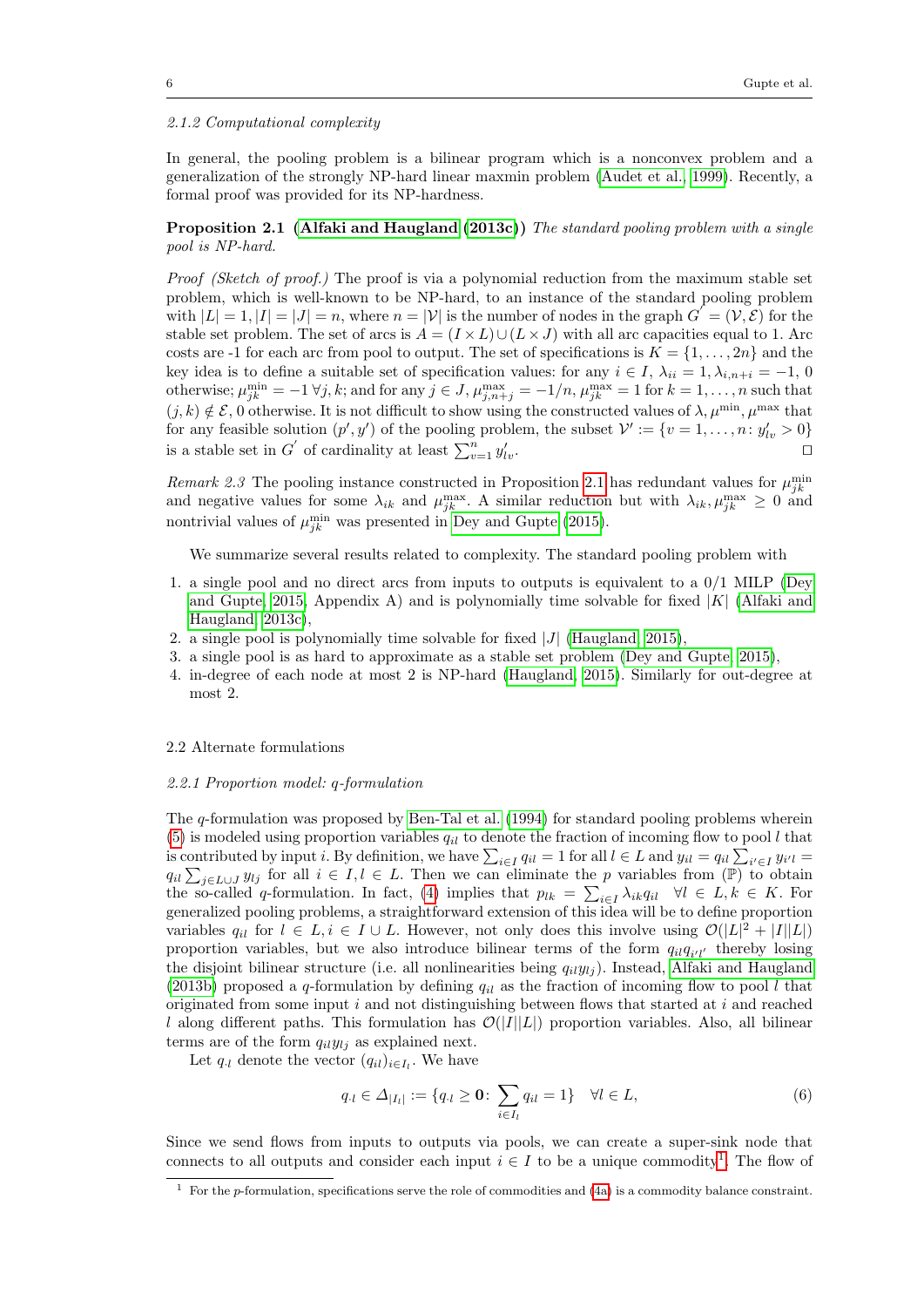*2.1.2 Computational complexity*

In general, the pooling problem is a bilinear program which is a nonconvex problem and a generalization of the strongly NP-hard linear maxmin problem (Audet et al., 1999). Recently, a formal proof was provided for its NP-hardness.

**Proposition 2.1 (Alfaki and Haugland (2013c))** *The standard pooling problem with a single pool is NP-hard.*

*Proof (Sketch of proof.)* The proof is via a polynomial reduction from the maximum stable set problem, which is well-known to be NP-hard, to an instance of the standard pooling problem with $|L| = 1, |I| = |J| = n$, where $n = |\mathcal{V}|$ is the number of nodes in the graph $G^{'} = (\mathcal{V}, \mathcal{E})$ for the stable set problem. The set of arcs is $A = (I \times L) \cup (L \times J)$ with all arc capacities equal to 1. Arc costs are -1 for each arc from pool to output. The set of specifications is $K = \{1, \ldots, 2n\}$ and the key idea is to define a suitable set of specification values: for any $i \in I$, $\lambda_{ii} = 1, \lambda_{i,n+i} = -1$, 0 otherwise; $\mu^{\min}_{jk} = -1 \; \forall j, k$; and for any $j \in J$, $\mu^{\max}_{j,n+j} = -1/n$, $\mu^{\max}_{jk} = 1$ for $k = 1, \ldots, n$ such that $(j, k) \notin \mathcal{E}$, 0 otherwise. It is not difficult to show using the constructed values of $\lambda, \mu^{\min}, \mu^{\max}$ that for any feasible solution $(p', y')$ of the pooling problem, the subset $\mathcal{V}' := \{v = 1, \ldots, n \colon y'_{lv} > 0\}$ is a stable set in $G^{'}$ of cardinality at least $\sum_{v=1}^{n} y'_{lv}$. $\square$

*Remark 2.3* The pooling instance constructed in Proposition 2.1 has redundant values for $\mu^{\min}_{jk}$ and negative values for some $\lambda_{ik}$ and $\mu^{\max}_{jk}$. A similar reduction but with $\lambda_{ik}, \mu^{\max}_{jk} \geq 0$ and nontrivial values of $\mu^{\min}_{jk}$ was presented in Dey and Gupte (2015).

We summarize several results related to complexity. The standard pooling problem with

1. a single pool and no direct arcs from inputs to outputs is equivalent to a 0/1 MILP (Dey and Gupte, 2015, Appendix A) and is polynomially time solvable for fixed $|K|$ (Alfaki and Haugland, 2013c),
2. a single pool is polynomially time solvable for fixed $|J|$ (Haugland, 2015),
3. a single pool is as hard to approximate as a stable set problem (Dey and Gupte, 2015),
4. in-degree of each node at most 2 is NP-hard (Haugland, 2015). Similarly for out-degree at most 2.

## 2.2 Alternate formulations

*2.2.1 Proportion model: q-formulation*

The $q$-formulation was proposed by Ben-Tal et al. (1994) for standard pooling problems wherein (5) is modeled using proportion variables $q_{il}$ to denote the fraction of incoming flow to pool $l$ that is contributed by input $i$. By definition, we have $\sum_{i \in I} q_{il} = 1$ for all $l \in L$ and $y_{il} = q_{il} \sum_{i' \in I} y_{i'l} = q_{il} \sum_{j \in L \cup J} y_{lj}$ for all $i \in I, l \in L$. Then we can eliminate the $p$ variables from ($\mathbb{P}$) to obtain the so-called $q$-formulation. In fact, (4) implies that $p_{lk} = \sum_{i \in I} \lambda_{ik} q_{il} \quad \forall l \in L, k \in K$. For generalized pooling problems, a straightforward extension of this idea will be to define proportion variables $q_{il}$ for $l \in L, i \in I \cup L$. However, not only does this involve using $\mathcal{O}(|L|^2 + |I||L|)$ proportion variables, but we also introduce bilinear terms of the form $q_{il} q_{i'l'}$ thereby losing the disjoint bilinear structure (i.e. all nonlinearities being $q_{il} y_{lj}$). Instead, Alfaki and Haugland (2013b) proposed a $q$-formulation by defining $q_{il}$ as the fraction of incoming flow to pool $l$ that originated from some input $i$ and not distinguishing between flows that started at $i$ and reached $l$ along different paths. This formulation has $\mathcal{O}(|I||L|)$ proportion variables. Also, all bilinear terms are of the form $q_{il} y_{lj}$ as explained next.

Let $q_{\cdot l}$ denote the vector $(q_{il})_{i \in I_l}$. We have

$$q_{\cdot l} \in \Delta_{|I_l|} := \{q_{\cdot l} \geq \mathbf{0} \colon \sum_{i \in I_l} q_{il} = 1\} \quad \forall l \in L, \tag{6}$$

Since we send flows from inputs to outputs via pools, we can create a super-sink node that connects to all outputs and consider each input $i \in I$ to be a unique commodity[1]. The flow of

[1] For the $p$-formulation, specifications serve the role of commodities and (4a) is a commodity balance constraint.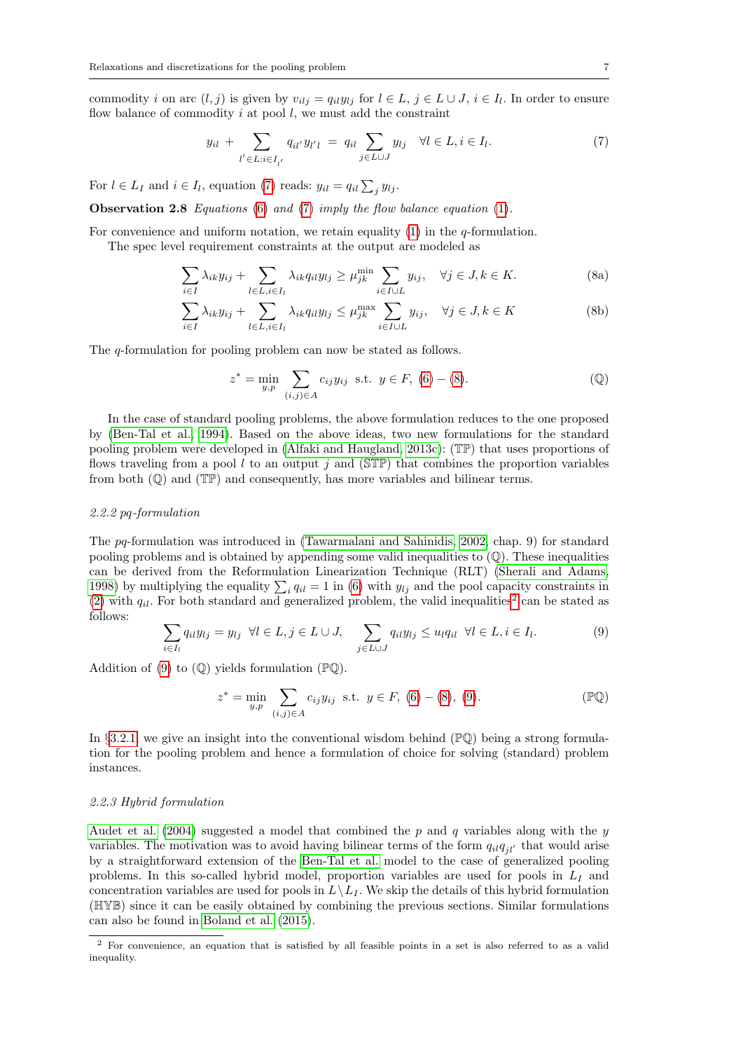commodity $i$ on arc $(l, j)$ is given by $v_{ilj} = q_{il} y_{lj}$ for $l \in L$, $j \in L \cup J$, $i \in I_l$. In order to ensure flow balance of commodity $i$ at pool $l$, we must add the constraint

$$y_{il} + \sum_{l' \in L: i \in I_{l'}} q_{il'} y_{l'l} = q_{il} \sum_{j \in L \cup J} y_{lj} \quad \forall l \in L, i \in I_l. \tag{7}$$

For $l \in L_I$ and $i \in I_l$, equation (7) reads: $y_{il} = q_{il} \sum_j y_{lj}$.

**Observation 2.8** *Equations* (6) *and* (7) *imply the flow balance equation* (1).

For convenience and uniform notation, we retain equality (1) in the $q$-formulation.

The spec level requirement constraints at the output are modeled as

$$\sum_{i \in I} \lambda_{ik} y_{ij} + \sum_{l \in L, i \in I_l} \lambda_{ik} q_{il} y_{lj} \geq \mu_{jk}^{\min} \sum_{i \in I \cup L} y_{ij}, \quad \forall j \in J, k \in K. \tag{8a}$$

$$\sum_{i \in I} \lambda_{ik} y_{ij} + \sum_{l \in L, i \in I_l} \lambda_{ik} q_{il} y_{lj} \leq \mu_{jk}^{\max} \sum_{i \in I \cup L} y_{ij}, \quad \forall j \in J, k \in K \tag{8b}$$

The $q$-formulation for pooling problem can now be stated as follows.

$$z^* = \min_{y,p} \sum_{(i,j) \in A} c_{ij} y_{ij} \;\text{ s.t. }\; y \in F, \; (6) - (8). \tag{$\mathbb{Q}$}$$

In the case of standard pooling problems, the above formulation reduces to the one proposed by (Ben-Tal et al. 1994). Based on the above ideas, two new formulations for the standard pooling problem were developed in (Alfaki and Haugland 2013c): ($\mathbb{TP}$) that uses proportions of flows traveling from a pool $l$ to an output $j$ and ($\mathbb{STP}$) that combines the proportion variables from both ($\mathbb{Q}$) and ($\mathbb{TP}$) and consequently, has more variables and bilinear terms.

### 2.2.2 pq-formulation

The $pq$-formulation was introduced in (Tawarmalani and Sahinidis 2002, chap. 9) for standard pooling problems and is obtained by appending some valid inequalities to ($\mathbb{Q}$). These inequalities can be derived from the Reformulation Linearization Technique (RLT) (Sherali and Adams 1998) by multiplying the equality $\sum_i q_{il} = 1$ in (6) with $y_{lj}$ and the pool capacity constraints in (2) with $q_{il}$. For both standard and generalized problem, the valid inequalities[2] can be stated as follows:

$$\sum_{i \in I_l} q_{il} y_{lj} = y_{lj} \;\; \forall l \in L, j \in L \cup J, \qquad \sum_{j \in L \cup J} q_{il} y_{lj} \leq u_l q_{il} \;\; \forall l \in L, i \in I_l. \tag{9}$$

Addition of (9) to ($\mathbb{Q}$) yields formulation ($\mathbb{PQ}$).

$$z^* = \min_{y,p} \sum_{(i,j) \in A} c_{ij} y_{ij} \;\text{ s.t. }\; y \in F, \; (6) - (8), \; (9). \tag{$\mathbb{PQ}$}$$

In §3.2.1 we give an insight into the conventional wisdom behind ($\mathbb{PQ}$) being a strong formulation for the pooling problem and hence a formulation of choice for solving (standard) problem instances.

### 2.2.3 Hybrid formulation

Audet et al. (2004) suggested a model that combined the $p$ and $q$ variables along with the $y$ variables. The motivation was to avoid having bilinear terms of the form $q_{il} q_{jl'}$ that would arise by a straightforward extension of the Ben-Tal et al. model to the case of generalized pooling problems. In this so-called hybrid model, proportion variables are used for pools in $L_I$ and concentration variables are used for pools in $L \setminus L_I$. We skip the details of this hybrid formulation ($\mathbb{HYB}$) since it can be easily obtained by combining the previous sections. Similar formulations can also be found in Boland et al. (2015).

---

[2] For convenience, an equation that is satisfied by all feasible points in a set is also referred to as a valid inequality.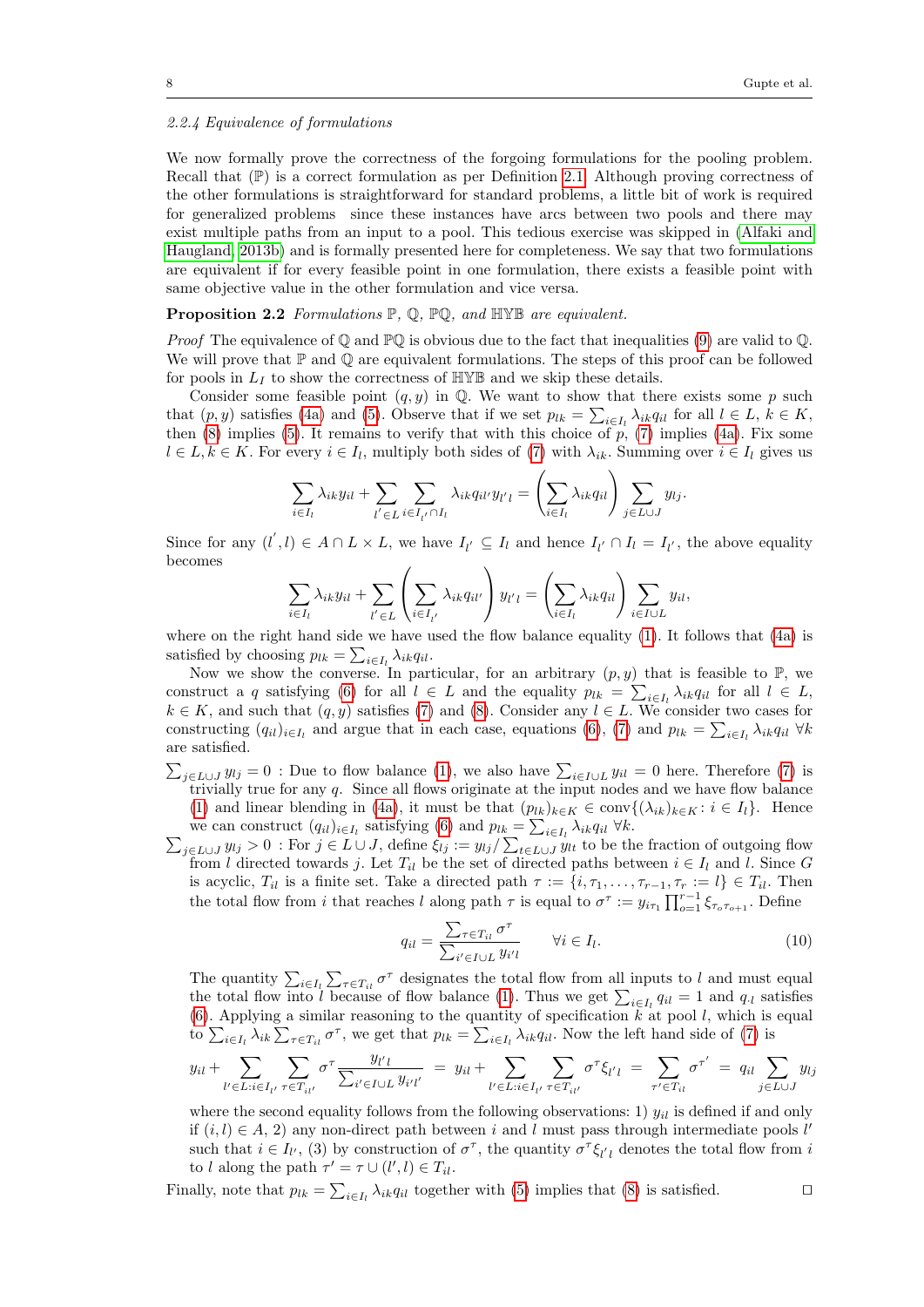#### 2.2.4 Equivalence of formulations

We now formally prove the correctness of the forgoing formulations for the pooling problem. Recall that ($\mathbb{P}$) is a correct formulation as per Definition 2.1. Although proving correctness of the other formulations is straightforward for standard problems, a little bit of work is required for generalized problems since these instances have arcs between two pools and there may exist multiple paths from an input to a pool. This tedious exercise was skipped in (Alfaki and Haugland, 2013b) and is formally presented here for completeness. We say that two formulations are equivalent if for every feasible point in one formulation, there exists a feasible point with same objective value in the other formulation and vice versa.

**Proposition 2.2** *Formulations $\mathbb{P}$, $\mathbb{Q}$, $\mathbb{PQ}$, and $\mathbb{HYB}$ are equivalent.*

*Proof* The equivalence of $\mathbb{Q}$ and $\mathbb{PQ}$ is obvious due to the fact that inequalities (9) are valid to $\mathbb{Q}$. We will prove that $\mathbb{P}$ and $\mathbb{Q}$ are equivalent formulations. The steps of this proof can be followed for pools in $L_I$ to show the correctness of $\mathbb{HYB}$ and we skip these details.

Consider some feasible point $(q, y)$ in $\mathbb{Q}$. We want to show that there exists some $p$ such that $(p, y)$ satisfies (4a) and (5). Observe that if we set $p_{lk} = \sum_{i\in I_l} \lambda_{ik} q_{il}$ for all $l \in L$, $k \in K$, then (8) implies (5). It remains to verify that with this choice of $p$, (7) implies (4a). Fix some $l \in L, k \in K$. For every $i \in I_l$, multiply both sides of (7) with $\lambda_{ik}$. Summing over $i \in I_l$ gives us

$$\sum_{i\in I_l} \lambda_{ik} y_{il} + \sum_{l'\in L} \sum_{i\in I_{l'}\cap I_l} \lambda_{ik} q_{il'} y_{l'l} = \left(\sum_{i\in I_l} \lambda_{ik} q_{il}\right) \sum_{j\in L\cup J} y_{lj}.$$

Since for any $(l', l) \in A \cap L \times L$, we have $I_{l'} \subseteq I_l$ and hence $I_{l'} \cap I_l = I_{l'}$, the above equality becomes

$$\sum_{i\in I_l} \lambda_{ik} y_{il} + \sum_{l'\in L} \left(\sum_{i\in I_{l'}} \lambda_{ik} q_{il'}\right) y_{l'l} = \left(\sum_{i\in I_l} \lambda_{ik} q_{il}\right) \sum_{i\in I\cup L} y_{il},$$

where on the right hand side we have used the flow balance equality (1). It follows that (4a) is satisfied by choosing $p_{lk} = \sum_{i\in I_l} \lambda_{ik} q_{il}$.

Now we show the converse. In particular, for an arbitrary $(p, y)$ that is feasible to $\mathbb{P}$, we construct a $q$ satisfying (6) for all $l \in L$ and the equality $p_{lk} = \sum_{i\in I_l} \lambda_{ik} q_{il}$ for all $l \in L$, $k \in K$, and such that $(q, y)$ satisfies (7) and (8). Consider any $l \in L$. We consider two cases for constructing $(q_{il})_{i\in I_l}$ and argue that in each case, equations (6), (7) and $p_{lk} = \sum_{i\in I_l} \lambda_{ik} q_{il}\ \forall k$ are satisfied.

$\sum_{j\in L\cup J} y_{lj} = 0$ : Due to flow balance (1), we also have $\sum_{i\in I\cup L} y_{il} = 0$ here. Therefore (7) is trivially true for any $q$. Since all flows originate at the input nodes and we have flow balance (1) and linear blending in (4a), it must be that $(p_{lk})_{k\in K} \in \operatorname{conv}\{(\lambda_{ik})_{k\in K} : i \in I_l\}$. Hence we can construct $(q_{il})_{i\in I_l}$ satisfying (6) and $p_{lk} = \sum_{i\in I_l} \lambda_{ik} q_{il}\ \forall k$.

$\sum_{j\in L\cup J} y_{lj} > 0$ : For $j \in L \cup J$, define $\xi_{lj} := y_{lj} / \sum_{t\in L\cup J} y_{lt}$ to be the fraction of outgoing flow from $l$ directed towards $j$. Let $T_{il}$ be the set of directed paths between $i \in I_l$ and $l$. Since $G$ is acyclic, $T_{il}$ is a finite set. Take a directed path $\tau := \{i, \tau_1, \dots, \tau_{r-1}, \tau_r := l\} \in T_{il}$. Then the total flow from $i$ that reaches $l$ along path $\tau$ is equal to $\sigma^\tau := y_{i\tau_1} \prod_{o=1}^{r-1} \xi_{\tau_o \tau_{o+1}}$. Define

$$q_{il} = \frac{\sum_{\tau\in T_{il}} \sigma^\tau}{\sum_{i'\in I\cup L} y_{i'l}} \qquad \forall i \in I_l. \tag{10}$$

The quantity $\sum_{i\in I_l} \sum_{\tau\in T_{il}} \sigma^\tau$ designates the total flow from all inputs to $l$ and must equal the total flow into $l$ because of flow balance (1). Thus we get $\sum_{i\in I_l} q_{il} = 1$ and $q_{\cdot l}$ satisfies (6). Applying a similar reasoning to the quantity of specification $k$ at pool $l$, which is equal to $\sum_{i\in I_l} \lambda_{ik} \sum_{\tau\in T_{il}} \sigma^\tau$, we get that $p_{lk} = \sum_{i\in I_l} \lambda_{ik} q_{il}$. Now the left hand side of (7) is

$$y_{il} + \sum_{l'\in L : i\in I_{l'}} \sum_{\tau\in T_{il'}} \sigma^\tau \frac{y_{l'l}}{\sum_{i'\in I\cup L} y_{i'l'}} \;=\; y_{il} + \sum_{l'\in L : i\in I_{l'}} \sum_{\tau\in T_{il'}} \sigma^\tau \xi_{l'l} \;=\; \sum_{\tau'\in T_{il}} \sigma^{\tau'} \;=\; q_{il} \sum_{j\in L\cup J} y_{lj}$$

where the second equality follows from the following observations: 1) $y_{il}$ is defined if and only if $(i, l) \in A$, 2) any non-direct path between $i$ and $l$ must pass through intermediate pools $l'$ such that $i \in I_{l'}$, (3) by construction of $\sigma^\tau$, the quantity $\sigma^\tau \xi_{l'l}$ denotes the total flow from $i$ to $l$ along the path $\tau' = \tau \cup (l', l) \in T_{il}$.

Finally, note that $p_{lk} = \sum_{i\in I_l} \lambda_{ik} q_{il}$ together with (5) implies that (8) is satisfied. $\square$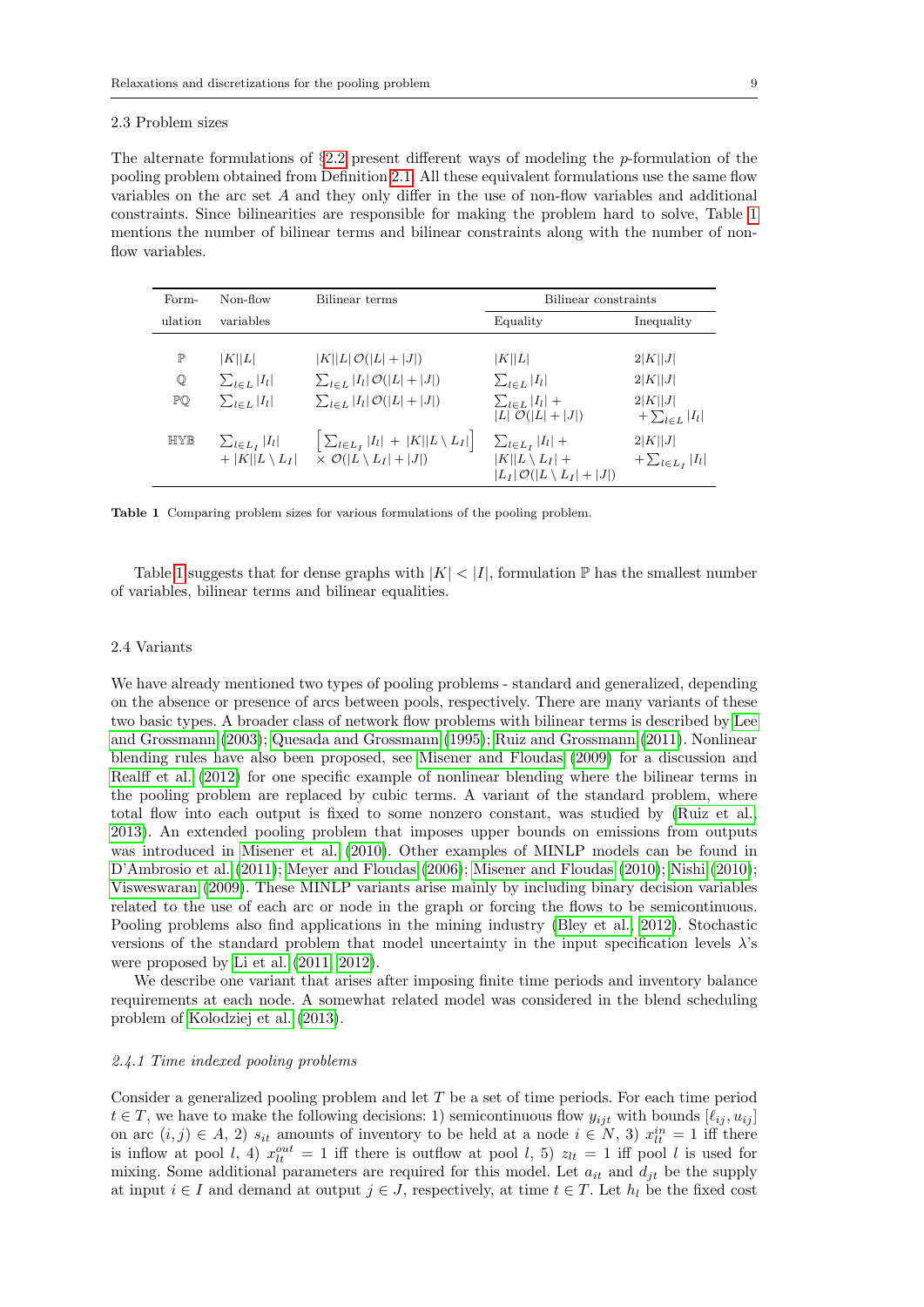### 2.3 Problem sizes

The alternate formulations of §2.2 present different ways of modeling the $p$-formulation of the pooling problem obtained from Definition 2.1. All these equivalent formulations use the same flow variables on the arc set $A$ and they only differ in the use of non-flow variables and additional constraints. Since bilinearities are responsible for making the problem hard to solve, Table 1 mentions the number of bilinear terms and bilinear constraints along with the number of non-flow variables.

| Formulation | Non-flow variables | Bilinear terms | Bilinear constraints | |
|---|---|---|---|---|
| | | | Equality | Inequality |
| $\mathbb{P}$ | $\lvert K\rvert\lvert L\rvert$ | $\lvert K\rvert\lvert L\rvert\,\mathcal{O}(\lvert L\rvert+\lvert J\rvert)$ | $\lvert K\rvert\lvert L\rvert$ | $2\lvert K\rvert\lvert J\rvert$ |
| $\mathbb{Q}$ | $\sum_{l\in L}\lvert I_l\rvert$ | $\sum_{l\in L}\lvert I_l\rvert\,\mathcal{O}(\lvert L\rvert+\lvert J\rvert)$ | $\sum_{l\in L}\lvert I_l\rvert$ | $2\lvert K\rvert\lvert J\rvert$ |
| $\mathbb{PQ}$ | $\sum_{l\in L}\lvert I_l\rvert$ | $\sum_{l\in L}\lvert I_l\rvert\,\mathcal{O}(\lvert L\rvert+\lvert J\rvert)$ | $\sum_{l\in L}\lvert I_l\rvert + \lvert L\rvert\,\mathcal{O}(\lvert L\rvert+\lvert J\rvert)$ | $2\lvert K\rvert\lvert J\rvert + \sum_{l\in L}\lvert I_l\rvert$ |
| $\mathbb{HYB}$ | $\sum_{l\in L_I}\lvert I_l\rvert + \lvert K\rvert\lvert L\setminus L_I\rvert$ | $\left[\sum_{l\in L_I}\lvert I_l\rvert + \lvert K\rvert\lvert L\setminus L_I\rvert\right] \times \mathcal{O}(\lvert L\setminus L_I\rvert+\lvert J\rvert)$ | $\sum_{l\in L_I}\lvert I_l\rvert + \lvert K\rvert\lvert L\setminus L_I\rvert + \lvert L_I\rvert\,\mathcal{O}(\lvert L\setminus L_I\rvert+\lvert J\rvert)$ | $2\lvert K\rvert\lvert J\rvert + \sum_{l\in L_I}\lvert I_l\rvert$ |

**Table 1** Comparing problem sizes for various formulations of the pooling problem.

Table 1 suggests that for dense graphs with $|K| < |I|$, formulation $\mathbb{P}$ has the smallest number of variables, bilinear terms and bilinear equalities.

### 2.4 Variants

We have already mentioned two types of pooling problems - standard and generalized, depending on the absence or presence of arcs between pools, respectively. There are many variants of these two basic types. A broader class of network flow problems with bilinear terms is described by Lee and Grossmann (2003); Quesada and Grossmann (1995); Ruiz and Grossmann (2011). Nonlinear blending rules have also been proposed, see Misener and Floudas (2009) for a discussion and Realff et al. (2012) for one specific example of nonlinear blending where the bilinear terms in the pooling problem are replaced by cubic terms. A variant of the standard problem, where total flow into each output is fixed to some nonzero constant, was studied by (Ruiz et al., 2013). An extended pooling problem that imposes upper bounds on emissions from outputs was introduced in Misener et al. (2010). Other examples of MINLP models can be found in D'Ambrosio et al. (2011); Meyer and Floudas (2006); Misener and Floudas (2010); Nishi (2010); Visweswaran (2009). These MINLP variants arise mainly by including binary decision variables related to the use of each arc or node in the graph or forcing the flows to be semicontinuous. Pooling problems also find applications in the mining industry (Bley et al., 2012). Stochastic versions of the standard problem that model uncertainty in the input specification levels $\lambda$'s were proposed by Li et al. (2011, 2012).

We describe one variant that arises after imposing finite time periods and inventory balance requirements at each node. A somewhat related model was considered in the blend scheduling problem of Kolodziej et al. (2013).

#### *2.4.1 Time indexed pooling problems*

Consider a generalized pooling problem and let $T$ be a set of time periods. For each time period $t \in T$, we have to make the following decisions: 1) semicontinuous flow $y_{ijt}$ with bounds $[\ell_{ij}, u_{ij}]$ on arc $(i,j) \in A$, 2) $s_{it}$ amounts of inventory to be held at a node $i \in N$, 3) $x^{in}_{lt} = 1$ iff there is inflow at pool $l$, 4) $x^{out}_{lt} = 1$ iff there is outflow at pool $l$, 5) $z_{lt} = 1$ iff pool $l$ is used for mixing. Some additional parameters are required for this model. Let $a_{it}$ and $d_{jt}$ be the supply at input $i \in I$ and demand at output $j \in J$, respectively, at time $t \in T$. Let $h_l$ be the fixed cost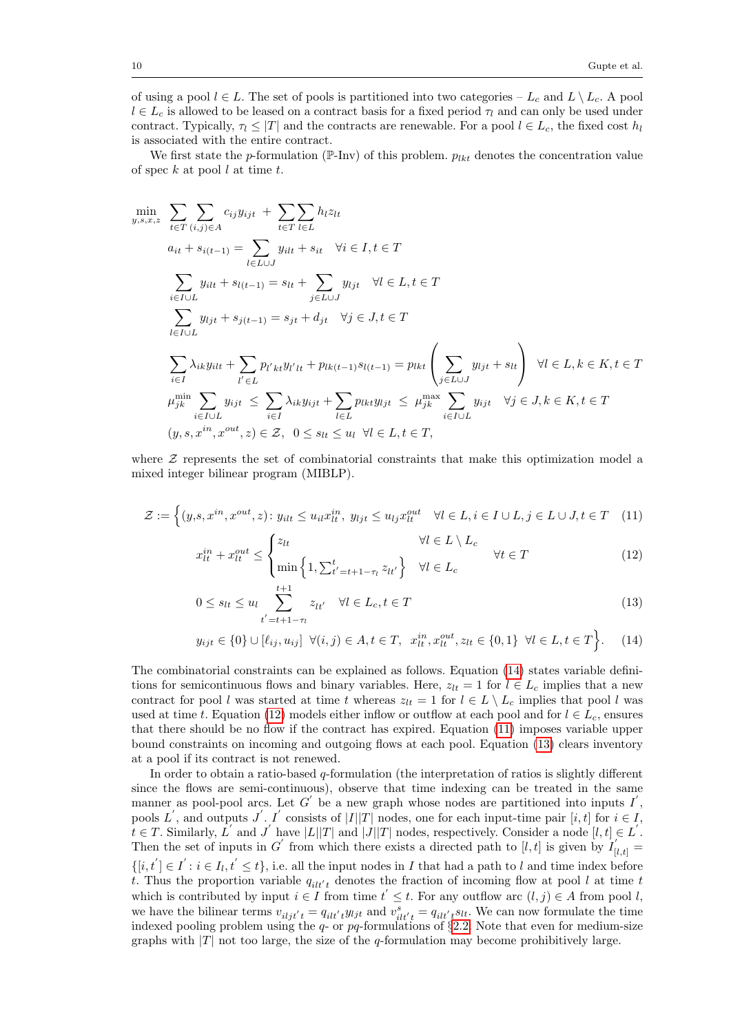of using a pool $l \in L$. The set of pools is partitioned into two categories – $L_c$ and $L \setminus L_c$. A pool $l \in L_c$ is allowed to be leased on a contract basis for a fixed period $\tau_l$ and can only be used under contract. Typically, $\tau_l \leq |T|$ and the contracts are renewable. For a pool $l \in L_c$, the fixed cost $h_l$ is associated with the entire contract.

We first state the $p$-formulation ($\mathbb{P}$-Inv) of this problem. $p_{lkt}$ denotes the concentration value of spec $k$ at pool $l$ at time $t$.

$$
\begin{aligned}
\min_{y,s,x,z} \quad & \sum_{t \in T} \sum_{(i,j) \in A} c_{ij} y_{ijt} + \sum_{t \in T} \sum_{l \in L} h_l z_{lt} \\
& a_{it} + s_{i(t-1)} = \sum_{l \in L \cup J} y_{ilt} + s_{it} \quad \forall i \in I, t \in T \\
& \sum_{i \in I \cup L} y_{ilt} + s_{l(t-1)} = s_{lt} + \sum_{j \in L \cup J} y_{ljt} \quad \forall l \in L, t \in T \\
& \sum_{l \in I \cup L} y_{ljt} + s_{j(t-1)} = s_{jt} + d_{jt} \quad \forall j \in J, t \in T \\
& \sum_{i \in I} \lambda_{ik} y_{ilt} + \sum_{l' \in L} p_{l'kt} y_{l'lt} + p_{lk(t-1)} s_{l(t-1)} = p_{lkt} \left( \sum_{j \in L \cup J} y_{ljt} + s_{lt} \right) \quad \forall l \in L, k \in K, t \in T \\
& \mu_{jk}^{\min} \sum_{i \in I \cup L} y_{ijt} \leq \sum_{i \in I} \lambda_{ik} y_{ijt} + \sum_{l \in L} p_{lkt} y_{ljt} \leq \mu_{jk}^{\max} \sum_{i \in I \cup L} y_{ijt} \quad \forall j \in J, k \in K, t \in T \\
& (y, s, x^{in}, x^{out}, z) \in \mathcal{Z}, \quad 0 \leq s_{lt} \leq u_l \quad \forall l \in L, t \in T,
\end{aligned}
$$

where $\mathcal{Z}$ represents the set of combinatorial constraints that make this optimization model a mixed integer bilinear program (MIBLP).

$$
\mathcal{Z} := \Big\{ (y, s, x^{in}, x^{out}, z) \colon y_{ilt} \leq u_{il} x_{lt}^{in}, \; y_{ljt} \leq u_{lj} x_{lt}^{out} \quad \forall l \in L, i \in I \cup L, j \in L \cup J, t \in T \tag{11}
$$

$$
x_{lt}^{in} + x_{lt}^{out} \leq \begin{cases} z_{lt} & \forall l \in L \setminus L_c \\ \min\left\{1, \sum_{t'=t+1-\tau_l}^{t} z_{lt'}\right\} & \forall l \in L_c \end{cases} \quad \forall t \in T \tag{12}
$$

$$
0 \leq s_{lt} \leq u_l \sum_{t'=t+1-\tau_l}^{t+1} z_{lt'} \quad \forall l \in L_c, t \in T \tag{13}
$$

$$
y_{ijt} \in \{0\} \cup [\ell_{ij}, u_{ij}] \;\; \forall (i,j) \in A, t \in T, \;\; x_{lt}^{in}, x_{lt}^{out}, z_{lt} \in \{0, 1\} \;\; \forall l \in L, t \in T \Big\}. \tag{14}
$$

The combinatorial constraints can be explained as follows. Equation (14) states variable definitions for semicontinuous flows and binary variables. Here, $z_{lt} = 1$ for $l \in L_c$ implies that a new contract for pool $l$ was started at time $t$ whereas $z_{lt} = 1$ for $l \in L \setminus L_c$ implies that pool $l$ was used at time $t$. Equation (12) models either inflow or outflow at each pool and for $l \in L_c$, ensures that there should be no flow if the contract has expired. Equation (11) imposes variable upper bound constraints on incoming and outgoing flows at each pool. Equation (13) clears inventory at a pool if its contract is not renewed.

In order to obtain a ratio-based $q$-formulation (the interpretation of ratios is slightly different since the flows are semi-continuous), observe that time indexing can be treated in the same manner as pool-pool arcs. Let $G'$ be a new graph whose nodes are partitioned into inputs $I'$, pools $L'$, and outputs $J'$. $I'$ consists of $|I||T|$ nodes, one for each input-time pair $[i,t]$ for $i \in I$, $t \in T$. Similarly, $L'$ and $J'$ have $|L||T|$ and $|J||T|$ nodes, respectively. Consider a node $[l,t] \in L'$. Then the set of inputs in $G'$ from which there exists a directed path to $[l,t]$ is given by $I'_{[l,t]} = \{[i,t'] \in I' : i \in I_l, t' \leq t\}$, i.e. all the input nodes in $I$ that had a path to $l$ and time index before $t$. Thus the proportion variable $q_{ilt't}$ denotes the fraction of incoming flow at pool $l$ at time $t$ which is contributed by input $i \in I$ from time $t' \leq t$. For any outflow arc $(l,j) \in A$ from pool $l$, we have the bilinear terms $v_{iljt't} = q_{ilt't} y_{ljt}$ and $v_{ilt't}^{s} = q_{ilt't} s_{lt}$. We can now formulate the time indexed pooling problem using the $q$- or $pq$-formulations of §2.2. Note that even for medium-size graphs with $|T|$ not too large, the size of the $q$-formulation may become prohibitively large.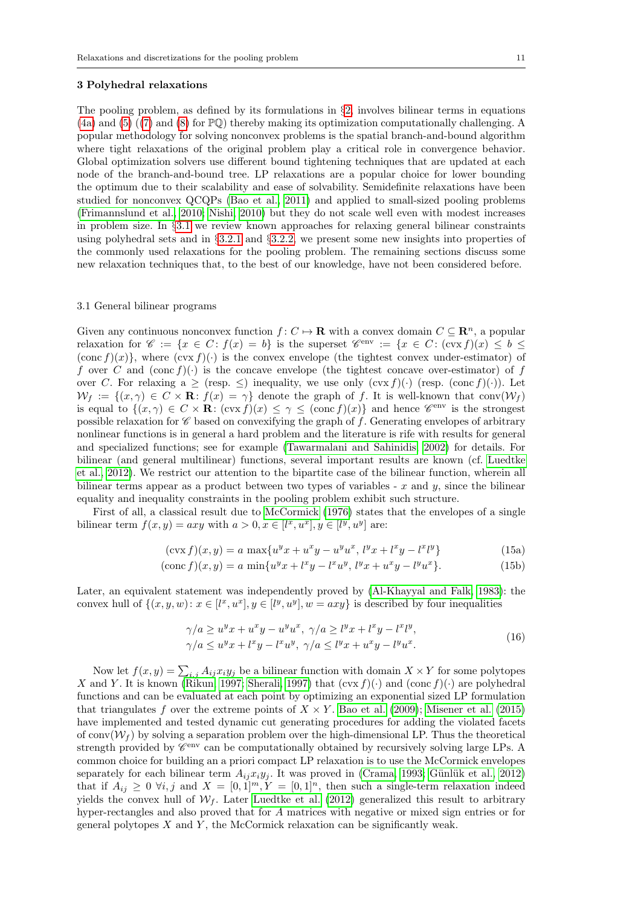## 3 Polyhedral relaxations

The pooling problem, as defined by its formulations in §2, involves bilinear terms in equations (4a) and (5) ((7) and (8) for $\mathbb{PQ}$) thereby making its optimization computationally challenging. A popular methodology for solving nonconvex problems is the spatial branch-and-bound algorithm where tight relaxations of the original problem play a critical role in convergence behavior. Global optimization solvers use different bound tightening techniques that are updated at each node of the branch-and-bound tree. LP relaxations are a popular choice for lower bounding the optimum due to their scalability and ease of solvability. Semidefinite relaxations have been studied for nonconvex QCQPs (Bao et al., 2011) and applied to small-sized pooling problems (Frimannslund et al., 2010; Nishi, 2010) but they do not scale well even with modest increases in problem size. In §3.1 we review known approaches for relaxing general bilinear constraints using polyhedral sets and in §3.2.1 and §3.2.2, we present some new insights into properties of the commonly used relaxations for the pooling problem. The remaining sections discuss some new relaxation techniques that, to the best of our knowledge, have not been considered before.

### 3.1 General bilinear programs

Given any continuous nonconvex function $f\colon C \mapsto \mathbf{R}$ with a convex domain $C \subseteq \mathbf{R}^n$, a popular relaxation for $\mathscr{C} := \{x \in C\colon f(x) = b\}$ is the superset $\mathscr{C}^{\text{env}} := \{x \in C\colon (\operatorname{cvx} f)(x) \le b \le (\operatorname{conc} f)(x)\}$, where $(\operatorname{cvx} f)(\cdot)$ is the convex envelope (the tightest convex under-estimator) of $f$ over $C$ and $(\operatorname{conc} f)(\cdot)$ is the concave envelope (the tightest concave over-estimator) of $f$ over $C$. For relaxing a $\ge$ (resp. $\le$) inequality, we use only $(\operatorname{cvx} f)(\cdot)$ (resp. $(\operatorname{conc} f)(\cdot)$). Let $\mathcal{W}_f := \{(x,\gamma) \in C \times \mathbf{R}\colon f(x) = \gamma\}$ denote the graph of $f$. It is well-known that $\operatorname{conv}(\mathcal{W}_f)$ is equal to $\{(x,\gamma) \in C \times \mathbf{R}\colon (\operatorname{cvx} f)(x) \le \gamma \le (\operatorname{conc} f)(x)\}$ and hence $\mathscr{C}^{\text{env}}$ is the strongest possible relaxation for $\mathscr{C}$ based on convexifying the graph of $f$. Generating envelopes of arbitrary nonlinear functions is in general a hard problem and the literature is rife with results for general and specialized functions; see for example (Tawarmalani and Sahinidis, 2002) for details. For bilinear (and general multilinear) functions, several important results are known (cf. Luedtke et al., 2012). We restrict our attention to the bipartite case of the bilinear function, wherein all bilinear terms appear as a product between two types of variables - $x$ and $y$, since the bilinear equality and inequality constraints in the pooling problem exhibit such structure.

First of all, a classical result due to McCormick (1976) states that the envelopes of a single bilinear term $f(x,y) = axy$ with $a > 0, x \in [l^x, u^x], y \in [l^y, u^y]$ are:

$$(\operatorname{cvx} f)(x,y) = a\,\max\{u^y x + u^x y - u^y u^x,\, l^y x + l^x y - l^x l^y\} \tag{15a}$$

$$(\operatorname{conc} f)(x,y) = a\,\min\{u^y x + l^x y - l^x u^y,\, l^y x + u^x y - l^y u^x\}. \tag{15b}$$

Later, an equivalent statement was independently proved by (Al-Khayyal and Falk, 1983): the convex hull of $\{(x,y,w)\colon x \in [l^x,u^x], y \in [l^y,u^y], w = axy\}$ is described by four inequalities

$$\begin{aligned} \gamma/a &\ge u^y x + u^x y - u^y u^x,\; \gamma/a \ge l^y x + l^x y - l^x l^y, \\ \gamma/a &\le u^y x + l^x y - l^x u^y,\; \gamma/a \le l^y x + u^x y - l^y u^x. \end{aligned} \tag{16}$$

Now let $f(x,y) = \sum_{i,j} A_{ij} x_i y_j$ be a bilinear function with domain $X \times Y$ for some polytopes $X$ and $Y$. It is known (Rikun, 1997; Sherali, 1997) that $(\operatorname{cvx} f)(\cdot)$ and $(\operatorname{conc} f)(\cdot)$ are polyhedral functions and can be evaluated at each point by optimizing an exponential sized LP formulation that triangulates $f$ over the extreme points of $X \times Y$. Bao et al. (2009); Misener et al. (2015) have implemented and tested dynamic cut generating procedures for adding the violated facets of $\operatorname{conv}(\mathcal{W}_f)$ by solving a separation problem over the high-dimensional LP. Thus the theoretical strength provided by $\mathscr{C}^{\text{env}}$ can be computationally obtained by recursively solving large LPs. A common choice for building an a priori compact LP relaxation is to use the McCormick envelopes separately for each bilinear term $A_{ij} x_i y_j$. It was proved in (Crama, 1993; Günlük et al., 2012) that if $A_{ij} \ge 0\ \forall i,j$ and $X = [0,1]^m, Y = [0,1]^n$, then such a single-term relaxation indeed yields the convex hull of $\mathcal{W}_f$. Later Luedtke et al. (2012) generalized this result to arbitrary hyper-rectangles and also proved that for $A$ matrices with negative or mixed sign entries or for general polytopes $X$ and $Y$, the McCormick relaxation can be significantly weak.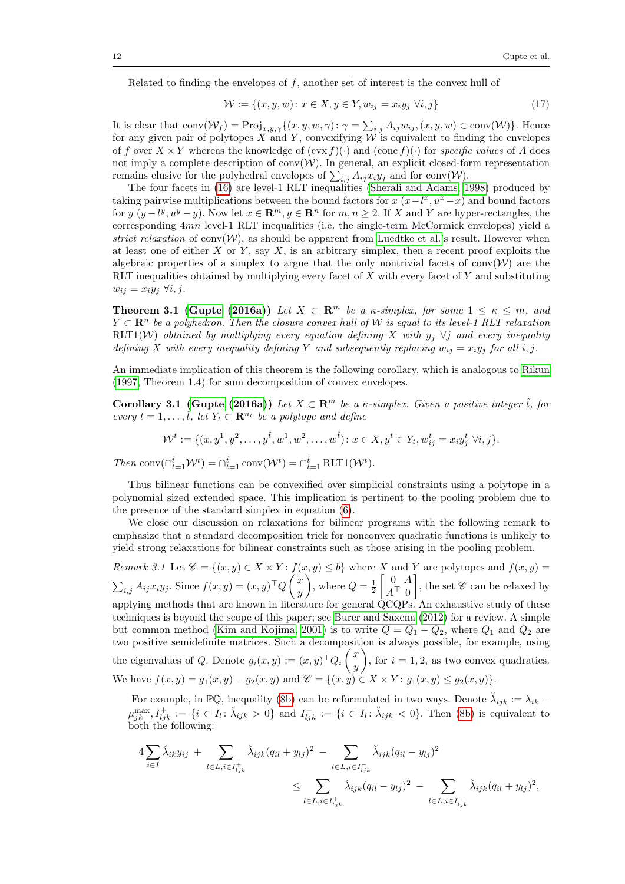Related to finding the envelopes of $f$, another set of interest is the convex hull of

$$\mathcal{W} := \{(x, y, w) \colon x \in X, y \in Y, w_{ij} = x_i y_j \;\forall i, j\} \tag{17}$$

It is clear that $\operatorname{conv}(\mathcal{W}_f) = \operatorname{Proj}_{x,y,\gamma}\{(x, y, w, \gamma) \colon \gamma = \sum_{i,j} A_{ij} w_{ij}, (x, y, w) \in \operatorname{conv}(\mathcal{W})\}$. Hence for any given pair of polytopes $X$ and $Y$, convexifying $\mathcal{W}$ is equivalent to finding the envelopes of $f$ over $X \times Y$ whereas the knowledge of $(\operatorname{cvx} f)(\cdot)$ and $(\operatorname{conc} f)(\cdot)$ for *specific values* of $A$ does not imply a complete description of $\operatorname{conv}(\mathcal{W})$. In general, an explicit closed-form representation remains elusive for the polyhedral envelopes of $\sum_{i,j} A_{ij} x_i y_j$ and for $\operatorname{conv}(\mathcal{W})$.

The four facets in (16) are level-1 RLT inequalities (Sherali and Adams, 1998) produced by taking pairwise multiplications between the bound factors for $x$ $(x - l^x, u^x - x)$ and bound factors for $y$ $(y - l^y, u^y - y)$. Now let $x \in \mathbf{R}^m, y \in \mathbf{R}^n$ for $m, n \geq 2$. If $X$ and $Y$ are hyper-rectangles, the corresponding $4mn$ level-1 RLT inequalities (i.e. the single-term McCormick envelopes) yield a *strict relaxation* of $\operatorname{conv}(\mathcal{W})$, as should be apparent from Luedtke et al.'s result. However when at least one of either $X$ or $Y$, say $X$, is an arbitrary simplex, then a recent proof exploits the algebraic properties of a simplex to argue that the only nontrivial facets of $\operatorname{conv}(\mathcal{W})$ are the RLT inequalities obtained by multiplying every facet of $X$ with every facet of $Y$ and substituting $w_{ij} = x_i y_j \;\forall i, j$.

**Theorem 3.1 (Gupte (2016a))** *Let $X \subset \mathbf{R}^m$ be a $\kappa$-simplex, for some $1 \leq \kappa \leq m$, and $Y \subset \mathbf{R}^n$ be a polyhedron. Then the closure convex hull of $\mathcal{W}$ is equal to its level-1 RLT relaxation $\operatorname{RLT1}(\mathcal{W})$ obtained by multiplying every equation defining $X$ with $y_j \;\forall j$ and every inequality defining $X$ with every inequality defining $Y$ and subsequently replacing $w_{ij} = x_i y_j$ for all $i, j$.*

An immediate implication of this theorem is the following corollary, which is analogous to Rikun (1997, Theorem 1.4) for sum decomposition of convex envelopes.

**Corollary 3.1 (Gupte (2016a))** *Let $X \subset \mathbf{R}^m$ be a $\kappa$-simplex. Given a positive integer $\hat{t}$, for every $t = 1, \ldots, \hat{t}$, let $Y_t \subset \mathbf{R}^{n_t}$ be a polytope and define*

$$\mathcal{W}^t := \{(x, y^1, y^2, \ldots, y^{\hat{t}}, w^1, w^2, \ldots, w^{\hat{t}}) \colon x \in X, y^t \in Y_t, w^t_{ij} = x_i y^t_j \;\forall i, j\}.$$

*Then $\operatorname{conv}(\cap_{t=1}^{\hat{t}} \mathcal{W}^t) = \cap_{t=1}^{\hat{t}} \operatorname{conv}(\mathcal{W}^t) = \cap_{t=1}^{\hat{t}} \operatorname{RLT1}(\mathcal{W}^t)$.*

Thus bilinear functions can be convexified over simplicial constraints using a polytope in a polynomial sized extended space. This implication is pertinent to the pooling problem due to the presence of the standard simplex in equation (6).

We close our discussion on relaxations for bilinear programs with the following remark to emphasize that a standard decomposition trick for nonconvex quadratic functions is unlikely to yield strong relaxations for bilinear constraints such as those arising in the pooling problem.

*Remark 3.1* Let $\mathscr{C} = \{(x, y) \in X \times Y \colon f(x, y) \leq b\}$ where $X$ and $Y$ are polytopes and $f(x, y) = \sum_{i,j} A_{ij} x_i y_j$. Since $f(x, y) = (x, y)^\top Q \begin{pmatrix} x \\ y \end{pmatrix}$, where $Q = \frac{1}{2}\begin{bmatrix} 0 & A \\ A^\top & 0 \end{bmatrix}$, the set $\mathscr{C}$ can be relaxed by applying methods that are known in literature for general QCQPs. An exhaustive study of these techniques is beyond the scope of this paper; see Burer and Saxena (2012) for a review. A simple but common method (Kim and Kojima, 2001) is to write $Q = Q_1 - Q_2$, where $Q_1$ and $Q_2$ are two positive semidefinite matrices. Such a decomposition is always possible, for example, using the eigenvalues of $Q$. Denote $g_i(x, y) := (x, y)^\top Q_i \begin{pmatrix} x \\ y \end{pmatrix}$, for $i = 1, 2$, as two convex quadratics. We have $f(x, y) = g_1(x, y) - g_2(x, y)$ and $\mathscr{C} = \{(x, y) \in X \times Y \colon g_1(x, y) \leq g_2(x, y)\}$.

For example, in $\mathbb{PQ}$, inequality (8b) can be reformulated in two ways. Denote $\check{\lambda}_{ijk} := \lambda_{ik} - \mu^{\max}_{jk}$, $I^+_{ljk} := \{i \in I_l \colon \check{\lambda}_{ijk} > 0\}$ and $I^-_{ljk} := \{i \in I_l \colon \check{\lambda}_{ijk} < 0\}$. Then (8b) is equivalent to both the following:

$$\begin{aligned} 4 \sum_{i \in I} \check{\lambda}_{ik} y_{ij} \;+ \sum_{l \in L, i \in I^+_{ljk}} \check{\lambda}_{ijk} (q_{il} + y_{lj})^2 \;- \sum_{l \in L, i \in I^-_{ljk}} \check{\lambda}_{ijk} (q_{il} - y_{lj})^2 \\ \leq \sum_{l \in L, i \in I^+_{ljk}} \check{\lambda}_{ijk} (q_{il} - y_{lj})^2 \;- \sum_{l \in L, i \in I^-_{ljk}} \check{\lambda}_{ijk} (q_{il} + y_{lj})^2, \end{aligned}$$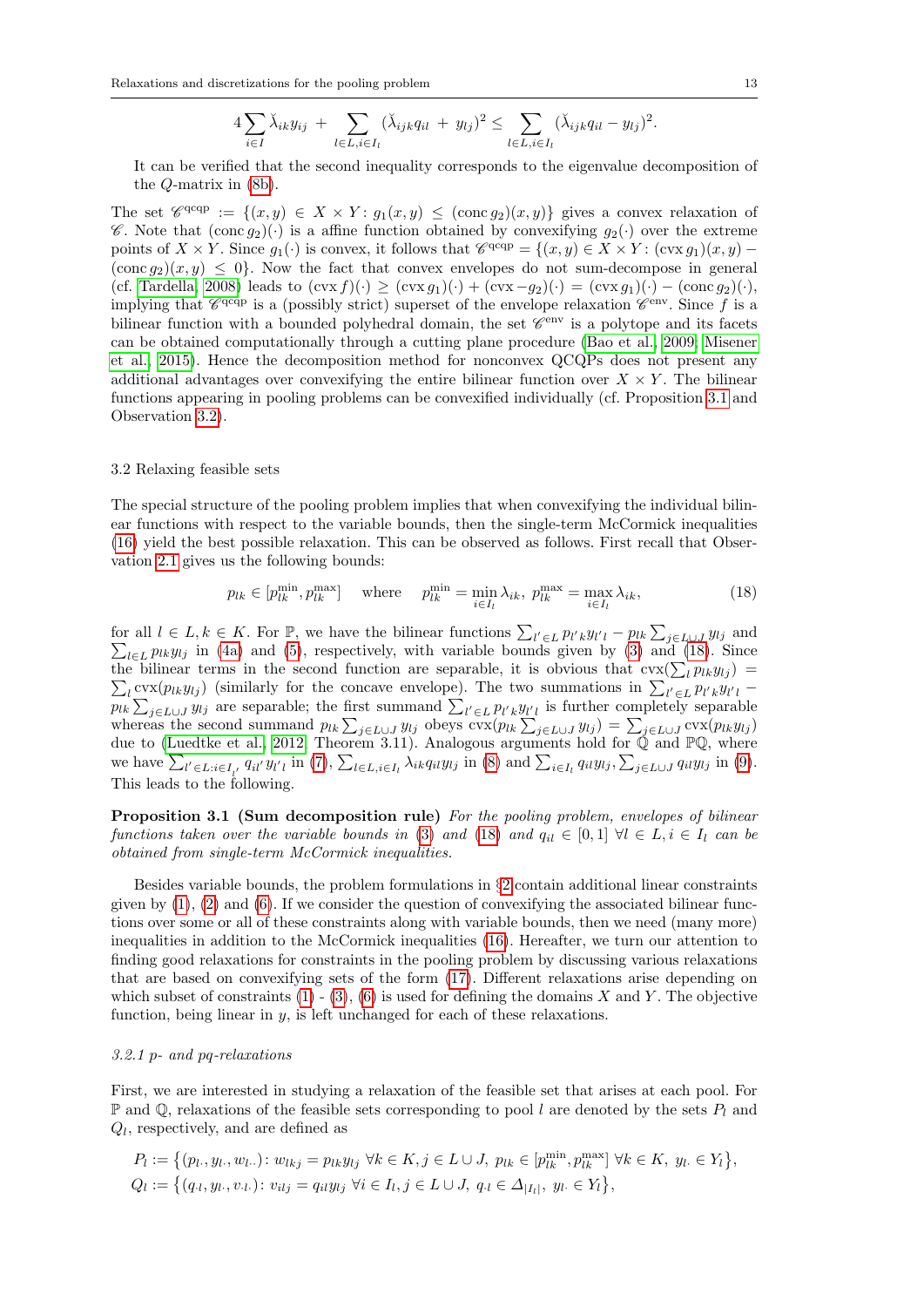$$4\sum_{i\in I}\check{\lambda}_{ik}y_{ij} \;+\; \sum_{l\in L,i\in I_l}(\check{\lambda}_{ijk}q_{il} \;+\; y_{lj})^2 \le \sum_{l\in L,i\in I_l}(\check{\lambda}_{ijk}q_{il} - y_{lj})^2.$$

It can be verified that the second inequality corresponds to the eigenvalue decomposition of the $Q$-matrix in (8b).

The set $\mathscr{C}^{\text{qcqp}} := \{(x,y) \in X \times Y : g_1(x,y) \le (\operatorname{conc} g_2)(x,y)\}$ gives a convex relaxation of $\mathscr{C}$. Note that $(\operatorname{conc} g_2)(\cdot)$ is a affine function obtained by convexifying $g_2(\cdot)$ over the extreme points of $X \times Y$. Since $g_1(\cdot)$ is convex, it follows that $\mathscr{C}^{\text{qcqp}} = \{(x,y) \in X \times Y : (\operatorname{cvx} g_1)(x,y) - (\operatorname{conc} g_2)(x,y) \le 0\}$. Now the fact that convex envelopes do not sum-decompose in general (cf. Tardella, 2008) leads to $(\operatorname{cvx} f)(\cdot) \ge (\operatorname{cvx} g_1)(\cdot) + (\operatorname{cvx} -g_2)(\cdot) = (\operatorname{cvx} g_1)(\cdot) - (\operatorname{conc} g_2)(\cdot)$, implying that $\mathscr{C}^{\text{qcqp}}$ is a (possibly strict) superset of the envelope relaxation $\mathscr{C}^{\text{env}}$. Since $f$ is a bilinear function with a bounded polyhedral domain, the set $\mathscr{C}^{\text{env}}$ is a polytope and its facets can be obtained computationally through a cutting plane procedure (Bao et al., 2009; Misener et al., 2015). Hence the decomposition method for nonconvex QCQPs does not present any additional advantages over convexifying the entire bilinear function over $X \times Y$. The bilinear functions appearing in pooling problems can be convexified individually (cf. Proposition 3.1 and Observation 3.2).

### 3.2 Relaxing feasible sets

The special structure of the pooling problem implies that when convexifying the individual bilinear functions with respect to the variable bounds, then the single-term McCormick inequalities (16) yield the best possible relaxation. This can be observed as follows. First recall that Observation 2.1 gives us the following bounds:

$$p_{lk} \in [p_{lk}^{\min}, p_{lk}^{\max}] \quad \text{where} \quad p_{lk}^{\min} = \min_{i\in I_l}\lambda_{ik},\; p_{lk}^{\max} = \max_{i\in I_l}\lambda_{ik}, \tag{18}$$

for all $l \in L, k \in K$. For $\mathbb{P}$, we have the bilinear functions $\sum_{l'\in L} p_{l'k}y_{l'l} - p_{lk}\sum_{j\in L\cup J} y_{lj}$ and $\sum_{l\in L} p_{lk}y_{lj}$ in (4a) and (5), respectively, with variable bounds given by (3) and (18). Since the bilinear terms in the second function are separable, it is obvious that $\operatorname{cvx}(\sum_l p_{lk}y_{lj}) = \sum_l \operatorname{cvx}(p_{lk}y_{lj})$ (similarly for the concave envelope). The two summations in $\sum_{l'\in L} p_{l'k}y_{l'l} - p_{lk}\sum_{j\in L\cup J} y_{lj}$ are separable; the first summand $\sum_{l'\in L} p_{l'k}y_{l'l}$ is further completely separable whereas the second summand $p_{lk}\sum_{j\in L\cup J} y_{lj}$ obeys $\operatorname{cvx}(p_{lk}\sum_{j\in L\cup J} y_{lj}) = \sum_{j\in L\cup J}\operatorname{cvx}(p_{lk}y_{lj})$ due to (Luedtke et al., 2012, Theorem 3.11). Analogous arguments hold for $\mathbb{Q}$ and $\mathbb{PQ}$, where we have $\sum_{l'\in L : i\in I_{l'}} q_{il'}y_{l'l}$ in (7), $\sum_{l\in L, i\in I_l}\lambda_{ik}q_{il}y_{lj}$ in (8) and $\sum_{i\in I_l} q_{il}y_{lj}, \sum_{j\in L\cup J} q_{il}y_{lj}$ in (9). This leads to the following.

**Proposition 3.1 (Sum decomposition rule)** *For the pooling problem, envelopes of bilinear functions taken over the variable bounds in (3) and (18) and $q_{il} \in [0,1]$ $\forall l \in L, i \in I_l$ can be obtained from single-term McCormick inequalities.*

Besides variable bounds, the problem formulations in §2 contain additional linear constraints given by (1), (2) and (6). If we consider the question of convexifying the associated bilinear functions over some or all of these constraints along with variable bounds, then we need (many more) inequalities in addition to the McCormick inequalities (16). Hereafter, we turn our attention to finding good relaxations for constraints in the pooling problem by discussing various relaxations that are based on convexifying sets of the form (17). Different relaxations arise depending on which subset of constraints (1) - (3), (6) is used for defining the domains $X$ and $Y$. The objective function, being linear in $y$, is left unchanged for each of these relaxations.

#### *3.2.1 p- and pq-relaxations*

First, we are interested in studying a relaxation of the feasible set that arises at each pool. For $\mathbb{P}$ and $\mathbb{Q}$, relaxations of the feasible sets corresponding to pool $l$ are denoted by the sets $P_l$ and $Q_l$, respectively, and are defined as

$$P_l := \{(p_{l\cdot}, y_{l\cdot}, w_{l\cdot\cdot}) : w_{lkj} = p_{lk}y_{lj}\; \forall k \in K, j \in L\cup J,\; p_{lk} \in [p_{lk}^{\min}, p_{lk}^{\max}]\; \forall k \in K,\; y_{l\cdot} \in Y_l\},$$
$$Q_l := \{(q_{\cdot l}, y_{l\cdot}, v_{\cdot l\cdot}) : v_{ilj} = q_{il}y_{lj}\; \forall i \in I_l, j \in L\cup J,\; q_{\cdot l} \in \Delta_{|I_l|},\; y_{l\cdot} \in Y_l\},$$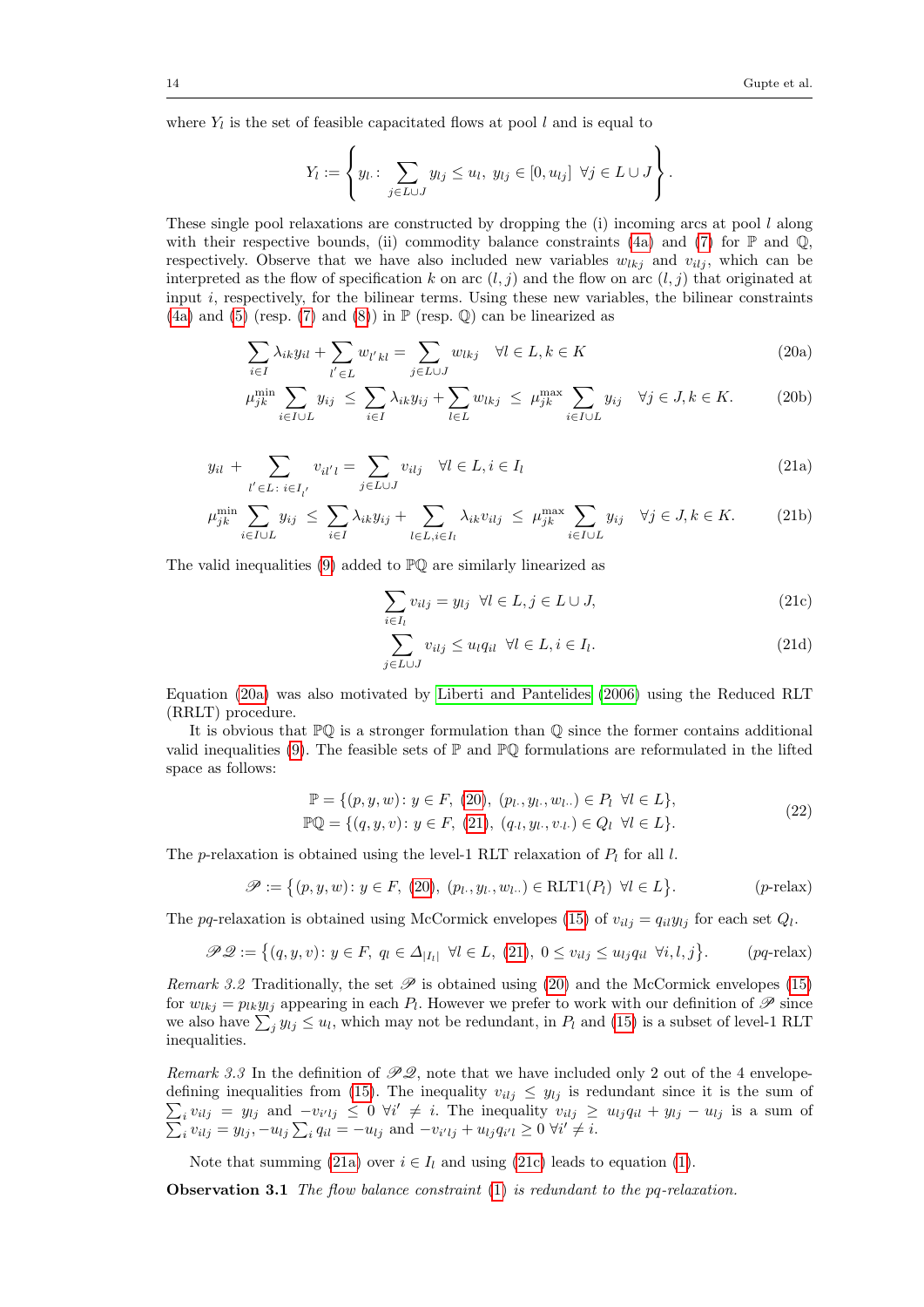where $Y_l$ is the set of feasible capacitated flows at pool $l$ and is equal to

$$Y_l := \left\{ y_{l\cdot} \colon \sum_{j \in L \cup J} y_{lj} \le u_l,\ y_{lj} \in [0, u_{lj}]\ \ \forall j \in L \cup J \right\}.$$

These single pool relaxations are constructed by dropping the (i) incoming arcs at pool $l$ along with their respective bounds, (ii) commodity balance constraints (4a) and (7) for $\mathbb{P}$ and $\mathbb{Q}$, respectively. Observe that we have also included new variables $w_{lkj}$ and $v_{ilj}$, which can be interpreted as the flow of specification $k$ on arc $(l, j)$ and the flow on arc $(l, j)$ that originated at input $i$, respectively, for the bilinear terms. Using these new variables, the bilinear constraints (4a) and (5) (resp. (7) and (8)) in $\mathbb{P}$ (resp. $\mathbb{Q}$) can be linearized as

$$\sum_{i \in I} \lambda_{ik} y_{il} + \sum_{l' \in L} w_{l'kl} = \sum_{j \in L \cup J} w_{lkj} \quad \forall l \in L, k \in K \tag{20a}$$

$$\mu_{jk}^{\min} \sum_{i \in I \cup L} y_{ij} \ \le\ \sum_{i \in I} \lambda_{ik} y_{ij} + \sum_{l \in L} w_{lkj} \ \le\ \mu_{jk}^{\max} \sum_{i \in I \cup L} y_{ij} \quad \forall j \in J, k \in K. \tag{20b}$$

$$y_{il} + \sum_{l' \in L \colon i \in I_{l'}} v_{il'l} = \sum_{j \in L \cup J} v_{ilj} \quad \forall l \in L, i \in I_l \tag{21a}$$

$$\mu_{jk}^{\min} \sum_{i \in I \cup L} y_{ij} \ \le\ \sum_{i \in I} \lambda_{ik} y_{ij} + \sum_{l \in L, i \in I_l} \lambda_{ik} v_{ilj} \ \le\ \mu_{jk}^{\max} \sum_{i \in I \cup L} y_{ij} \quad \forall j \in J, k \in K. \tag{21b}$$

The valid inequalities (9) added to $\mathbb{PQ}$ are similarly linearized as

$$\sum_{i \in I_l} v_{ilj} = y_{lj} \quad \forall l \in L, j \in L \cup J, \tag{21c}$$

$$\sum_{j \in L \cup J} v_{ilj} \le u_l q_{il} \quad \forall l \in L, i \in I_l. \tag{21d}$$

Equation (20a) was also motivated by Liberti and Pantelides (2006) using the Reduced RLT (RRLT) procedure.

It is obvious that $\mathbb{PQ}$ is a stronger formulation than $\mathbb{Q}$ since the former contains additional valid inequalities (9). The feasible sets of $\mathbb{P}$ and $\mathbb{PQ}$ formulations are reformulated in the lifted space as follows:

$$\begin{aligned} \mathbb{P} &= \{(p, y, w) \colon y \in F,\ (20),\ (p_{l\cdot}, y_{l\cdot}, w_{l\cdot\cdot}) \in P_l\ \ \forall l \in L\}, \\ \mathbb{PQ} &= \{(q, y, v) \colon y \in F,\ (21),\ (q_{\cdot l}, y_{l\cdot}, v_{\cdot l\cdot}) \in Q_l\ \ \forall l \in L\}. \end{aligned} \tag{22}$$

The $p$-relaxation is obtained using the level-1 RLT relaxation of $P_l$ for all $l$.

$$\mathscr{P} := \left\{(p, y, w) \colon y \in F,\ (20),\ (p_{l\cdot}, y_{l\cdot}, w_{l\cdot\cdot}) \in \mathrm{RLT1}(P_l)\ \ \forall l \in L\right\}. \tag{$p$-relax}$$

The $pq$-relaxation is obtained using McCormick envelopes (15) of $v_{ilj} = q_{il} y_{lj}$ for each set $Q_l$.

$$\mathscr{PQ} := \left\{(q, y, v) \colon y \in F,\ q_l \in \Delta_{|I_l|}\ \ \forall l \in L,\ (21),\ 0 \le v_{ilj} \le u_{lj} q_{il}\ \ \forall i, l, j\right\}. \tag{$pq$-relax}$$

*Remark 3.2* Traditionally, the set $\mathscr{P}$ is obtained using (20) and the McCormick envelopes (15) for $w_{lkj} = p_{lk} y_{lj}$ appearing in each $P_l$. However we prefer to work with our definition of $\mathscr{P}$ since we also have $\sum_j y_{lj} \le u_l$, which may not be redundant, in $P_l$ and (15) is a subset of level-1 RLT inequalities.

*Remark 3.3* In the definition of $\mathscr{PQ}$, note that we have included only 2 out of the 4 envelope-defining inequalities from (15). The inequality $v_{ilj} \le y_{lj}$ is redundant since it is the sum of $\sum_i v_{ilj} = y_{lj}$ and $-v_{i'lj} \le 0\ \forall i' \ne i$. The inequality $v_{ilj} \ge u_{lj} q_{il} + y_{lj} - u_{lj}$ is a sum of $\sum_i v_{ilj} = y_{lj}, -u_{lj} \sum_i q_{il} = -u_{lj}$ and $-v_{i'lj} + u_{lj} q_{i'l} \ge 0\ \forall i' \ne i$.

Note that summing (21a) over $i \in I_l$ and using (21c) leads to equation (1).

**Observation 3.1** *The flow balance constraint (1) is redundant to the pq-relaxation.*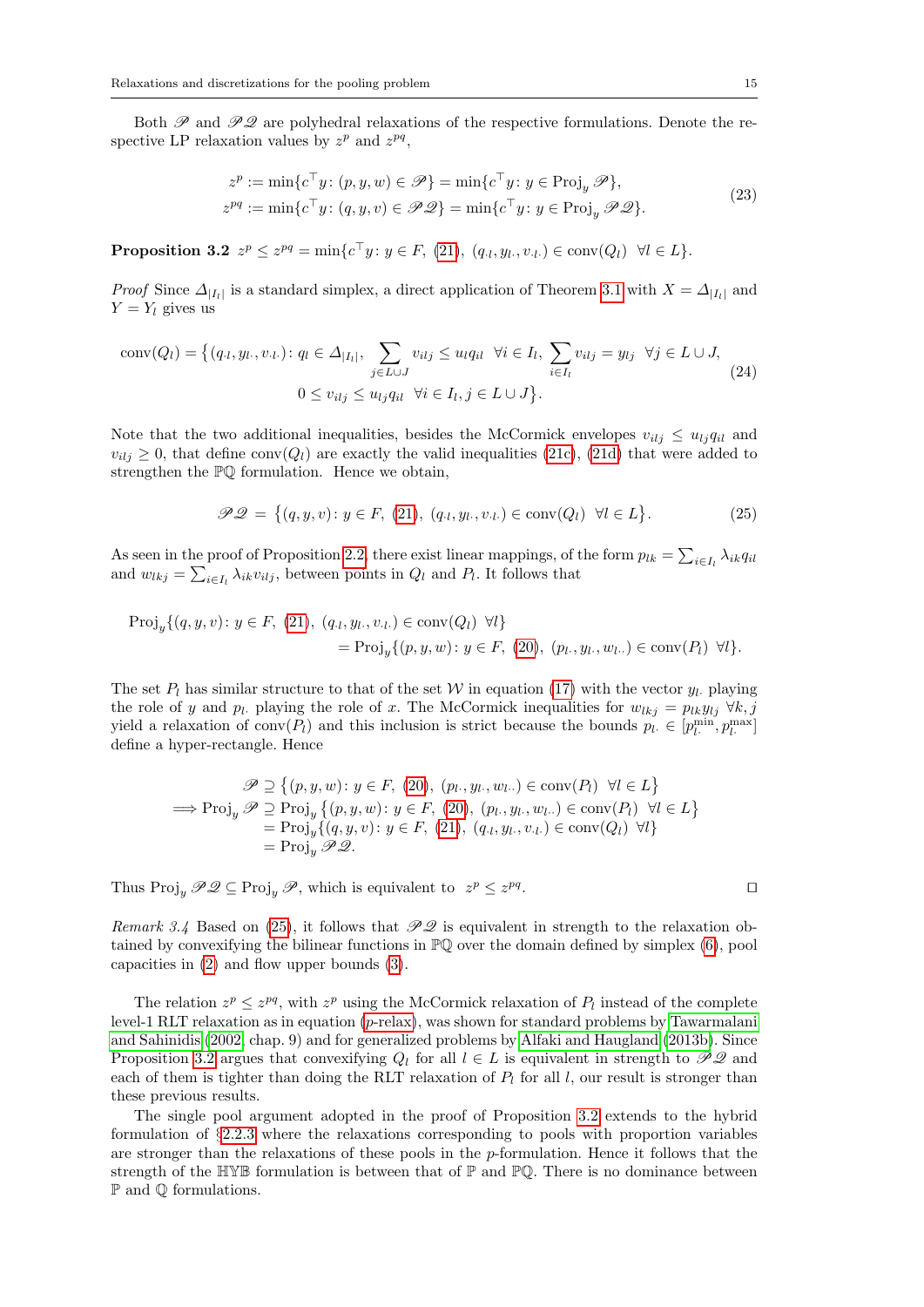Both $\mathscr{P}$ and $\mathscr{P}\mathscr{Q}$ are polyhedral relaxations of the respective formulations. Denote the respective LP relaxation values by $z^p$ and $z^{pq}$,

$$
\begin{aligned}
z^p &:= \min\{c^\top y \colon (p, y, w) \in \mathscr{P}\} = \min\{c^\top y \colon y \in \operatorname{Proj}_y \mathscr{P}\}, \\
z^{pq} &:= \min\{c^\top y \colon (q, y, v) \in \mathscr{P}\mathscr{Q}\} = \min\{c^\top y \colon y \in \operatorname{Proj}_y \mathscr{P}\mathscr{Q}\}.
\end{aligned}
\tag{23}
$$

**Proposition 3.2** $z^p \le z^{pq} = \min\{c^\top y \colon y \in F,\ (21),\ (q_{\cdot l}, y_{l\cdot}, v_{\cdot l\cdot}) \in \operatorname{conv}(Q_l)\ \ \forall l \in L\}$.

*Proof* Since $\Delta_{|I_l|}$ is a standard simplex, a direct application of Theorem 3.1 with $X = \Delta_{|I_l|}$ and $Y = Y_l$ gives us

$$
\begin{aligned}
\operatorname{conv}(Q_l) = \big\{(q_{\cdot l}, y_{l\cdot}, v_{\cdot l\cdot}) \colon q_l \in \Delta_{|I_l|},\ \sum_{j \in L \cup J} v_{ilj} \le u_l q_{il}\ \ \forall i \in I_l,\ \sum_{i \in I_l} v_{ilj} = y_{lj}\ \ \forall j \in L \cup J, \\
0 \le v_{ilj} \le u_{lj} q_{il}\ \ \forall i \in I_l, j \in L \cup J\big\}.
\end{aligned}
\tag{24}
$$

Note that the two additional inequalities, besides the McCormick envelopes $v_{ilj} \le u_{lj} q_{il}$ and $v_{ilj} \ge 0$, that define $\operatorname{conv}(Q_l)$ are exactly the valid inequalities (21c), (21d) that were added to strengthen the $\mathbb{PQ}$ formulation. Hence we obtain,

$$
\mathscr{P}\mathscr{Q} = \big\{(q, y, v) \colon y \in F,\ (21),\ (q_{\cdot l}, y_{l\cdot}, v_{\cdot l\cdot}) \in \operatorname{conv}(Q_l)\ \ \forall l \in L\big\}. \tag{25}
$$

As seen in the proof of Proposition 2.2, there exist linear mappings, of the form $p_{lk} = \sum_{i \in I_l} \lambda_{ik} q_{il}$ and $w_{lkj} = \sum_{i \in I_l} \lambda_{ik} v_{ilj}$, between points in $Q_l$ and $P_l$. It follows that

$$
\begin{aligned}
\operatorname{Proj}_y\{(q, y, v) \colon y \in F,\ (21),\ (q_{\cdot l}, y_{l\cdot}, v_{\cdot l\cdot}) \in \operatorname{conv}(Q_l)\ \ \forall l\} \\
= \operatorname{Proj}_y\{(p, y, w) \colon y \in F,\ (20),\ (p_{l\cdot}, y_{l\cdot}, w_{l\cdot\cdot}) \in \operatorname{conv}(P_l)\ \ \forall l\}.
\end{aligned}
$$

The set $P_l$ has similar structure to that of the set $\mathcal{W}$ in equation (17) with the vector $y_{l\cdot}$ playing the role of $y$ and $p_{l\cdot}$ playing the role of $x$. The McCormick inequalities for $w_{lkj} = p_{lk} y_{lj}\ \forall k, j$ yield a relaxation of $\operatorname{conv}(P_l)$ and this inclusion is strict because the bounds $p_{l\cdot} \in [p_{l\cdot}^{\min}, p_{l\cdot}^{\max}]$ define a hyper-rectangle. Hence

$$
\begin{aligned}
& \mathscr{P} \supseteq \big\{(p, y, w) \colon y \in F,\ (20),\ (p_{l\cdot}, y_{l\cdot}, w_{l\cdot\cdot}) \in \operatorname{conv}(P_l)\ \ \forall l \in L\big\} \\
\implies & \operatorname{Proj}_y \mathscr{P} \supseteq \operatorname{Proj}_y \big\{(p, y, w) \colon y \in F,\ (20),\ (p_{l\cdot}, y_{l\cdot}, w_{l\cdot\cdot}) \in \operatorname{conv}(P_l)\ \ \forall l \in L\big\} \\
& = \operatorname{Proj}_y\{(q, y, v) \colon y \in F,\ (21),\ (q_{\cdot l}, y_{l\cdot}, v_{\cdot l\cdot}) \in \operatorname{conv}(Q_l)\ \ \forall l\} \\
& = \operatorname{Proj}_y \mathscr{P}\mathscr{Q}.
\end{aligned}
$$

Thus $\operatorname{Proj}_y \mathscr{P}\mathscr{Q} \subseteq \operatorname{Proj}_y \mathscr{P}$, which is equivalent to $z^p \le z^{pq}$. □

*Remark 3.4* Based on (25), it follows that $\mathscr{P}\mathscr{Q}$ is equivalent in strength to the relaxation obtained by convexifying the bilinear functions in $\mathbb{PQ}$ over the domain defined by simplex (6), pool capacities in (2) and flow upper bounds (3).

The relation $z^p \le z^{pq}$, with $z^p$ using the McCormick relaxation of $P_l$ instead of the complete level-1 RLT relaxation as in equation ($p$-relax), was shown for standard problems by Tawarmalani and Sahinidis (2002, chap. 9) and for generalized problems by Alfaki and Haugland (2013b). Since Proposition 3.2 argues that convexifying $Q_l$ for all $l \in L$ is equivalent in strength to $\mathscr{P}\mathscr{Q}$ and each of them is tighter than doing the RLT relaxation of $P_l$ for all $l$, our result is stronger than these previous results.

The single pool argument adopted in the proof of Proposition 3.2 extends to the hybrid formulation of §2.2.3 where the relaxations corresponding to pools with proportion variables are stronger than the relaxations of these pools in the $p$-formulation. Hence it follows that the strength of the $\mathbb{HYB}$ formulation is between that of $\mathbb{P}$ and $\mathbb{PQ}$. There is no dominance between $\mathbb{P}$ and $\mathbb{Q}$ formulations.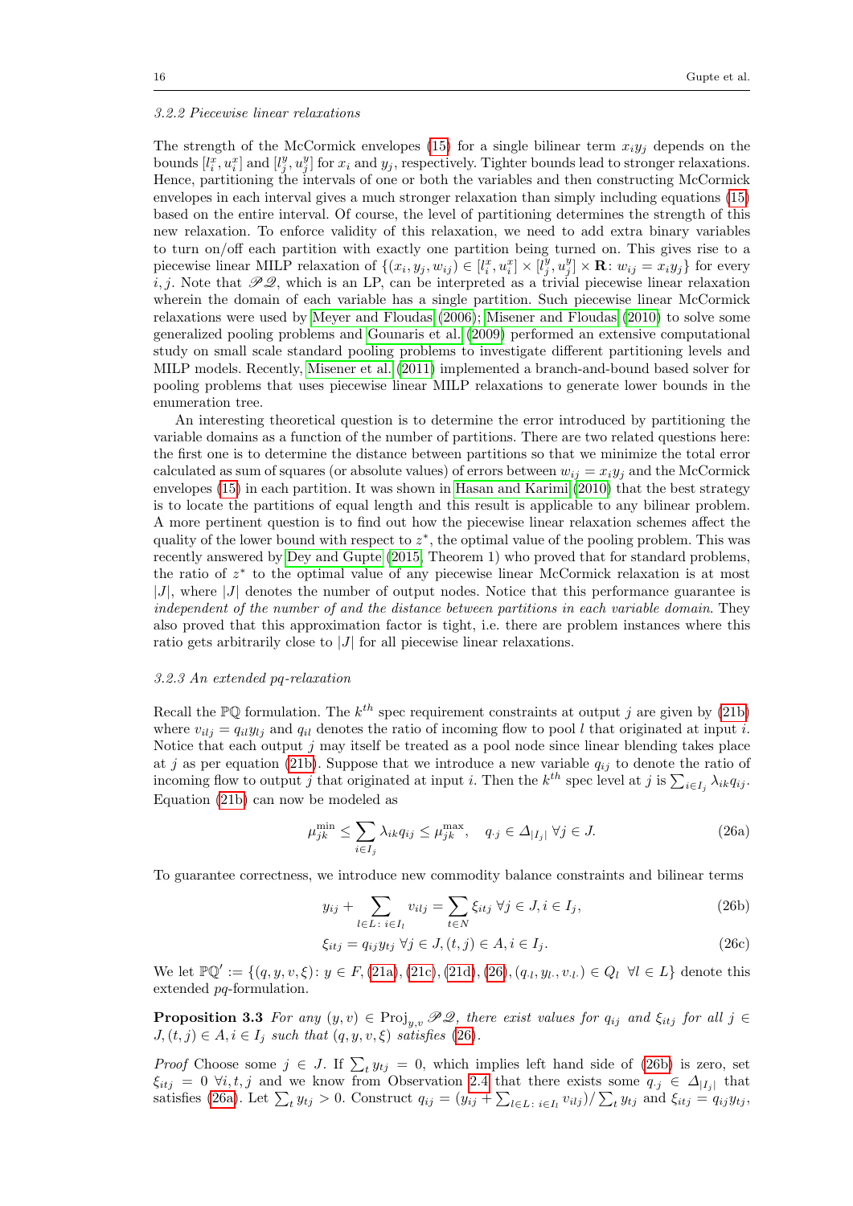#### 3.2.2 Piecewise linear relaxations

The strength of the McCormick envelopes (15) for a single bilinear term $x_i y_j$ depends on the bounds $[l_i^x, u_i^x]$ and $[l_j^y, u_j^y]$ for $x_i$ and $y_j$, respectively. Tighter bounds lead to stronger relaxations. Hence, partitioning the intervals of one or both the variables and then constructing McCormick envelopes in each interval gives a much stronger relaxation than simply including equations (15) based on the entire interval. Of course, the level of partitioning determines the strength of this new relaxation. To enforce validity of this relaxation, we need to add extra binary variables to turn on/off each partition with exactly one partition being turned on. This gives rise to a piecewise linear MILP relaxation of $\{(x_i, y_j, w_{ij}) \in [l_i^x, u_i^x] \times [l_j^y, u_j^y] \times \mathbf{R} \colon w_{ij} = x_i y_j\}$ for every $i, j$. Note that $\mathscr{P}\mathscr{Q}$, which is an LP, can be interpreted as a trivial piecewise linear relaxation wherein the domain of each variable has a single partition. Such piecewise linear McCormick relaxations were used by Meyer and Floudas (2006); Misener and Floudas (2010) to solve some generalized pooling problems and Gounaris et al. (2009) performed an extensive computational study on small scale standard pooling problems to investigate different partitioning levels and MILP models. Recently, Misener et al. (2011) implemented a branch-and-bound based solver for pooling problems that uses piecewise linear MILP relaxations to generate lower bounds in the enumeration tree.

An interesting theoretical question is to determine the error introduced by partitioning the variable domains as a function of the number of partitions. There are two related questions here: the first one is to determine the distance between partitions so that we minimize the total error calculated as sum of squares (or absolute values) of errors between $w_{ij} = x_i y_j$ and the McCormick envelopes (15) in each partition. It was shown in Hasan and Karimi (2010) that the best strategy is to locate the partitions of equal length and this result is applicable to any bilinear problem. A more pertinent question is to find out how the piecewise linear relaxation schemes affect the quality of the lower bound with respect to $z^*$, the optimal value of the pooling problem. This was recently answered by Dey and Gupte (2015, Theorem 1) who proved that for standard problems, the ratio of $z^*$ to the optimal value of any piecewise linear McCormick relaxation is at most $|J|$, where $|J|$ denotes the number of output nodes. Notice that this performance guarantee is *independent of the number of and the distance between partitions in each variable domain*. They also proved that this approximation factor is tight, i.e. there are problem instances where this ratio gets arbitrarily close to $|J|$ for all piecewise linear relaxations.

#### 3.2.3 An extended pq-relaxation

Recall the $\mathbb{PQ}$ formulation. The $k^{th}$ spec requirement constraints at output $j$ are given by (21b) where $v_{ilj} = q_{il} y_{lj}$ and $q_{il}$ denotes the ratio of incoming flow to pool $l$ that originated at input $i$. Notice that each output $j$ may itself be treated as a pool node since linear blending takes place at $j$ as per equation (21b). Suppose that we introduce a new variable $q_{ij}$ to denote the ratio of incoming flow to output $j$ that originated at input $i$. Then the $k^{th}$ spec level at $j$ is $\sum_{i \in I_j} \lambda_{ik} q_{ij}$. Equation (21b) can now be modeled as

$$\mu_{jk}^{\min} \le \sum_{i \in I_j} \lambda_{ik} q_{ij} \le \mu_{jk}^{\max}, \quad q_{\cdot j} \in \Delta_{|I_j|} \ \forall j \in J. \tag{26a}$$

To guarantee correctness, we introduce new commodity balance constraints and bilinear terms

$$y_{ij} + \sum_{l \in L \colon i \in I_l} v_{ilj} = \sum_{t \in N} \xi_{itj} \ \forall j \in J, i \in I_j, \tag{26b}$$

$$\xi_{itj} = q_{ij} y_{tj} \ \forall j \in J, (t,j) \in A, i \in I_j. \tag{26c}$$

We let $\mathbb{PQ}' := \{(q, y, v, \xi) \colon y \in F, (21a), (21c), (21d), (26), (q_{\cdot l}, y_{l\cdot}, v_{\cdot l \cdot}) \in Q_l \ \ \forall l \in L\}$ denote this extended *pq*-formulation.

**Proposition 3.3** *For any $(y, v) \in \mathrm{Proj}_{y,v} \mathscr{P}\mathscr{Q}$, there exist values for $q_{ij}$ and $\xi_{itj}$ for all $j \in J, (t,j) \in A, i \in I_j$ such that $(q, y, v, \xi)$ satisfies (26).*

*Proof* Choose some $j \in J$. If $\sum_t y_{tj} = 0$, which implies left hand side of (26b) is zero, set $\xi_{itj} = 0 \ \forall i, t, j$ and we know from Observation 2.4 that there exists some $q_{\cdot j} \in \Delta_{|I_j|}$ that satisfies (26a). Let $\sum_t y_{tj} > 0$. Construct $q_{ij} = (y_{ij} + \sum_{l \in L \colon i \in I_l} v_{ilj}) / \sum_t y_{tj}$ and $\xi_{itj} = q_{ij} y_{tj}$,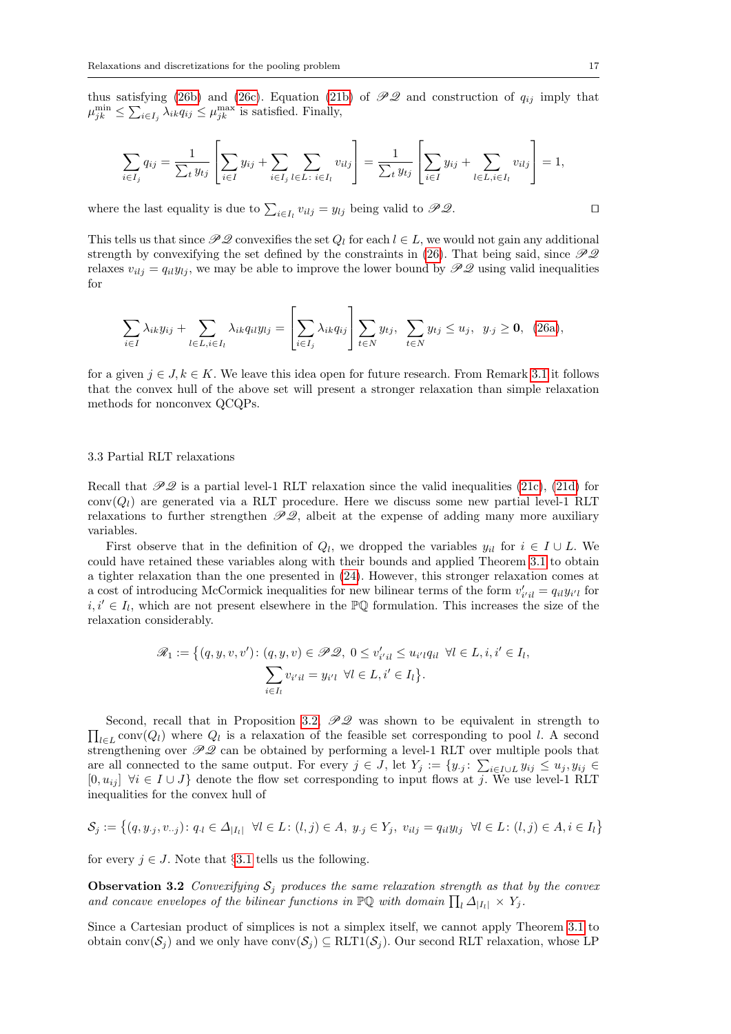thus satisfying (26b) and (26c). Equation (21b) of $\mathscr{PQ}$ and construction of $q_{ij}$ imply that $\mu_{jk}^{\min} \leq \sum_{i\in I_j} \lambda_{ik} q_{ij} \leq \mu_{jk}^{\max}$ is satisfied. Finally,

$$\sum_{i\in I_j} q_{ij} = \frac{1}{\sum_t y_{tj}} \left[ \sum_{i\in I} y_{ij} + \sum_{i\in I_j} \sum_{l\in L:\, i\in I_l} v_{ilj} \right] = \frac{1}{\sum_t y_{tj}} \left[ \sum_{i\in I} y_{ij} + \sum_{l\in L, i\in I_l} v_{ilj} \right] = 1,$$

where the last equality is due to $\sum_{i\in I_l} v_{ilj} = y_{lj}$ being valid to $\mathscr{PQ}$. $\square$

This tells us that since $\mathscr{PQ}$ convexifies the set $Q_l$ for each $l \in L$, we would not gain any additional strength by convexifying the set defined by the constraints in (26). That being said, since $\mathscr{PQ}$ relaxes $v_{ilj} = q_{il} y_{lj}$, we may be able to improve the lower bound by $\mathscr{PQ}$ using valid inequalities for

$$\sum_{i\in I} \lambda_{ik} y_{ij} + \sum_{l\in L, i\in I_l} \lambda_{ik} q_{il} y_{lj} = \left[ \sum_{i\in I_j} \lambda_{ik} q_{ij} \right] \sum_{t\in N} y_{tj}, \;\; \sum_{t\in N} y_{tj} \leq u_j, \;\; y_{\cdot j} \geq \mathbf{0}, \;\; (26a),$$

for a given $j \in J, k \in K$. We leave this idea open for future research. From Remark 3.1 it follows that the convex hull of the above set will present a stronger relaxation than simple relaxation methods for nonconvex QCQPs.

### 3.3 Partial RLT relaxations

Recall that $\mathscr{PQ}$ is a partial level-1 RLT relaxation since the valid inequalities (21c), (21d) for $\operatorname{conv}(Q_l)$ are generated via a RLT procedure. Here we discuss some new partial level-1 RLT relaxations to further strengthen $\mathscr{PQ}$, albeit at the expense of adding many more auxiliary variables.

First observe that in the definition of $Q_l$, we dropped the variables $y_{il}$ for $i \in I \cup L$. We could have retained these variables along with their bounds and applied Theorem 3.1 to obtain a tighter relaxation than the one presented in (24). However, this stronger relaxation comes at a cost of introducing McCormick inequalities for new bilinear terms of the form $v'_{i'il} = q_{il} y_{i'l}$ for $i, i' \in I_l$, which are not present elsewhere in the $\mathbb{PQ}$ formulation. This increases the size of the relaxation considerably.

$$\mathscr{R}_1 := \big\{(q, y, v, v') \colon (q, y, v) \in \mathscr{PQ},\; 0 \leq v'_{i'il} \leq u_{i'l} q_{il} \;\; \forall l \in L, i, i' \in I_l,$$
$$\sum_{i\in I_l} v_{i'il} = y_{i'l} \;\; \forall l \in L, i' \in I_l \big\}.$$

Second, recall that in Proposition 3.2, $\mathscr{PQ}$ was shown to be equivalent in strength to $\prod_{l\in L} \operatorname{conv}(Q_l)$ where $Q_l$ is a relaxation of the feasible set corresponding to pool $l$. A second strengthening over $\mathscr{PQ}$ can be obtained by performing a level-1 RLT over multiple pools that are all connected to the same output. For every $j \in J$, let $Y_j := \{y_{\cdot j} \colon \sum_{i\in I\cup L} y_{ij} \leq u_j, y_{ij} \in [0, u_{ij}] \;\; \forall i \in I \cup J\}$ denote the flow set corresponding to input flows at $j$. We use level-1 RLT inequalities for the convex hull of

$$\mathcal{S}_j := \big\{(q, y_{\cdot j}, v_{\cdot\cdot j}) \colon q_{\cdot l} \in \Delta_{|I_l|} \;\; \forall l \in L \colon (l, j) \in A,\; y_{\cdot j} \in Y_j,\; v_{ilj} = q_{il} y_{lj} \;\; \forall l \in L \colon (l, j) \in A, i \in I_l \big\}$$

for every $j \in J$. Note that §3.1 tells us the following.

**Observation 3.2** *Convexifying $\mathcal{S}_j$ produces the same relaxation strength as that by the convex and concave envelopes of the bilinear functions in $\mathbb{PQ}$ with domain $\prod_l \Delta_{|I_l|} \times Y_j$.*

Since a Cartesian product of simplices is not a simplex itself, we cannot apply Theorem 3.1 to obtain $\operatorname{conv}(\mathcal{S}_j)$ and we only have $\operatorname{conv}(\mathcal{S}_j) \subseteq \operatorname{RLT1}(\mathcal{S}_j)$. Our second RLT relaxation, whose LP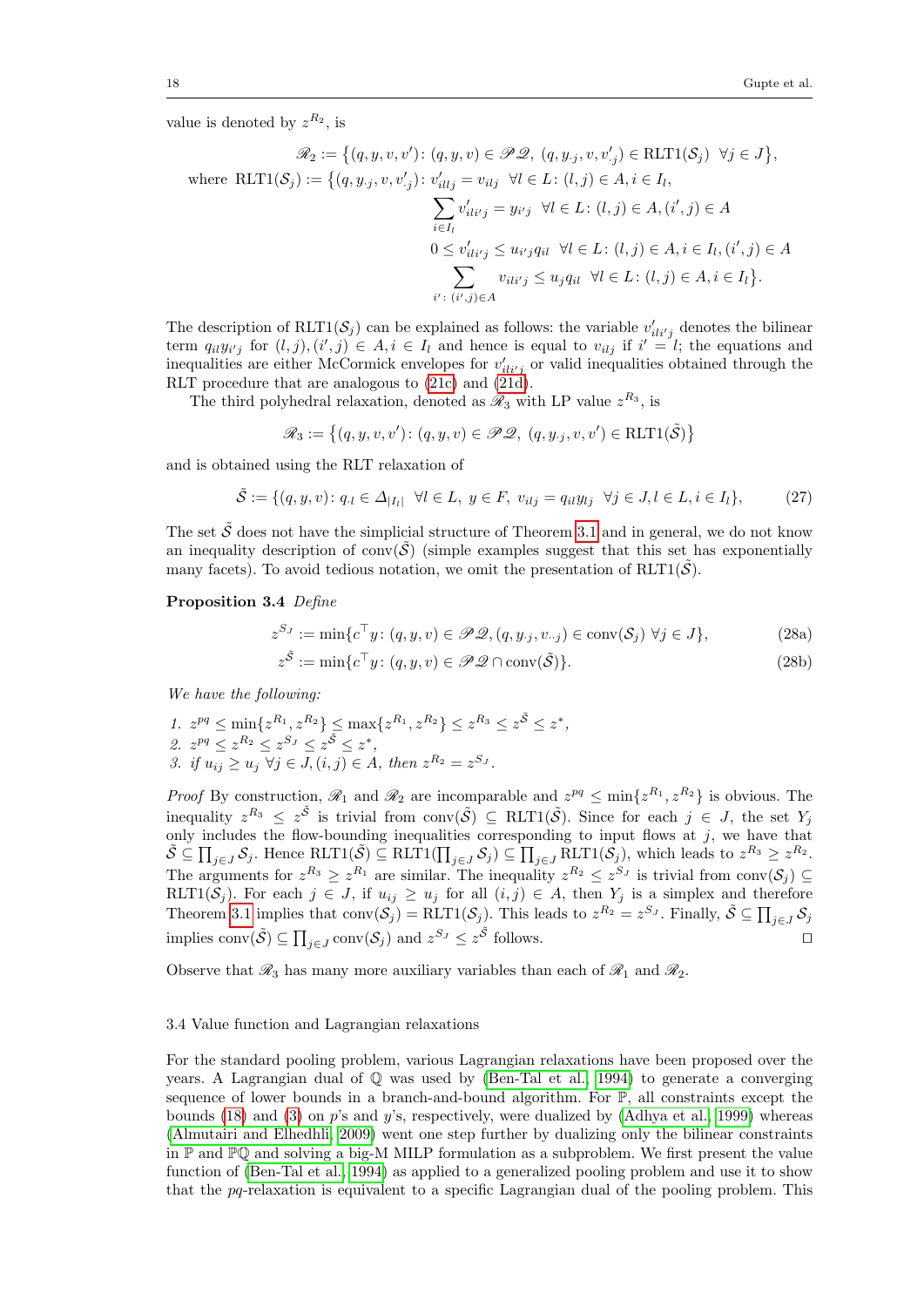value is denoted by $z^{R_2}$, is

$$
\begin{aligned}
\mathscr{R}_2 &:= \{(q,y,v,v')\colon (q,y,v) \in \mathscr{PQ},\ (q,y_{\cdot j},v,v'_{\cdot j}) \in \mathrm{RLT1}(\mathcal{S}_j)\ \ \forall j \in J\}, \\
\text{where } \mathrm{RLT1}(\mathcal{S}_j) &:= \{(q,y_{\cdot j},v,v'_{\cdot j})\colon v'_{illj} = v_{ilj}\ \ \forall l \in L\colon (l,j) \in A, i \in I_l, \\
&\qquad \sum_{i \in I_l} v'_{ili'j} = y_{i'j}\ \ \forall l \in L\colon (l,j) \in A, (i',j) \in A \\
&\qquad 0 \le v'_{ili'j} \le u_{i'j} q_{il}\ \ \forall l \in L\colon (l,j) \in A, i \in I_l, (i',j) \in A \\
&\qquad \sum_{i'\colon (i',j) \in A} v_{ili'j} \le u_j q_{il}\ \ \forall l \in L\colon (l,j) \in A, i \in I_l\}.
\end{aligned}
$$

The description of $\mathrm{RLT1}(\mathcal{S}_j)$ can be explained as follows: the variable $v'_{ili'j}$ denotes the bilinear term $q_{il}y_{i'j}$ for $(l,j),(i',j) \in A, i \in I_l$ and hence is equal to $v_{ilj}$ if $i' = l$; the equations and inequalities are either McCormick envelopes for $v'_{ili'j}$ or valid inequalities obtained through the RLT procedure that are analogous to (21c) and (21d).

The third polyhedral relaxation, denoted as $\mathscr{R}_3$ with LP value $z^{R_3}$, is

$$
\mathscr{R}_3 := \{(q,y,v,v')\colon (q,y,v) \in \mathscr{PQ},\ (q,y_{\cdot j},v,v') \in \mathrm{RLT1}(\tilde{\mathcal{S}})\}
$$

and is obtained using the RLT relaxation of

$$
\tilde{\mathcal{S}} := \{(q,y,v)\colon q_{\cdot l} \in \Delta_{|I_l|}\ \ \forall l \in L,\ y \in F,\ v_{ilj} = q_{il}y_{lj}\ \ \forall j \in J, l \in L, i \in I_l\}, \tag{27}
$$

The set $\tilde{\mathcal{S}}$ does not have the simplicial structure of Theorem 3.1 and in general, we do not know an inequality description of $\mathrm{conv}(\tilde{\mathcal{S}})$ (simple examples suggest that this set has exponentially many facets). To avoid tedious notation, we omit the presentation of $\mathrm{RLT1}(\tilde{\mathcal{S}})$.

**Proposition 3.4** *Define*

$$
z^{S_J} := \min\{c^\top y\colon (q,y,v) \in \mathscr{PQ}, (q,y_{\cdot j},v_{\cdot\cdot j}) \in \mathrm{conv}(\mathcal{S}_j)\ \forall j \in J\}, \tag{28a}
$$

$$
z^{\tilde{S}} := \min\{c^\top y\colon (q,y,v) \in \mathscr{PQ} \cap \mathrm{conv}(\tilde{\mathcal{S}})\}. \tag{28b}
$$

*We have the following:*

1. $z^{pq} \le \min\{z^{R_1}, z^{R_2}\} \le \max\{z^{R_1}, z^{R_2}\} \le z^{R_3} \le z^{\tilde{S}} \le z^*$,
2. $z^{pq} \le z^{R_2} \le z^{S_J} \le z^{\tilde{S}} \le z^*$,
3. *if* $u_{ij} \ge u_j\ \forall j \in J, (i,j) \in A$, *then* $z^{R_2} = z^{S_J}$.

*Proof* By construction, $\mathscr{R}_1$ and $\mathscr{R}_2$ are incomparable and $z^{pq} \le \min\{z^{R_1}, z^{R_2}\}$ is obvious. The inequality $z^{R_3} \le z^{\tilde{S}}$ is trivial from $\mathrm{conv}(\tilde{\mathcal{S}}) \subseteq \mathrm{RLT1}(\tilde{\mathcal{S}})$. Since for each $j \in J$, the set $Y_j$ only includes the flow-bounding inequalities corresponding to input flows at $j$, we have that $\tilde{\mathcal{S}} \subseteq \prod_{j \in J} \mathcal{S}_j$. Hence $\mathrm{RLT1}(\tilde{\mathcal{S}}) \subseteq \mathrm{RLT1}(\prod_{j \in J} \mathcal{S}_j) \subseteq \prod_{j \in J} \mathrm{RLT1}(\mathcal{S}_j)$, which leads to $z^{R_3} \ge z^{R_2}$. The arguments for $z^{R_3} \ge z^{R_1}$ are similar. The inequality $z^{R_2} \le z^{S_J}$ is trivial from $\mathrm{conv}(\mathcal{S}_j) \subseteq \mathrm{RLT1}(\mathcal{S}_j)$. For each $j \in J$, if $u_{ij} \ge u_j$ for all $(i,j) \in A$, then $Y_j$ is a simplex and therefore Theorem 3.1 implies that $\mathrm{conv}(\mathcal{S}_j) = \mathrm{RLT1}(\mathcal{S}_j)$. This leads to $z^{R_2} = z^{S_J}$. Finally, $\tilde{\mathcal{S}} \subseteq \prod_{j \in J} \mathcal{S}_j$ implies $\mathrm{conv}(\tilde{\mathcal{S}}) \subseteq \prod_{j \in J} \mathrm{conv}(\mathcal{S}_j)$ and $z^{S_J} \le z^{\tilde{S}}$ follows. ◻

Observe that $\mathscr{R}_3$ has many more auxiliary variables than each of $\mathscr{R}_1$ and $\mathscr{R}_2$.

### 3.4 Value function and Lagrangian relaxations

For the standard pooling problem, various Lagrangian relaxations have been proposed over the years. A Lagrangian dual of $\mathbb{Q}$ was used by (Ben-Tal et al., 1994) to generate a converging sequence of lower bounds in a branch-and-bound algorithm. For $\mathbb{P}$, all constraints except the bounds (18) and (3) on $p$'s and $y$'s, respectively, were dualized by (Adhya et al., 1999) whereas (Almutairi and Elhedhli, 2009) went one step further by dualizing only the bilinear constraints in $\mathbb{P}$ and $\mathbb{PQ}$ and solving a big-M MILP formulation as a subproblem. We first present the value function of (Ben-Tal et al., 1994) as applied to a generalized pooling problem and use it to show that the $pq$-relaxation is equivalent to a specific Lagrangian dual of the pooling problem. This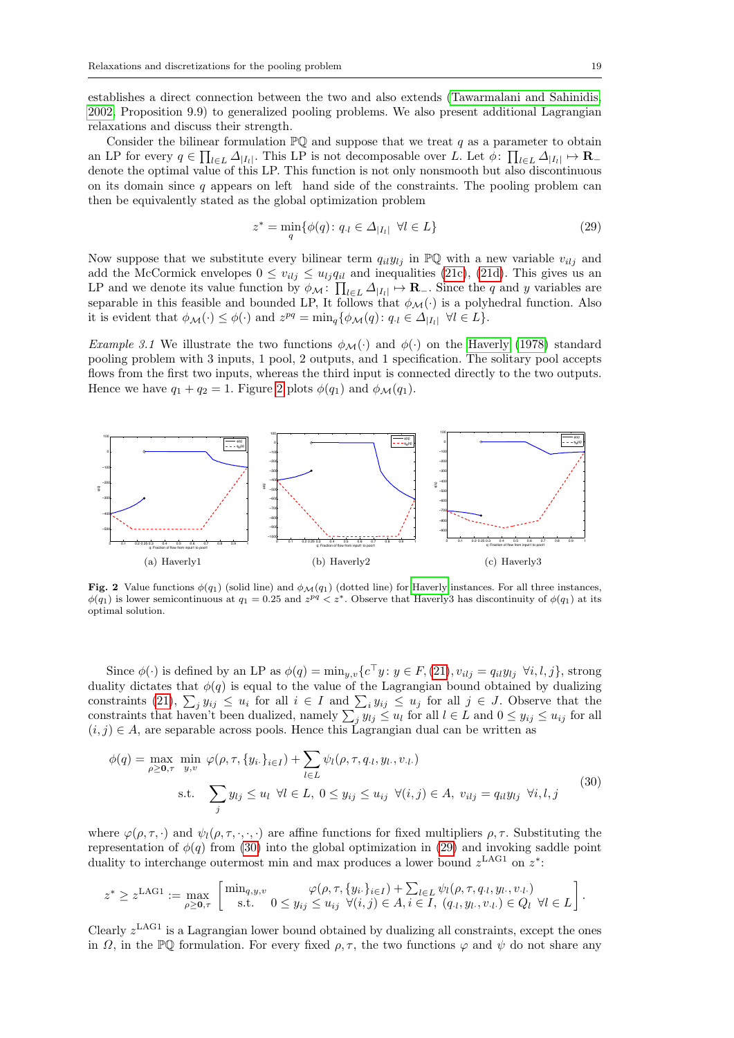establishes a direct connection between the two and also extends (Tawarmalani and Sahinidis, 2002, Proposition 9.9) to generalized pooling problems. We also present additional Lagrangian relaxations and discuss their strength.

Consider the bilinear formulation $\mathbb{PQ}$ and suppose that we treat $q$ as a parameter to obtain an LP for every $q \in \prod_{l\in L} \Delta_{|I_l|}$. This LP is not decomposable over $L$. Let $\phi\colon \prod_{l\in L} \Delta_{|I_l|} \mapsto \mathbf{R}_-$ denote the optimal value of this LP. This function is not only nonsmooth but also discontinuous on its domain since $q$ appears on left hand side of the constraints. The pooling problem can then be equivalently stated as the global optimization problem

$$z^* = \min_q \{\phi(q) \colon q_{\cdot l} \in \Delta_{|I_l|} \ \ \forall l \in L\} \tag{29}$$

Now suppose that we substitute every bilinear term $q_{il}y_{lj}$ in $\mathbb{PQ}$ with a new variable $v_{ilj}$ and add the McCormick envelopes $0 \leq v_{ilj} \leq u_{lj}q_{il}$ and inequalities (21c), (21d). This gives us an LP and we denote its value function by $\phi_{\mathcal{M}}\colon \prod_{l\in L} \Delta_{|I_l|} \mapsto \mathbf{R}_-$. Since the $q$ and $y$ variables are separable in this feasible and bounded LP, It follows that $\phi_{\mathcal{M}}(\cdot)$ is a polyhedral function. Also it is evident that $\phi_{\mathcal{M}}(\cdot) \leq \phi(\cdot)$ and $z^{pq} = \min_q\{\phi_{\mathcal{M}}(q) \colon q_{\cdot l} \in \Delta_{|I_l|} \ \ \forall l \in L\}$.

*Example 3.1* We illustrate the two functions $\phi_{\mathcal{M}}(\cdot)$ and $\phi(\cdot)$ on the Haverly (1978) standard pooling problem with 3 inputs, 1 pool, 2 outputs, and 1 specification. The solitary pool accepts flows from the first two inputs, whereas the third input is connected directly to the two outputs. Hence we have $q_1 + q_2 = 1$. Figure 2 plots $\phi(q_1)$ and $\phi_{\mathcal{M}}(q_1)$.

(a) Haverly1 (b) Haverly2 (c) Haverly3

**Fig. 2** Value functions $\phi(q_1)$ (solid line) and $\phi_{\mathcal{M}}(q_1)$ (dotted line) for Haverly instances. For all three instances, $\phi(q_1)$ is lower semicontinuous at $q_1 = 0.25$ and $z^{pq} < z^*$. Observe that Haverly3 has discontinuity of $\phi(q_1)$ at its optimal solution.

Since $\phi(\cdot)$ is defined by an LP as $\phi(q) = \min_{y,v}\{c^\top y \colon y \in F, (21), v_{ilj} = q_{il}y_{lj} \ \forall i, l, j\}$, strong duality dictates that $\phi(q)$ is equal to the value of the Lagrangian bound obtained by dualizing constraints (21), $\sum_j y_{ij} \leq u_i$ for all $i \in I$ and $\sum_i y_{ij} \leq u_j$ for all $j \in J$. Observe that the constraints that haven't been dualized, namely $\sum_j y_{lj} \leq u_l$ for all $l \in L$ and $0 \leq y_{ij} \leq u_{ij}$ for all $(i,j) \in A$, are separable across pools. Hence this Lagrangian dual can be written as

$$\begin{aligned}
\phi(q) = \max_{\rho \geq \mathbf{0}, \tau} \ \min_{y,v} \ & \varphi(\rho, \tau, \{y_{i\cdot}\}_{i\in I}) + \sum_{l\in L} \psi_l(\rho, \tau, q_{\cdot l}, y_{l\cdot}, v_{\cdot l\cdot}) \\
\text{s.t.} \ \ & \sum_j y_{lj} \leq u_l \ \ \forall l \in L, \ 0 \leq y_{ij} \leq u_{ij} \ \ \forall (i,j) \in A, \ v_{ilj} = q_{il}y_{lj} \ \ \forall i, l, j
\end{aligned} \tag{30}$$

where $\varphi(\rho, \tau, \cdot)$ and $\psi_l(\rho, \tau, \cdot, \cdot, \cdot)$ are affine functions for fixed multipliers $\rho, \tau$. Substituting the representation of $\phi(q)$ from (30) into the global optimization in (29) and invoking saddle point duality to interchange outermost min and max produces a lower bound $z^{\text{LAG1}}$ on $z^*$:

$$z^* \geq z^{\text{LAG1}} := \max_{\rho \geq \mathbf{0}, \tau} \begin{bmatrix} \min_{q,y,v} & \varphi(\rho, \tau, \{y_{i\cdot}\}_{i\in I}) + \sum_{l\in L} \psi_l(\rho, \tau, q_{\cdot l}, y_{l\cdot}, v_{\cdot l\cdot}) \\ \text{s.t.} & 0 \leq y_{ij} \leq u_{ij} \ \ \forall (i,j) \in A, i \in I, \ (q_{\cdot l}, y_{l\cdot}, v_{\cdot l\cdot}) \in Q_l \ \ \forall l \in L \end{bmatrix}.$$

Clearly $z^{\text{LAG1}}$ is a Lagrangian lower bound obtained by dualizing all constraints, except the ones in $\Omega$, in the $\mathbb{PQ}$ formulation. For every fixed $\rho, \tau$, the two functions $\varphi$ and $\psi$ do not share any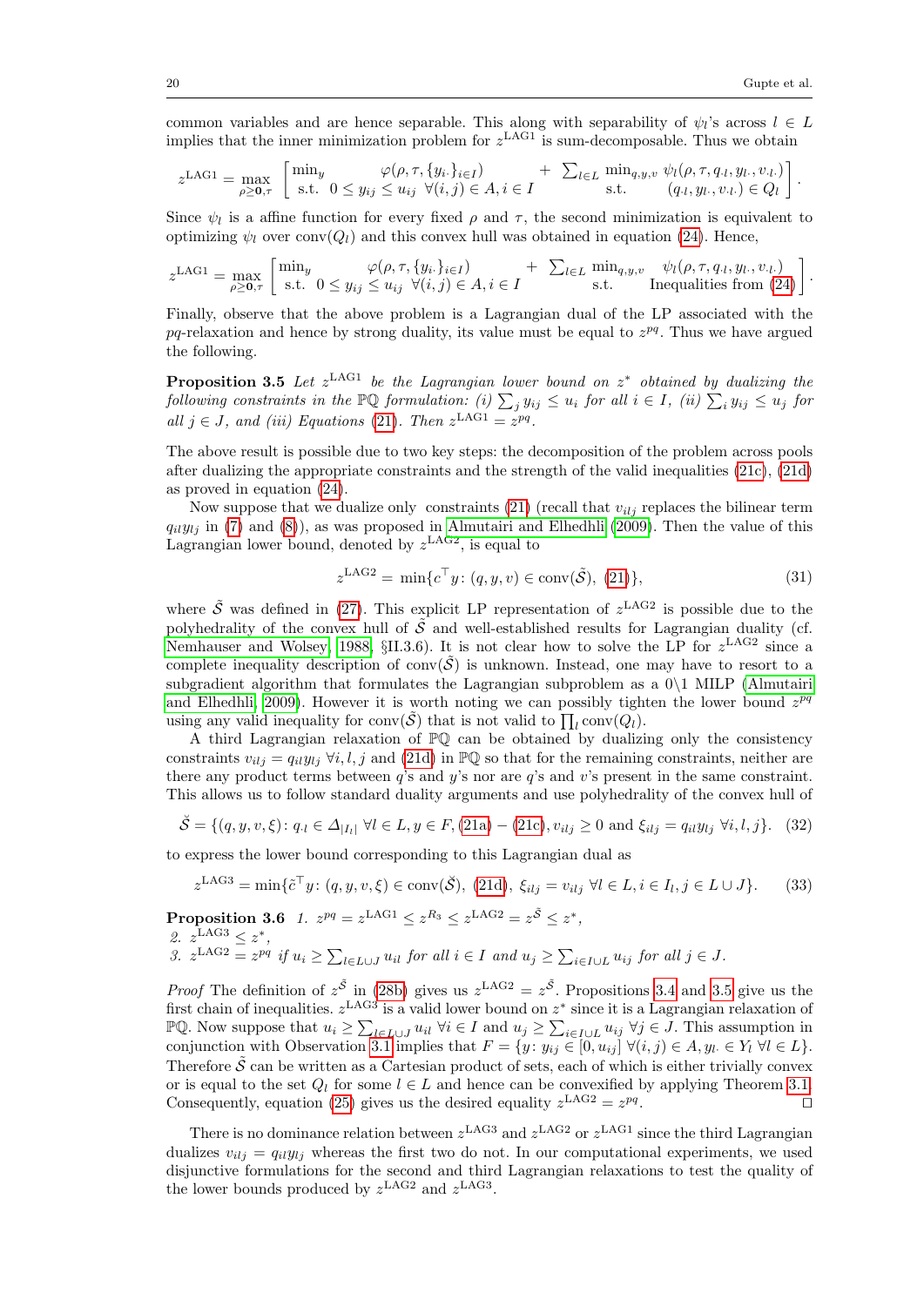common variables and are hence separable. This along with separability of $\psi_l$'s across $l \in L$ implies that the inner minimization problem for $z^{\text{LAG1}}$ is sum-decomposable. Thus we obtain

$$z^{\text{LAG1}} = \max_{\rho \geq \mathbf{0}, \tau} \left[ \begin{array}{ll} \min_y & \varphi(\rho, \tau, \{y_{i\cdot}\}_{i \in I}) \\ \text{s.t.} & 0 \leq y_{ij} \leq u_{ij} \ \ \forall (i,j) \in A, i \in I \end{array} + \sum_{l \in L} \begin{array}{ll} \min_{q,y,v} & \psi_l(\rho, \tau, q_{\cdot l}, y_{l\cdot}, v_{\cdot l \cdot}) \\ \text{s.t.} & (q_{\cdot l}, y_{l\cdot}, v_{\cdot l \cdot}) \in Q_l \end{array} \right].$$

Since $\psi_l$ is a affine function for every fixed $\rho$ and $\tau$, the second minimization is equivalent to optimizing $\psi_l$ over $\text{conv}(Q_l)$ and this convex hull was obtained in equation (24). Hence,

$$z^{\text{LAG1}} = \max_{\rho \geq \mathbf{0}, \tau} \left[ \begin{array}{ll} \min_y & \varphi(\rho, \tau, \{y_{i\cdot}\}_{i \in I}) \\ \text{s.t.} & 0 \leq y_{ij} \leq u_{ij} \ \ \forall (i,j) \in A, i \in I \end{array} + \sum_{l \in L} \begin{array}{ll} \min_{q,y,v} & \psi_l(\rho, \tau, q_{\cdot l}, y_{l\cdot}, v_{\cdot l \cdot}) \\ \text{s.t.} & \text{Inequalities from (24)} \end{array} \right].$$

Finally, observe that the above problem is a Lagrangian dual of the LP associated with the $pq$-relaxation and hence by strong duality, its value must be equal to $z^{pq}$. Thus we have argued the following.

**Proposition 3.5** *Let $z^{\text{LAG1}}$ be the Lagrangian lower bound on $z^*$ obtained by dualizing the following constraints in the $\mathbb{PQ}$ formulation: (i) $\sum_j y_{ij} \leq u_i$ for all $i \in I$, (ii) $\sum_i y_{ij} \leq u_j$ for all $j \in J$, and (iii) Equations (21). Then $z^{\text{LAG1}} = z^{pq}$.*

The above result is possible due to two key steps: the decomposition of the problem across pools after dualizing the appropriate constraints and the strength of the valid inequalities (21c), (21d) as proved in equation (24).

Now suppose that we dualize only constraints (21) (recall that $v_{ilj}$ replaces the bilinear term $q_{il}y_{lj}$ in (7) and (8)), as was proposed in Almutairi and Elhedhli (2009). Then the value of this Lagrangian lower bound, denoted by $z^{\text{LAG2}}$, is equal to

$$z^{\text{LAG2}} = \min\{c^\top y \colon (q, y, v) \in \text{conv}(\tilde{\mathcal{S}}), \ (21)\}, \tag{31}$$

where $\tilde{\mathcal{S}}$ was defined in (27). This explicit LP representation of $z^{\text{LAG2}}$ is possible due to the polyhedrality of the convex hull of $\tilde{\mathcal{S}}$ and well-established results for Lagrangian duality (cf. Nemhauser and Wolsey 1988, §II.3.6). It is not clear how to solve the LP for $z^{\text{LAG2}}$ since a complete inequality description of $\text{conv}(\tilde{\mathcal{S}})$ is unknown. Instead, one may have to resort to a subgradient algorithm that formulates the Lagrangian subproblem as a 0\1 MILP (Almutairi and Elhedhli 2009). However it is worth noting we can possibly tighten the lower bound $z^{pq}$ using any valid inequality for $\text{conv}(\tilde{\mathcal{S}})$ that is not valid to $\prod_l \text{conv}(Q_l)$.

A third Lagrangian relaxation of $\mathbb{PQ}$ can be obtained by dualizing only the consistency constraints $v_{ilj} = q_{il}y_{lj} \ \forall i, l, j$ and (21d) in $\mathbb{PQ}$ so that for the remaining constraints, neither are there any product terms between $q$'s and $y$'s nor are $q$'s and $v$'s present in the same constraint. This allows us to follow standard duality arguments and use polyhedrality of the convex hull of

$$\breve{\mathcal{S}} = \{(q, y, v, \xi) \colon q_{\cdot l} \in \Delta_{|I_l|} \ \forall l \in L, y \in F, \text{(21a)} - \text{(21c)}, v_{ilj} \geq 0 \text{ and } \xi_{ilj} = q_{il}y_{lj} \ \forall i, l, j\}. \tag{32}$$

to express the lower bound corresponding to this Lagrangian dual as

$$z^{\text{LAG3}} = \min\{\tilde{c}^\top y \colon (q, y, v, \xi) \in \text{conv}(\breve{\mathcal{S}}), \ \text{(21d)}, \ \xi_{ilj} = v_{ilj} \ \forall l \in L, i \in I_l, j \in L \cup J\}. \tag{33}$$

**Proposition 3.6** *1. $z^{pq} = z^{\text{LAG1}} \leq z^{R_3} \leq z^{\text{LAG2}} = z^{\tilde{\mathcal{S}}} \leq z^*$,*
*2. $z^{\text{LAG3}} \leq z^*$,*
*3. $z^{\text{LAG2}} = z^{pq}$ if $u_i \geq \sum_{l \in L \cup J} u_{il}$ for all $i \in I$ and $u_j \geq \sum_{i \in I \cup L} u_{ij}$ for all $j \in J$.*

*Proof* The definition of $z^{\tilde{\mathcal{S}}}$ in (28b) gives us $z^{\text{LAG2}} = z^{\tilde{\mathcal{S}}}$. Propositions 3.4 and 3.5 give us the first chain of inequalities. $z^{\text{LAG3}}$ is a valid lower bound on $z^*$ since it is a Lagrangian relaxation of $\mathbb{PQ}$. Now suppose that $u_i \geq \sum_{l \in L \cup J} u_{il} \ \forall i \in I$ and $u_j \geq \sum_{i \in I \cup L} u_{ij} \ \forall j \in J$. This assumption in conjunction with Observation 3.1 implies that $F = \{y \colon y_{ij} \in [0, u_{ij}] \ \forall (i,j) \in A, y_{l\cdot} \in Y_l \ \forall l \in L\}$. Therefore $\tilde{\mathcal{S}}$ can be written as a Cartesian product of sets, each of which is either trivially convex or is equal to the set $Q_l$ for some $l \in L$ and hence can be convexified by applying Theorem 3.1. Consequently, equation (25) gives us the desired equality $z^{\text{LAG2}} = z^{pq}$. □

There is no dominance relation between $z^{\text{LAG3}}$ and $z^{\text{LAG2}}$ or $z^{\text{LAG1}}$ since the third Lagrangian dualizes $v_{ilj} = q_{il}y_{lj}$ whereas the first two do not. In our computational experiments, we used disjunctive formulations for the second and third Lagrangian relaxations to test the quality of the lower bounds produced by $z^{\text{LAG2}}$ and $z^{\text{LAG3}}$.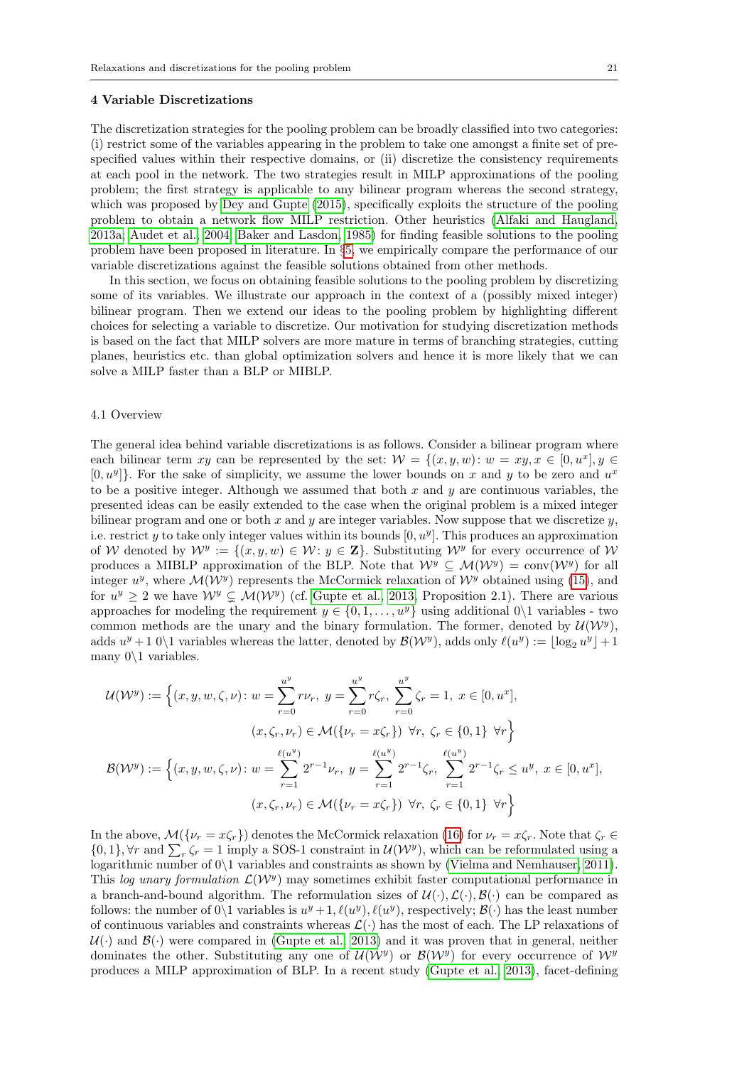## 4 Variable Discretizations

The discretization strategies for the pooling problem can be broadly classified into two categories: (i) restrict some of the variables appearing in the problem to take one amongst a finite set of pre-specified values within their respective domains, or (ii) discretize the consistency requirements at each pool in the network. The two strategies result in MILP approximations of the pooling problem; the first strategy is applicable to any bilinear program whereas the second strategy, which was proposed by Dey and Gupte (2015), specifically exploits the structure of the pooling problem to obtain a network flow MILP restriction. Other heuristics (Alfaki and Haugland, 2013a; Audet et al., 2004; Baker and Lasdon, 1985) for finding feasible solutions to the pooling problem have been proposed in literature. In §5, we empirically compare the performance of our variable discretizations against the feasible solutions obtained from other methods.

In this section, we focus on obtaining feasible solutions to the pooling problem by discretizing some of its variables. We illustrate our approach in the context of a (possibly mixed integer) bilinear program. Then we extend our ideas to the pooling problem by highlighting different choices for selecting a variable to discretize. Our motivation for studying discretization methods is based on the fact that MILP solvers are more mature in terms of branching strategies, cutting planes, heuristics etc. than global optimization solvers and hence it is more likely that we can solve a MILP faster than a BLP or MIBLP.

### 4.1 Overview

The general idea behind variable discretizations is as follows. Consider a bilinear program where each bilinear term $xy$ can be represented by the set: $\mathcal{W} = \{(x, y, w) \colon w = xy, x \in [0, u^x], y \in [0, u^y]\}$. For the sake of simplicity, we assume the lower bounds on $x$ and $y$ to be zero and $u^x$ to be a positive integer. Although we assumed that both $x$ and $y$ are continuous variables, the presented ideas can be easily extended to the case when the original problem is a mixed integer bilinear program and one or both $x$ and $y$ are integer variables. Now suppose that we discretize $y$, i.e. restrict $y$ to take only integer values within its bounds $[0, u^y]$. This produces an approximation of $\mathcal{W}$ denoted by $\mathcal{W}^y := \{(x, y, w) \in \mathcal{W} \colon y \in \mathbf{Z}\}$. Substituting $\mathcal{W}^y$ for every occurrence of $\mathcal{W}$ produces a MIBLP approximation of the BLP. Note that $\mathcal{W}^y \subseteq \mathcal{M}(\mathcal{W}^y) = \operatorname{conv}(\mathcal{W}^y)$ for all integer $u^y$, where $\mathcal{M}(\mathcal{W}^y)$ represents the McCormick relaxation of $\mathcal{W}^y$ obtained using (15), and for $u^y \geq 2$ we have $\mathcal{W}^y \subsetneq \mathcal{M}(\mathcal{W}^y)$ (cf. Gupte et al., 2013, Proposition 2.1). There are various approaches for modeling the requirement $y \in \{0, 1, \ldots, u^y\}$ using additional $0\backslash 1$ variables - two common methods are the unary and the binary formulation. The former, denoted by $\mathcal{U}(\mathcal{W}^y)$, adds $u^y + 1$ $0\backslash 1$ variables whereas the latter, denoted by $\mathcal{B}(\mathcal{W}^y)$, adds only $\ell(u^y) := \lfloor \log_2 u^y \rfloor + 1$ many $0\backslash 1$ variables.

$$
\mathcal{U}(\mathcal{W}^y) := \Big\{(x, y, w, \zeta, \nu) \colon w = \sum_{r=0}^{u^y} r\nu_r,\ y = \sum_{r=0}^{u^y} r\zeta_r,\ \sum_{r=0}^{u^y} \zeta_r = 1,\ x \in [0, u^x],
$$

$$
(x, \zeta_r, \nu_r) \in \mathcal{M}(\{\nu_r = x\zeta_r\})\ \forall r,\ \zeta_r \in \{0, 1\}\ \forall r\Big\}
$$

$$
\mathcal{B}(\mathcal{W}^y) := \Big\{(x, y, w, \zeta, \nu) \colon w = \sum_{r=1}^{\ell(u^y)} 2^{r-1}\nu_r,\ y = \sum_{r=1}^{\ell(u^y)} 2^{r-1}\zeta_r,\ \sum_{r=1}^{\ell(u^y)} 2^{r-1}\zeta_r \leq u^y,\ x \in [0, u^x],
$$

$$
(x, \zeta_r, \nu_r) \in \mathcal{M}(\{\nu_r = x\zeta_r\})\ \forall r,\ \zeta_r \in \{0, 1\}\ \forall r\Big\}
$$

In the above, $\mathcal{M}(\{\nu_r = x\zeta_r\})$ denotes the McCormick relaxation (16) for $\nu_r = x\zeta_r$. Note that $\zeta_r \in \{0, 1\}, \forall r$ and $\sum_r \zeta_r = 1$ imply a SOS-1 constraint in $\mathcal{U}(\mathcal{W}^y)$, which can be reformulated using a logarithmic number of $0\backslash 1$ variables and constraints as shown by (Vielma and Nemhauser, 2011). This *log unary formulation* $\mathcal{L}(\mathcal{W}^y)$ may sometimes exhibit faster computational performance in a branch-and-bound algorithm. The reformulation sizes of $\mathcal{U}(\cdot), \mathcal{L}(\cdot), \mathcal{B}(\cdot)$ can be compared as follows: the number of $0\backslash 1$ variables is $u^y + 1, \ell(u^y), \ell(u^y)$, respectively; $\mathcal{B}(\cdot)$ has the least number of continuous variables and constraints whereas $\mathcal{L}(\cdot)$ has the most of each. The LP relaxations of $\mathcal{U}(\cdot)$ and $\mathcal{B}(\cdot)$ were compared in (Gupte et al., 2013) and it was proven that in general, neither dominates the other. Substituting any one of $\mathcal{U}(\mathcal{W}^y)$ or $\mathcal{B}(\mathcal{W}^y)$ for every occurrence of $\mathcal{W}^y$ produces a MILP approximation of BLP. In a recent study (Gupte et al., 2013), facet-defining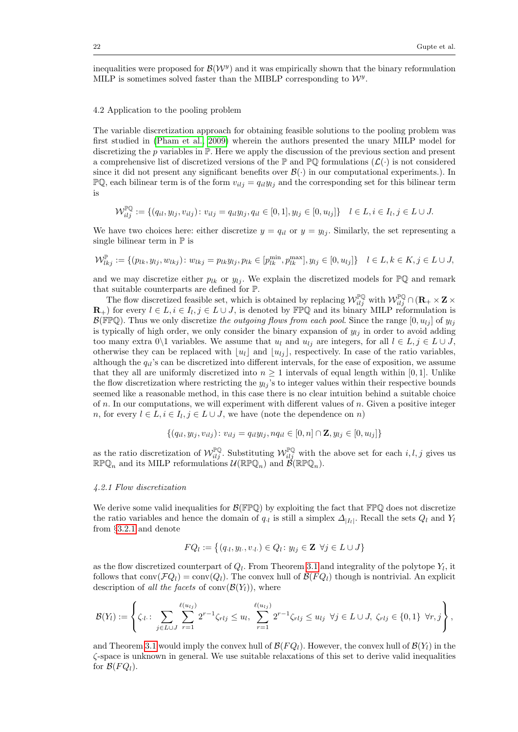inequalities were proposed for $\mathcal{B}(\mathcal{W}^y)$ and it was empirically shown that the binary reformulation MILP is sometimes solved faster than the MIBLP corresponding to $\mathcal{W}^y$.

### 4.2 Application to the pooling problem

The variable discretization approach for obtaining feasible solutions to the pooling problem was first studied in (Pham et al, 2009) wherein the authors presented the unary MILP model for discretizing the $p$ variables in $\mathbb{P}$. Here we apply the discussion of the previous section and present a comprehensive list of discretized versions of the $\mathbb{P}$ and $\mathbb{PQ}$ formulations ($\mathcal{L}(\cdot)$ is not considered since it did not present any significant benefits over $\mathcal{B}(\cdot)$ in our computational experiments.). In $\mathbb{PQ}$, each bilinear term is of the form $v_{ilj} = q_{il}y_{lj}$ and the corresponding set for this bilinear term is

$$\mathcal{W}^{\mathbb{PQ}}_{ilj} := \{(q_{il}, y_{lj}, v_{ilj}) \colon v_{ilj} = q_{il}y_{lj}, q_{il} \in [0,1], y_{lj} \in [0, u_{lj}]\} \quad l \in L, i \in I_l, j \in L \cup J.$$

We have two choices here: either discretize $y = q_{il}$ or $y = y_{lj}$. Similarly, the set representing a single bilinear term in $\mathbb{P}$ is

$$\mathcal{W}^{\mathbb{P}}_{lkj} := \{(p_{lk}, y_{lj}, w_{lkj}) \colon w_{lkj} = p_{lk}y_{lj}, p_{lk} \in [p^{\min}_{lk}, p^{\max}_{lk}], y_{lj} \in [0, u_{lj}]\} \quad l \in L, k \in K, j \in L \cup J,$$

and we may discretize either $p_{lk}$ or $y_{lj}$. We explain the discretized models for $\mathbb{PQ}$ and remark that suitable counterparts are defined for $\mathbb{P}$.

The flow discretized feasible set, which is obtained by replacing $\mathcal{W}^{\mathbb{PQ}}_{ilj}$ with $\mathcal{W}^{\mathbb{PQ}}_{ilj} \cap (\mathbf{R}_+ \times \mathbf{Z} \times \mathbf{R}_+)$ for every $l \in L, i \in I_l, j \in L \cup J$, is denoted by $\mathbb{FPQ}$ and its binary MILP reformulation is $\mathcal{B}(\mathbb{FPQ})$. Thus we only discretize *the outgoing flows from each pool*. Since the range $[0, u_{lj}]$ of $y_{lj}$ is typically of high order, we only consider the binary expansion of $y_{lj}$ in order to avoid adding too many extra 0\1 variables. We assume that $u_l$ and $u_{lj}$ are integers, for all $l \in L, j \in L \cup J$, otherwise they can be replaced with $\lfloor u_l \rfloor$ and $\lfloor u_{lj} \rfloor$, respectively. In case of the ratio variables, although the $q_{il}$'s can be discretized into different intervals, for the ease of exposition, we assume that they all are uniformly discretized into $n \geq 1$ intervals of equal length within $[0,1]$. Unlike the flow discretization where restricting the $y_{lj}$'s to integer values within their respective bounds seemed like a reasonable method, in this case there is no clear intuition behind a suitable choice of $n$. In our computations, we will experiment with different values of $n$. Given a positive integer $n$, for every $l \in L, i \in I_l, j \in L \cup J$, we have (note the dependence on $n$)

$$\{(q_{il}, y_{lj}, v_{ilj}) \colon v_{ilj} = q_{il}y_{lj}, nq_{il} \in [0, n] \cap \mathbf{Z}, y_{lj} \in [0, u_{lj}]\}$$

as the ratio discretization of $\mathcal{W}^{\mathbb{PQ}}_{ilj}$. Substituting $\mathcal{W}^{\mathbb{PQ}}_{ilj}$ with the above set for each $i, l, j$ gives us $\mathbb{RPQ}_n$ and its MILP reformulations $\mathcal{U}(\mathbb{RPQ}_n)$ and $\mathcal{B}(\mathbb{RPQ}_n)$.

#### *4.2.1 Flow discretization*

We derive some valid inequalities for $\mathcal{B}(\mathbb{FPQ})$ by exploiting the fact that $\mathbb{FPQ}$ does not discretize the ratio variables and hence the domain of $q_{\cdot l}$ is still a simplex $\Delta_{|I_l|}$. Recall the sets $Q_l$ and $Y_l$ from §3.2.1 and denote

$$FQ_l := \left\{(q_{\cdot l}, y_{l\cdot}, v_{\cdot l \cdot}) \in Q_l \colon y_{lj} \in \mathbf{Z} \;\; \forall j \in L \cup J\right\}$$

as the flow discretized counterpart of $Q_l$. From Theorem 3.1 and integrality of the polytope $Y_l$, it follows that $\operatorname{conv}(\mathcal{F}Q_l) = \operatorname{conv}(Q_l)$. The convex hull of $\mathcal{B}(FQ_l)$ though is nontrivial. An explicit description of *all the facets* of $\operatorname{conv}(\mathcal{B}(Y_l))$, where

$$\mathcal{B}(Y_l) := \left\{ \zeta_{\cdot l \cdot} \colon \sum_{j \in L \cup J} \sum_{r=1}^{\ell(u_{lj})} 2^{r-1}\zeta_{rlj} \leq u_l, \; \sum_{r=1}^{\ell(u_{lj})} 2^{r-1}\zeta_{rlj} \leq u_{lj} \;\; \forall j \in L \cup J, \; \zeta_{rlj} \in \{0,1\} \;\; \forall r, j \right\},$$

and Theorem 3.1 would imply the convex hull of $\mathcal{B}(FQ_l)$. However, the convex hull of $\mathcal{B}(Y_l)$ in the $\zeta$-space is unknown in general. We use suitable relaxations of this set to derive valid inequalities for $\mathcal{B}(FQ_l)$.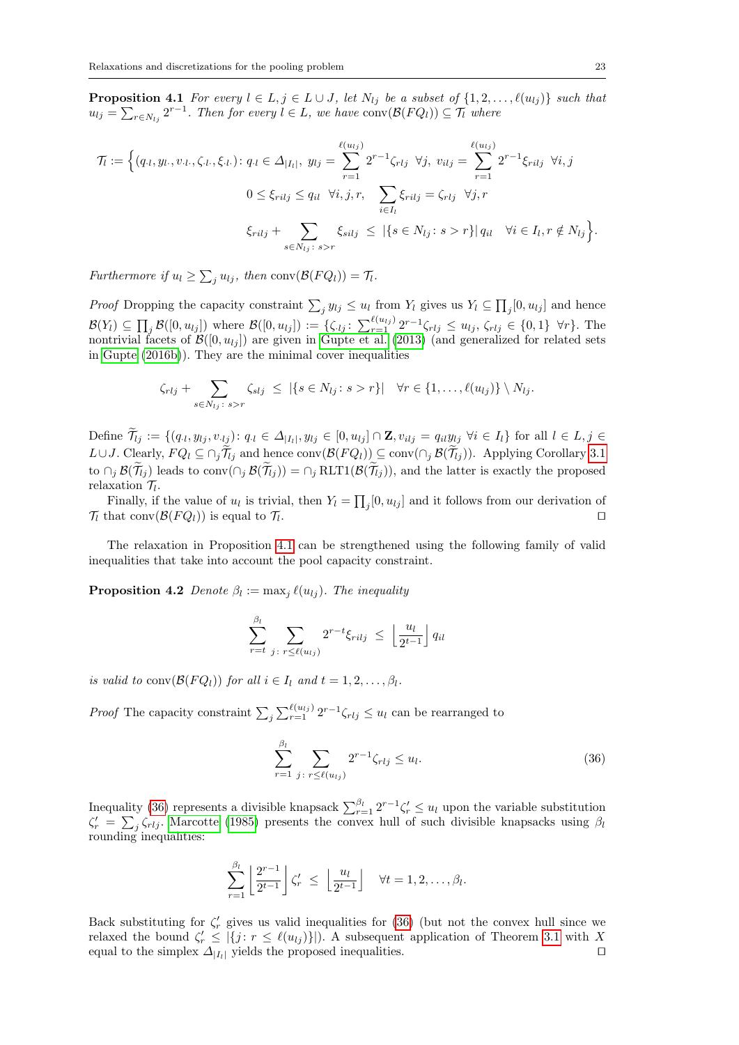**Proposition 4.1** *For every $l \in L, j \in L \cup J$, let $N_{lj}$ be a subset of $\{1, 2, \dots, \ell(u_{lj})\}$ such that $u_{lj} = \sum_{r \in N_{lj}} 2^{r-1}$. Then for every $l \in L$, we have $\operatorname{conv}(\mathcal{B}(FQ_l)) \subseteq \mathcal{T}_l$ where*

$$
\begin{aligned}
\mathcal{T}_l := \Big\{ (q_{\cdot l}, y_{l \cdot}, v_{\cdot l \cdot}, \zeta_{\cdot l \cdot}, \xi_{\cdot l \cdot}) \colon\ & q_{\cdot l} \in \Delta_{|I_l|},\ y_{lj} = \sum_{r=1}^{\ell(u_{lj})} 2^{r-1} \zeta_{rlj} \ \ \forall j,\ v_{ilj} = \sum_{r=1}^{\ell(u_{lj})} 2^{r-1} \xi_{rilj} \ \ \forall i,j \\
& 0 \le \xi_{rilj} \le q_{il} \ \ \forall i,j,r, \quad \sum_{i \in I_l} \xi_{rilj} = \zeta_{rlj} \ \ \forall j,r \\
& \xi_{rilj} + \sum_{s \in N_{lj} \colon s > r} \xi_{silj} \ \le\ |\{s \in N_{lj} \colon s > r\}|\, q_{il} \quad \forall i \in I_l, r \notin N_{lj} \Big\}.
\end{aligned}
$$

*Furthermore if $u_l \ge \sum_j u_{lj}$, then $\operatorname{conv}(\mathcal{B}(FQ_l)) = \mathcal{T}_l$.*

*Proof* Dropping the capacity constraint $\sum_j y_{lj} \le u_l$ from $Y_l$ gives us $Y_l \subseteq \prod_j [0, u_{lj}]$ and hence $\mathcal{B}(Y_l) \subseteq \prod_j \mathcal{B}([0, u_{lj}])$ where $\mathcal{B}([0, u_{lj}]) := \{\zeta_{\cdot lj} \colon \sum_{r=1}^{\ell(u_{lj})} 2^{r-1} \zeta_{rlj} \le u_{lj},\ \zeta_{rlj} \in \{0,1\}\ \forall r\}$. The nontrivial facets of $\mathcal{B}([0, u_{lj}])$ are given in Gupte et al. (2013) (and generalized for related sets in Gupte (2016b)). They are the minimal cover inequalities

$$
\zeta_{rlj} + \sum_{s \in N_{lj} \colon s > r} \zeta_{slj} \ \le\ |\{s \in N_{lj} \colon s > r\}| \quad \forall r \in \{1, \dots, \ell(u_{lj})\} \setminus N_{lj}.
$$

Define $\widetilde{\mathcal{T}}_{lj} := \{(q_{\cdot l}, y_{lj}, v_{\cdot lj}) \colon q_{\cdot l} \in \Delta_{|I_l|}, y_{lj} \in [0, u_{lj}] \cap \mathbf{Z}, v_{ilj} = q_{il} y_{lj}\ \forall i \in I_l\}$ for all $l \in L, j \in L \cup J$. Clearly, $FQ_l \subseteq \cap_j \widetilde{\mathcal{T}}_{lj}$ and hence $\operatorname{conv}(\mathcal{B}(FQ_l)) \subseteq \operatorname{conv}(\cap_j \mathcal{B}(\widetilde{\mathcal{T}}_{lj}))$. Applying Corollary 3.1 to $\cap_j \mathcal{B}(\widetilde{\mathcal{T}}_{lj})$ leads to $\operatorname{conv}(\cap_j \mathcal{B}(\widetilde{\mathcal{T}}_{lj})) = \cap_j \operatorname{RLT1}(\mathcal{B}(\widetilde{\mathcal{T}}_{lj}))$, and the latter is exactly the proposed relaxation $\mathcal{T}_l$.

Finally, if the value of $u_l$ is trivial, then $Y_l = \prod_j [0, u_{lj}]$ and it follows from our derivation of $\mathcal{T}_l$ that $\operatorname{conv}(\mathcal{B}(FQ_l))$ is equal to $\mathcal{T}_l$. □

The relaxation in Proposition 4.1 can be strengthened using the following family of valid inequalities that take into account the pool capacity constraint.

**Proposition 4.2** *Denote $\beta_l := \max_j \ell(u_{lj})$. The inequality*

$$
\sum_{r=t}^{\beta_l} \sum_{j \colon r \le \ell(u_{lj})} 2^{r-t} \xi_{rilj} \ \le\ \left\lfloor \frac{u_l}{2^{t-1}} \right\rfloor q_{il}
$$

*is valid to $\operatorname{conv}(\mathcal{B}(FQ_l))$ for all $i \in I_l$ and $t = 1, 2, \dots, \beta_l$.*

*Proof* The capacity constraint $\sum_j \sum_{r=1}^{\ell(u_{lj})} 2^{r-1} \zeta_{rlj} \le u_l$ can be rearranged to

$$
\sum_{r=1}^{\beta_l} \sum_{j \colon r \le \ell(u_{lj})} 2^{r-1} \zeta_{rlj} \le u_l. \tag{36}
$$

Inequality (36) represents a divisible knapsack $\sum_{r=1}^{\beta_l} 2^{r-1} \zeta'_r \le u_l$ upon the variable substitution $\zeta'_r = \sum_j \zeta_{rlj}$. Marcotte (1985) presents the convex hull of such divisible knapsacks using $\beta_l$ rounding inequalities:

$$
\sum_{r=1}^{\beta_l} \left\lfloor \frac{2^{r-1}}{2^{t-1}} \right\rfloor \zeta'_r \ \le\ \left\lfloor \frac{u_l}{2^{t-1}} \right\rfloor \quad \forall t = 1, 2, \dots, \beta_l.
$$

Back substituting for $\zeta'_r$ gives us valid inequalities for (36) (but not the convex hull since we relaxed the bound $\zeta'_r \le |\{j \colon r \le \ell(u_{lj})\}|$). A subsequent application of Theorem 3.1 with $X$ equal to the simplex $\Delta_{|I_l|}$ yields the proposed inequalities. □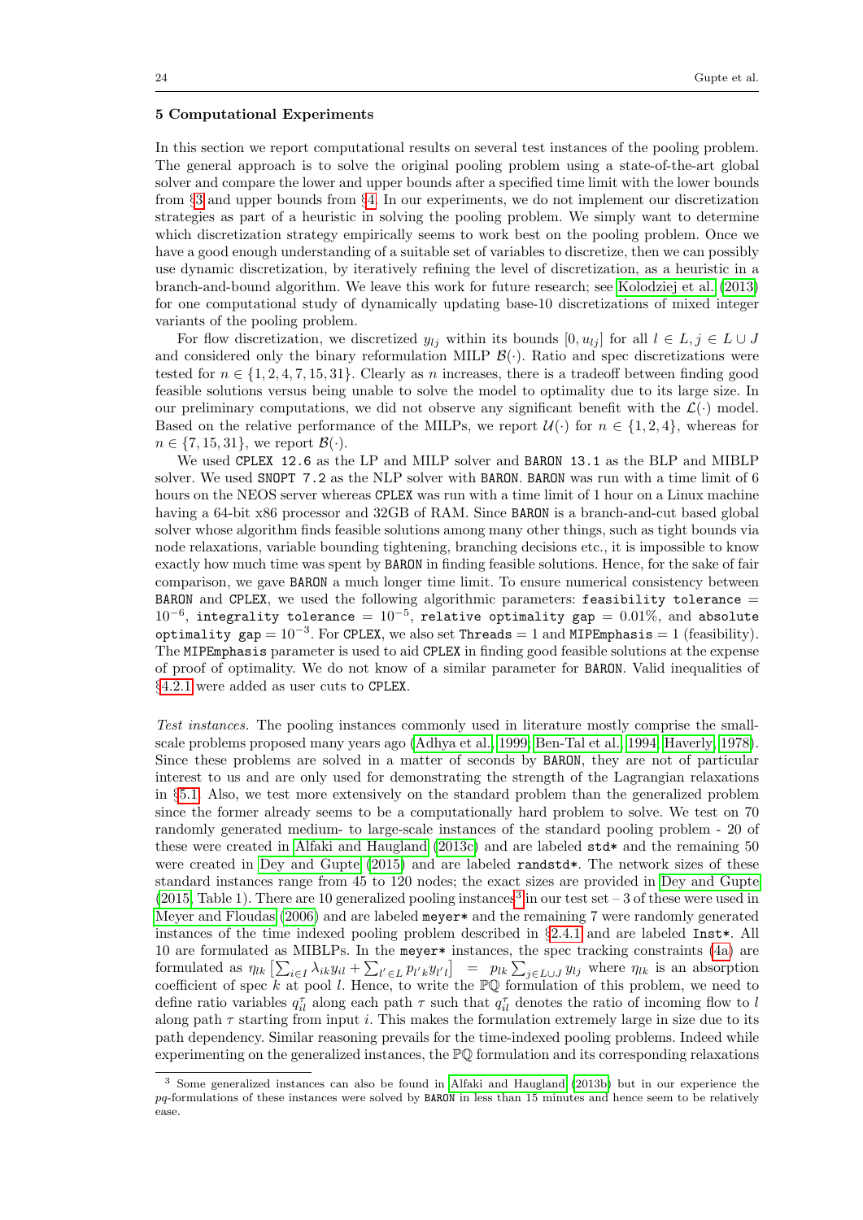## 5 Computational Experiments

In this section we report computational results on several test instances of the pooling problem. The general approach is to solve the original pooling problem using a state-of-the-art global solver and compare the lower and upper bounds after a specified time limit with the lower bounds from §3 and upper bounds from §4. In our experiments, we do not implement our discretization strategies as part of a heuristic in solving the pooling problem. We simply want to determine which discretization strategy empirically seems to work best on the pooling problem. Once we have a good enough understanding of a suitable set of variables to discretize, then we can possibly use dynamic discretization, by iteratively refining the level of discretization, as a heuristic in a branch-and-bound algorithm. We leave this work for future research; see Kolodziej et al. (2013) for one computational study of dynamically updating base-10 discretizations of mixed integer variants of the pooling problem.

For flow discretization, we discretized $y_{lj}$ within its bounds $[0, u_{lj}]$ for all $l \in L, j \in L \cup J$ and considered only the binary reformulation MILP $\mathcal{B}(\cdot)$. Ratio and spec discretizations were tested for $n \in \{1, 2, 4, 7, 15, 31\}$. Clearly as $n$ increases, there is a tradeoff between finding good feasible solutions versus being unable to solve the model to optimality due to its large size. In our preliminary computations, we did not observe any significant benefit with the $\mathcal{L}(\cdot)$ model. Based on the relative performance of the MILPs, we report $\mathcal{U}(\cdot)$ for $n \in \{1, 2, 4\}$, whereas for $n \in \{7, 15, 31\}$, we report $\mathcal{B}(\cdot)$.

We used `CPLEX 12.6` as the LP and MILP solver and `BARON 13.1` as the BLP and MIBLP solver. We used `SNOPT 7.2` as the NLP solver with `BARON`. `BARON` was run with a time limit of 6 hours on the NEOS server whereas `CPLEX` was run with a time limit of 1 hour on a Linux machine having a 64-bit x86 processor and 32GB of RAM. Since `BARON` is a branch-and-cut based global solver whose algorithm finds feasible solutions among many other things, such as tight bounds via node relaxations, variable bounding tightening, branching decisions etc., it is impossible to know exactly how much time was spent by `BARON` in finding feasible solutions. Hence, for the sake of fair comparison, we gave `BARON` a much longer time limit. To ensure numerical consistency between `BARON` and `CPLEX`, we used the following algorithmic parameters: `feasibility tolerance` $= 10^{-6}$, `integrality tolerance` $= 10^{-5}$, `relative optimality gap` $= 0.01\%$, and `absolute optimality gap` $= 10^{-3}$. For `CPLEX`, we also set `Threads` $= 1$ and `MIPEmphasis` $= 1$ (feasibility). The `MIPEmphasis` parameter is used to aid `CPLEX` in finding good feasible solutions at the expense of proof of optimality. We do not know of a similar parameter for `BARON`. Valid inequalities of §4.2.1 were added as user cuts to `CPLEX`.

*Test instances.* The pooling instances commonly used in literature mostly comprise the small-scale problems proposed many years ago (Adhya et al., 1999; Ben-Tal et al., 1994; Haverly, 1978). Since these problems are solved in a matter of seconds by `BARON`, they are not of particular interest to us and are only used for demonstrating the strength of the Lagrangian relaxations in §5.1. Also, we test more extensively on the standard problem than the generalized problem since the former already seems to be a computationally hard problem to solve. We test on 70 randomly generated medium- to large-scale instances of the standard pooling problem - 20 of these were created in Alfaki and Haugland (2013c) and are labeled `std*` and the remaining 50 were created in Dey and Gupte (2015) and are labeled `randstd*`. The network sizes of these standard instances range from 45 to 120 nodes; the exact sizes are provided in Dey and Gupte (2015, Table 1). There are 10 generalized pooling instances[3] in our test set – 3 of these were used in Meyer and Floudas (2006) and are labeled `meyer*` and the remaining 7 were randomly generated instances of the time indexed pooling problem described in §2.4.1 and are labeled `Inst*`. All 10 are formulated as MIBLPs. In the `meyer*` instances, the spec tracking constraints (4a) are formulated as $\eta_{lk}\left[\sum_{i\in I}\lambda_{ik}y_{il} + \sum_{l'\in L}p_{l'k}y_{l'l}\right] = p_{lk}\sum_{j\in L\cup J}y_{lj}$ where $\eta_{lk}$ is an absorption coefficient of spec $k$ at pool $l$. Hence, to write the $\mathbb{PQ}$ formulation of this problem, we need to define ratio variables $q_{il}^{\tau}$ along each path $\tau$ such that $q_{il}^{\tau}$ denotes the ratio of incoming flow to $l$ along path $\tau$ starting from input $i$. This makes the formulation extremely large in size due to its path dependency. Similar reasoning prevails for the time-indexed pooling problems. Indeed while experimenting on the generalized instances, the $\mathbb{PQ}$ formulation and its corresponding relaxations

[3] Some generalized instances can also be found in Alfaki and Haugland (2013b) but in our experience the *pq*-formulations of these instances were solved by `BARON` in less than 15 minutes and hence seem to be relatively ease.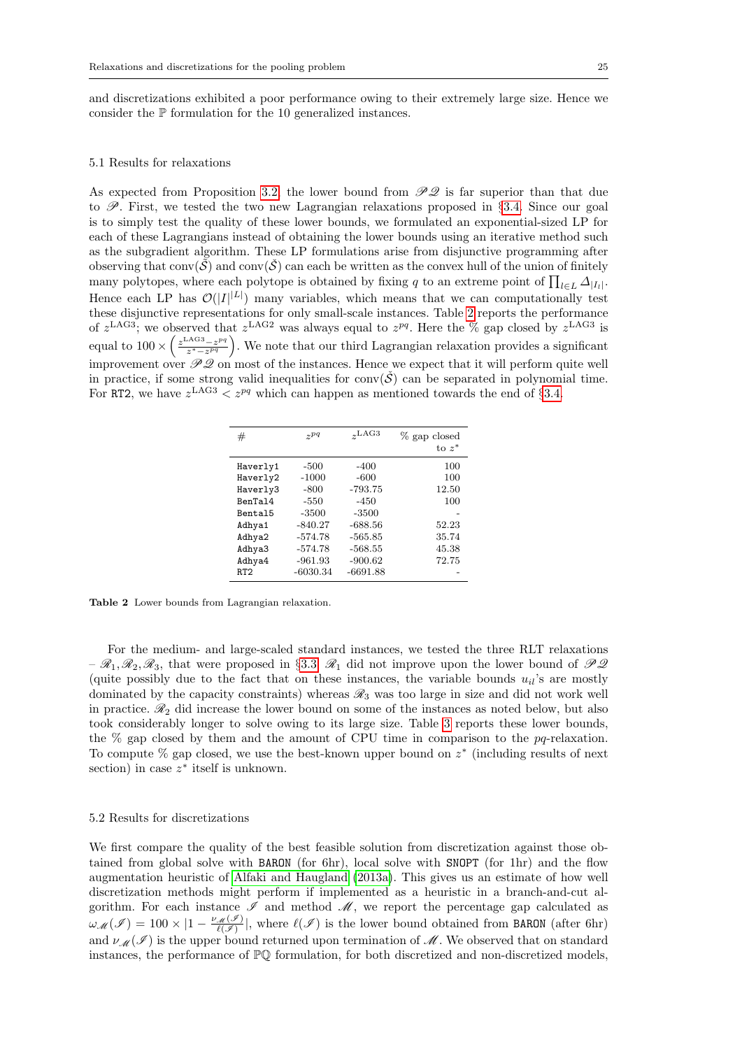and discretizations exhibited a poor performance owing to their extremely large size. Hence we consider the $\mathbb{P}$ formulation for the 10 generalized instances.

### 5.1 Results for relaxations

As expected from Proposition 3.2, the lower bound from $\mathscr{P}\mathscr{Q}$ is far superior than that due to $\mathscr{P}$. First, we tested the two new Lagrangian relaxations proposed in §3.4. Since our goal is to simply test the quality of these lower bounds, we formulated an exponential-sized LP for each of these Lagrangians instead of obtaining the lower bounds using an iterative method such as the subgradient algorithm. These LP formulations arise from disjunctive programming after observing that $\mathrm{conv}(\bar{\mathcal{S}})$ and $\mathrm{conv}(\check{\mathcal{S}})$ can each be written as the convex hull of the union of finitely many polytopes, where each polytope is obtained by fixing $q$ to an extreme point of $\prod_{l \in L} \Delta_{|I_l|}$. Hence each LP has $\mathcal{O}(|I|^{|L|})$ many variables, which means that we can computationally test these disjunctive representations for only small-scale instances. Table 2 reports the performance of $z^{\mathrm{LAG3}}$; we observed that $z^{\mathrm{LAG2}}$ was always equal to $z^{pq}$. Here the % gap closed by $z^{\mathrm{LAG3}}$ is equal to $100 \times \left( \frac{z^{\mathrm{LAG3}} - z^{pq}}{z^* - z^{pq}} \right)$. We note that our third Lagrangian relaxation provides a significant improvement over $\mathscr{P}\mathscr{Q}$ on most of the instances. Hence we expect that it will perform quite well in practice, if some strong valid inequalities for $\mathrm{conv}(\check{\mathcal{S}})$ can be separated in polynomial time. For RT2, we have $z^{\mathrm{LAG3}} < z^{pq}$ which can happen as mentioned towards the end of §3.4.

| # | $z^{pq}$ | $z^{\mathrm{LAG3}}$ | % gap closed to $z^*$ |
|---|---|---|---|
| Haverly1 | -500 | -400 | 100 |
| Haverly2 | -1000 | -600 | 100 |
| Haverly3 | -800 | -793.75 | 12.50 |
| BenTal4 | -550 | -450 | 100 |
| Bental5 | -3500 | -3500 | - |
| Adhya1 | -840.27 | -688.56 | 52.23 |
| Adhya2 | -574.78 | -565.85 | 35.74 |
| Adhya3 | -574.78 | -568.55 | 45.38 |
| Adhya4 | -961.93 | -900.62 | 72.75 |
| RT2 | -6030.34 | -6691.88 | - |

**Table 2** Lower bounds from Lagrangian relaxation.

For the medium- and large-scaled standard instances, we tested the three RLT relaxations – $\mathscr{R}_1, \mathscr{R}_2, \mathscr{R}_3$, that were proposed in §3.3. $\mathscr{R}_1$ did not improve upon the lower bound of $\mathscr{P}\mathscr{Q}$ (quite possibly due to the fact that on these instances, the variable bounds $u_{il}$'s are mostly dominated by the capacity constraints) whereas $\mathscr{R}_3$ was too large in size and did not work well in practice. $\mathscr{R}_2$ did increase the lower bound on some of the instances as noted below, but also took considerably longer to solve owing to its large size. Table 3 reports these lower bounds, the % gap closed by them and the amount of CPU time in comparison to the $pq$-relaxation. To compute % gap closed, we use the best-known upper bound on $z^*$ (including results of next section) in case $z^*$ itself is unknown.

### 5.2 Results for discretizations

We first compare the quality of the best feasible solution from discretization against those obtained from global solve with BARON (for 6hr), local solve with SNOPT (for 1hr) and the flow augmentation heuristic of Alfaki and Haugland (2013a). This gives us an estimate of how well discretization methods might perform if implemented as a heuristic in a branch-and-cut algorithm. For each instance $\mathscr{I}$ and method $\mathscr{M}$, we report the percentage gap calculated as $\omega_{\mathscr{M}}(\mathscr{I}) = 100 \times |1 - \frac{\nu_{\mathscr{M}}(\mathscr{I})}{\ell(\mathscr{I})}|$, where $\ell(\mathscr{I})$ is the lower bound obtained from BARON (after 6hr) and $\nu_{\mathscr{M}}(\mathscr{I})$ is the upper bound returned upon termination of $\mathscr{M}$. We observed that on standard instances, the performance of $\mathbb{PQ}$ formulation, for both discretized and non-discretized models,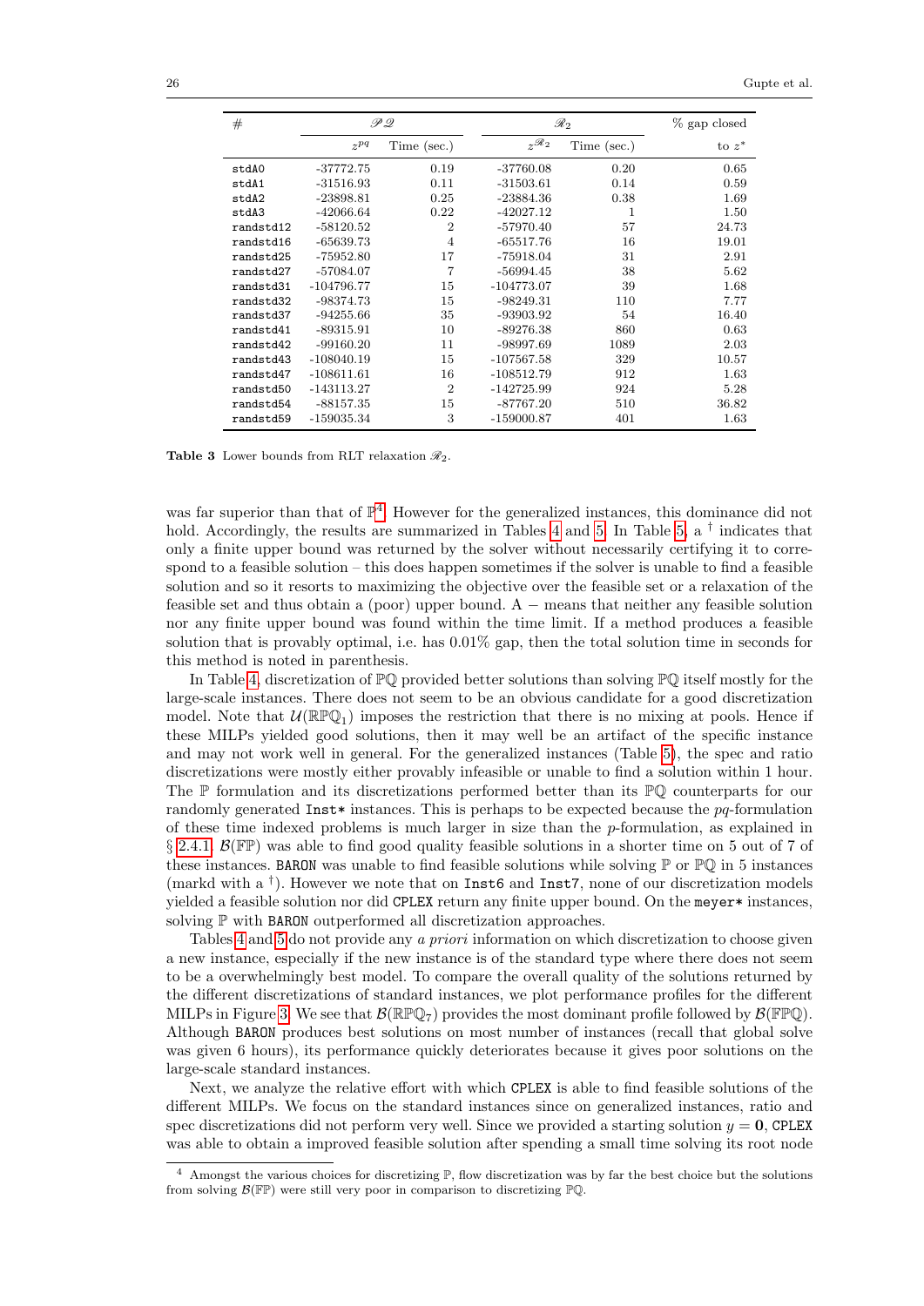| # | $\mathscr{PQ}$ | | $\mathscr{R}_2$ | | % gap closed |
|---|---|---|---|---|---|
| | $z^{pq}$ | Time (sec.) | $z^{\mathscr{R}_2}$ | Time (sec.) | to $z^*$ |
| stdA0 | -37772.75 | 0.19 | -37760.08 | 0.20 | 0.65 |
| stdA1 | -31516.93 | 0.11 | -31503.61 | 0.14 | 0.59 |
| stdA2 | -23898.81 | 0.25 | -23884.36 | 0.38 | 1.69 |
| stdA3 | -42066.64 | 0.22 | -42027.12 | 1 | 1.50 |
| randstd12 | -58120.52 | 2 | -57970.40 | 57 | 24.73 |
| randstd16 | -65639.73 | 4 | -65517.76 | 16 | 19.01 |
| randstd25 | -75952.80 | 17 | -75918.04 | 31 | 2.91 |
| randstd27 | -57084.07 | 7 | -56994.45 | 38 | 5.62 |
| randstd31 | -104796.77 | 15 | -104773.07 | 39 | 1.68 |
| randstd32 | -98374.73 | 15 | -98249.31 | 110 | 7.77 |
| randstd37 | -94255.66 | 35 | -93903.92 | 54 | 16.40 |
| randstd41 | -89315.91 | 10 | -89276.38 | 860 | 0.63 |
| randstd42 | -99160.20 | 11 | -98997.69 | 1089 | 2.03 |
| randstd43 | -108040.19 | 15 | -107567.58 | 329 | 10.57 |
| randstd47 | -108611.61 | 16 | -108512.79 | 912 | 1.63 |
| randstd50 | -143113.27 | 2 | -142725.99 | 924 | 5.28 |
| randstd54 | -88157.35 | 15 | -87767.20 | 510 | 36.82 |
| randstd59 | -159035.34 | 3 | -159000.87 | 401 | 1.63 |

**Table 3** Lower bounds from RLT relaxation $\mathscr{R}_2$.

was far superior than that of $\mathbb{P}$[4]. However for the generalized instances, this dominance did not hold. Accordingly, the results are summarized in Tables 4 and 5. In Table 5, a $^\dagger$ indicates that only a finite upper bound was returned by the solver without necessarily certifying it to correspond to a feasible solution – this does happen sometimes if the solver is unable to find a feasible solution and so it resorts to maximizing the objective over the feasible set or a relaxation of the feasible set and thus obtain a (poor) upper bound. A $-$ means that neither any feasible solution nor any finite upper bound was found within the time limit. If a method produces a feasible solution that is provably optimal, i.e. has 0.01% gap, then the total solution time in seconds for this method is noted in parenthesis.

In Table 4, discretization of $\mathbb{PQ}$ provided better solutions than solving $\mathbb{PQ}$ itself mostly for the large-scale instances. There does not seem to be an obvious candidate for a good discretization model. Note that $\mathcal{U}(\mathbb{RPQ}_1)$ imposes the restriction that there is no mixing at pools. Hence if these MILPs yielded good solutions, then it may well be an artifact of the specific instance and may not work well in general. For the generalized instances (Table 5), the spec and ratio discretizations were mostly either provably infeasible or unable to find a solution within 1 hour. The $\mathbb{P}$ formulation and its discretizations performed better than its $\mathbb{PQ}$ counterparts for our randomly generated Inst* instances. This is perhaps to be expected because the $pq$-formulation of these time indexed problems is much larger in size than the $p$-formulation, as explained in § 2.4.1. $\mathcal{B}(\mathbb{FP})$ was able to find good quality feasible solutions in a shorter time on 5 out of 7 of these instances. BARON was unable to find feasible solutions while solving $\mathbb{P}$ or $\mathbb{PQ}$ in 5 instances (markd with a $^\dagger$). However we note that on Inst6 and Inst7, none of our discretization models yielded a feasible solution nor did CPLEX return any finite upper bound. On the meyer* instances, solving $\mathbb{P}$ with BARON outperformed all discretization approaches.

Tables 4 and 5 do not provide any *a priori* information on which discretization to choose given a new instance, especially if the new instance is of the standard type where there does not seem to be a overwhelmingly best model. To compare the overall quality of the solutions returned by the different discretizations of standard instances, we plot performance profiles for the different MILPs in Figure 3. We see that $\mathcal{B}(\mathbb{RPQ}_7)$ provides the most dominant profile followed by $\mathcal{B}(\mathbb{FPQ})$. Although BARON produces best solutions on most number of instances (recall that global solve was given 6 hours), its performance quickly deteriorates because it gives poor solutions on the large-scale standard instances.

Next, we analyze the relative effort with which CPLEX is able to find feasible solutions of the different MILPs. We focus on the standard instances since on generalized instances, ratio and spec discretizations did not perform very well. Since we provided a starting solution $y = \mathbf{0}$, CPLEX was able to obtain a improved feasible solution after spending a small time solving its root node

[4] Amongst the various choices for discretizing $\mathbb{P}$, flow discretization was by far the best choice but the solutions from solving $\mathcal{B}(\mathbb{FP})$ were still very poor in comparison to discretizing $\mathbb{PQ}$.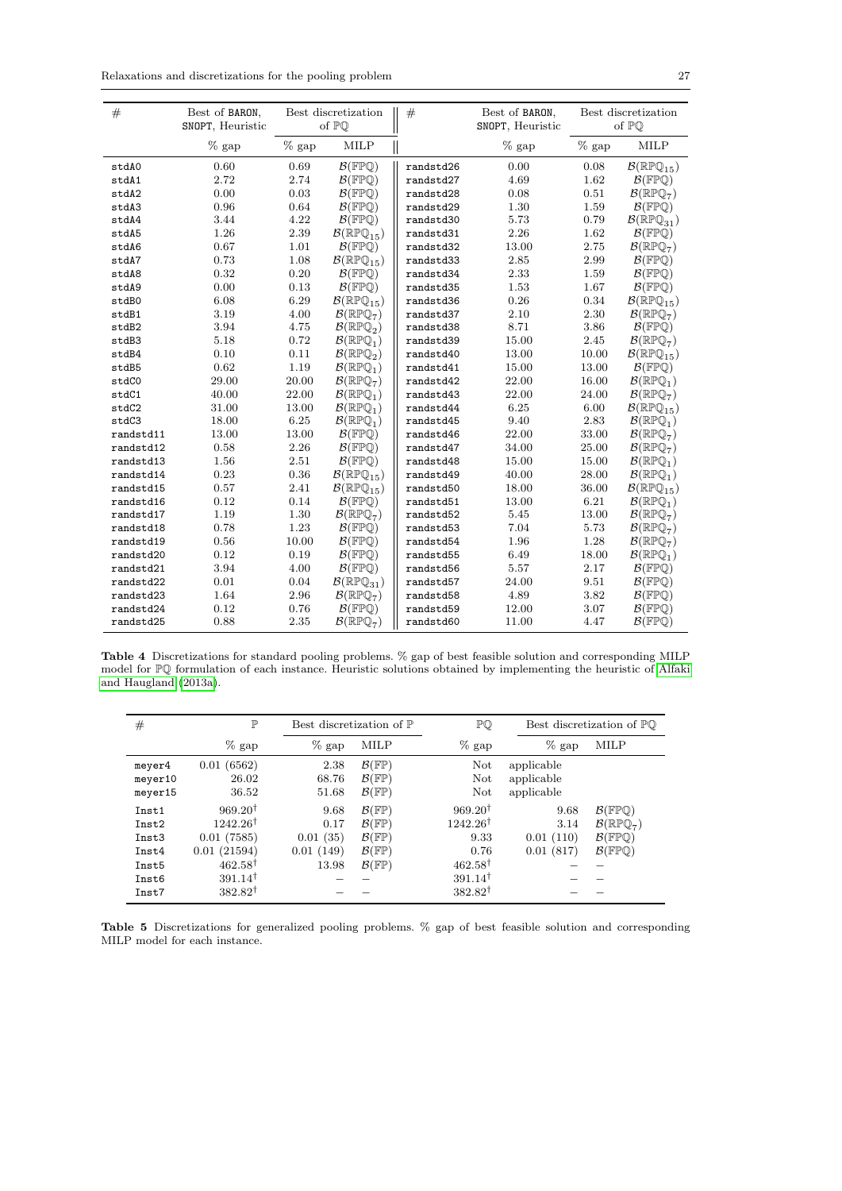| # | Best of BARON, SNOPT, Heuristic | Best discretization of $\mathbb{PQ}$ | | # | Best of BARON, SNOPT, Heuristic | Best discretization of $\mathbb{PQ}$ | |
|---|---|---|---|---|---|---|---|
| | % gap | % gap | MILP | | % gap | % gap | MILP |
| stdA0 | 0.60 | 0.69 | $\mathcal{B}(\mathbb{FPQ})$ | randstd26 | 0.00 | 0.08 | $\mathcal{B}(\mathbb{RPQ}_{15})$ |
| stdA1 | 2.72 | 2.74 | $\mathcal{B}(\mathbb{FPQ})$ | randstd27 | 4.69 | 1.62 | $\mathcal{B}(\mathbb{FPQ})$ |
| stdA2 | 0.00 | 0.03 | $\mathcal{B}(\mathbb{FPQ})$ | randstd28 | 0.08 | 0.51 | $\mathcal{B}(\mathbb{RPQ}_{7})$ |
| stdA3 | 0.96 | 0.64 | $\mathcal{B}(\mathbb{FPQ})$ | randstd29 | 1.30 | 1.59 | $\mathcal{B}(\mathbb{FPQ})$ |
| stdA4 | 3.44 | 4.22 | $\mathcal{B}(\mathbb{FPQ})$ | randstd30 | 5.73 | 0.79 | $\mathcal{B}(\mathbb{RPQ}_{31})$ |
| stdA5 | 1.26 | 2.39 | $\mathcal{B}(\mathbb{RPQ}_{15})$ | randstd31 | 2.26 | 1.62 | $\mathcal{B}(\mathbb{FPQ})$ |
| stdA6 | 0.67 | 1.01 | $\mathcal{B}(\mathbb{FPQ})$ | randstd32 | 13.00 | 2.75 | $\mathcal{B}(\mathbb{RPQ}_{7})$ |
| stdA7 | 0.73 | 1.08 | $\mathcal{B}(\mathbb{RPQ}_{15})$ | randstd33 | 2.85 | 2.99 | $\mathcal{B}(\mathbb{FPQ})$ |
| stdA8 | 0.32 | 0.20 | $\mathcal{B}(\mathbb{FPQ})$ | randstd34 | 2.33 | 1.59 | $\mathcal{B}(\mathbb{FPQ})$ |
| stdA9 | 0.00 | 0.13 | $\mathcal{B}(\mathbb{FPQ})$ | randstd35 | 1.53 | 1.67 | $\mathcal{B}(\mathbb{FPQ})$ |
| stdB0 | 6.08 | 6.29 | $\mathcal{B}(\mathbb{RPQ}_{15})$ | randstd36 | 0.26 | 0.34 | $\mathcal{B}(\mathbb{RPQ}_{15})$ |
| stdB1 | 3.19 | 4.00 | $\mathcal{B}(\mathbb{RPQ}_{7})$ | randstd37 | 2.10 | 2.30 | $\mathcal{B}(\mathbb{RPQ}_{7})$ |
| stdB2 | 3.94 | 4.75 | $\mathcal{B}(\mathbb{RPQ}_{2})$ | randstd38 | 8.71 | 3.86 | $\mathcal{B}(\mathbb{FPQ})$ |
| stdB3 | 5.18 | 0.72 | $\mathcal{B}(\mathbb{RPQ}_{1})$ | randstd39 | 15.00 | 2.45 | $\mathcal{B}(\mathbb{RPQ}_{7})$ |
| stdB4 | 0.10 | 0.11 | $\mathcal{B}(\mathbb{RPQ}_{2})$ | randstd40 | 13.00 | 10.00 | $\mathcal{B}(\mathbb{RPQ}_{15})$ |
| stdB5 | 0.62 | 1.19 | $\mathcal{B}(\mathbb{RPQ}_{1})$ | randstd41 | 15.00 | 13.00 | $\mathcal{B}(\mathbb{FPQ})$ |
| stdC0 | 29.00 | 20.00 | $\mathcal{B}(\mathbb{RPQ}_{7})$ | randstd42 | 22.00 | 16.00 | $\mathcal{B}(\mathbb{RPQ}_{1})$ |
| stdC1 | 40.00 | 22.00 | $\mathcal{B}(\mathbb{RPQ}_{1})$ | randstd43 | 22.00 | 24.00 | $\mathcal{B}(\mathbb{RPQ}_{7})$ |
| stdC2 | 31.00 | 13.00 | $\mathcal{B}(\mathbb{RPQ}_{1})$ | randstd44 | 6.25 | 6.00 | $\mathcal{B}(\mathbb{RPQ}_{15})$ |
| stdC3 | 18.00 | 6.25 | $\mathcal{B}(\mathbb{RPQ}_{1})$ | randstd45 | 9.40 | 2.83 | $\mathcal{B}(\mathbb{RPQ}_{1})$ |
| randstd11 | 13.00 | 13.00 | $\mathcal{B}(\mathbb{FPQ})$ | randstd46 | 22.00 | 33.00 | $\mathcal{B}(\mathbb{RPQ}_{7})$ |
| randstd12 | 0.58 | 2.26 | $\mathcal{B}(\mathbb{FPQ})$ | randstd47 | 34.00 | 25.00 | $\mathcal{B}(\mathbb{RPQ}_{7})$ |
| randstd13 | 1.56 | 2.51 | $\mathcal{B}(\mathbb{FPQ})$ | randstd48 | 15.00 | 15.00 | $\mathcal{B}(\mathbb{RPQ}_{1})$ |
| randstd14 | 0.23 | 0.36 | $\mathcal{B}(\mathbb{RPQ}_{15})$ | randstd49 | 40.00 | 28.00 | $\mathcal{B}(\mathbb{RPQ}_{1})$ |
| randstd15 | 0.57 | 2.41 | $\mathcal{B}(\mathbb{RPQ}_{15})$ | randstd50 | 18.00 | 36.00 | $\mathcal{B}(\mathbb{RPQ}_{15})$ |
| randstd16 | 0.12 | 0.14 | $\mathcal{B}(\mathbb{FPQ})$ | randstd51 | 13.00 | 6.21 | $\mathcal{B}(\mathbb{RPQ}_{1})$ |
| randstd17 | 1.19 | 1.30 | $\mathcal{B}(\mathbb{RPQ}_{7})$ | randstd52 | 5.45 | 13.00 | $\mathcal{B}(\mathbb{RPQ}_{7})$ |
| randstd18 | 0.78 | 1.23 | $\mathcal{B}(\mathbb{FPQ})$ | randstd53 | 7.04 | 5.73 | $\mathcal{B}(\mathbb{RPQ}_{7})$ |
| randstd19 | 0.56 | 10.00 | $\mathcal{B}(\mathbb{FPQ})$ | randstd54 | 1.96 | 1.28 | $\mathcal{B}(\mathbb{RPQ}_{7})$ |
| randstd20 | 0.12 | 0.19 | $\mathcal{B}(\mathbb{FPQ})$ | randstd55 | 6.49 | 18.00 | $\mathcal{B}(\mathbb{RPQ}_{1})$ |
| randstd21 | 3.94 | 4.00 | $\mathcal{B}(\mathbb{FPQ})$ | randstd56 | 5.57 | 2.17 | $\mathcal{B}(\mathbb{FPQ})$ |
| randstd22 | 0.01 | 0.04 | $\mathcal{B}(\mathbb{RPQ}_{31})$ | randstd57 | 24.00 | 9.51 | $\mathcal{B}(\mathbb{FPQ})$ |
| randstd23 | 1.64 | 2.96 | $\mathcal{B}(\mathbb{RPQ}_{7})$ | randstd58 | 4.89 | 3.82 | $\mathcal{B}(\mathbb{FPQ})$ |
| randstd24 | 0.12 | 0.76 | $\mathcal{B}(\mathbb{FPQ})$ | randstd59 | 12.00 | 3.07 | $\mathcal{B}(\mathbb{FPQ})$ |
| randstd25 | 0.88 | 2.35 | $\mathcal{B}(\mathbb{RPQ}_{7})$ | randstd60 | 11.00 | 4.47 | $\mathcal{B}(\mathbb{FPQ})$ |

**Table 4** Discretizations for standard pooling problems. % gap of best feasible solution and corresponding MILP model for $\mathbb{PQ}$ formulation of each instance. Heuristic solutions obtained by implementing the heuristic of Alfaki and Haugland (2013a).

| # | $\mathbb{P}$ | Best discretization of $\mathbb{P}$ | | $\mathbb{PQ}$ | Best discretization of $\mathbb{PQ}$ | |
|---|---|---|---|---|---|---|
| | % gap | % gap | MILP | % gap | % gap | MILP |
| meyer4 | 0.01 (6562) | 2.38 | $\mathcal{B}(\mathbb{FP})$ | Not applicable | | |
| meyer10 | 26.02 | 68.76 | $\mathcal{B}(\mathbb{FP})$ | Not applicable | | |
| meyer15 | 36.52 | 51.68 | $\mathcal{B}(\mathbb{FP})$ | Not applicable | | |
| Inst1 | 969.20$^{\dagger}$ | 9.68 | $\mathcal{B}(\mathbb{FP})$ | 969.20$^{\dagger}$ | 9.68 | $\mathcal{B}(\mathbb{FPQ})$ |
| Inst2 | 1242.26$^{\dagger}$ | 0.17 | $\mathcal{B}(\mathbb{FP})$ | 1242.26$^{\dagger}$ | 3.14 | $\mathcal{B}(\mathbb{RPQ}_{7})$ |
| Inst3 | 0.01 (7585) | 0.01 (35) | $\mathcal{B}(\mathbb{FP})$ | 9.33 | 0.01 (110) | $\mathcal{B}(\mathbb{FPQ})$ |
| Inst4 | 0.01 (21594) | 0.01 (149) | $\mathcal{B}(\mathbb{FP})$ | 0.76 | 0.01 (817) | $\mathcal{B}(\mathbb{FPQ})$ |
| Inst5 | 462.58$^{\dagger}$ | 13.98 | $\mathcal{B}(\mathbb{FP})$ | 462.58$^{\dagger}$ | – | – |
| Inst6 | 391.14$^{\dagger}$ | – | – | 391.14$^{\dagger}$ | – | – |
| Inst7 | 382.82$^{\dagger}$ | – | – | 382.82$^{\dagger}$ | – | – |

**Table 5** Discretizations for generalized pooling problems. % gap of best feasible solution and corresponding MILP model for each instance.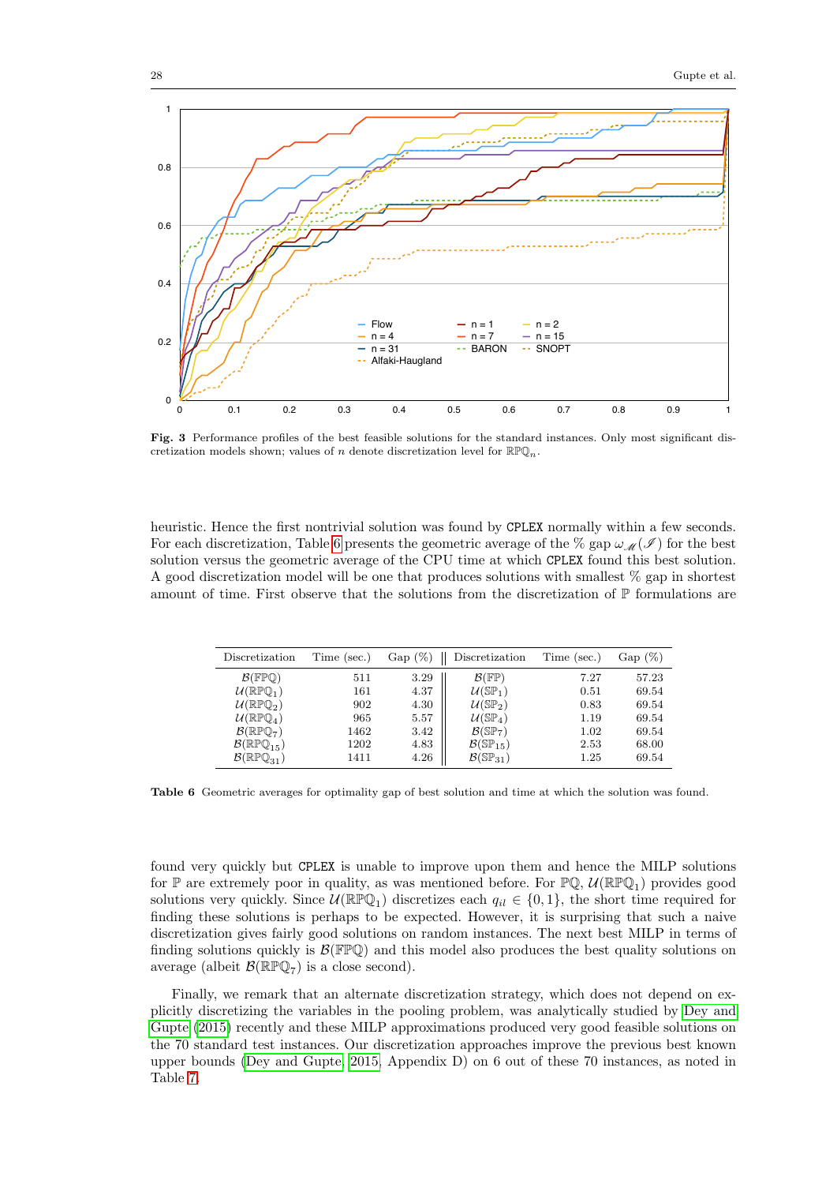Fig. 3 Performance profiles of the best feasible solutions for the standard instances. Only most significant discretization models shown; values of $n$ denote discretization level for $\mathbb{RPQ}_n$.

heuristic. Hence the first nontrivial solution was found by CPLEX normally within a few seconds. For each discretization, Table 6 presents the geometric average of the % gap $\omega_{\mathscr{M}}(\mathscr{I})$ for the best solution versus the geometric average of the CPU time at which CPLEX found this best solution. A good discretization model will be one that produces solutions with smallest % gap in shortest amount of time. First observe that the solutions from the discretization of $\mathbb{P}$ formulations are

| Discretization | Time (sec.) | Gap (%) | Discretization | Time (sec.) | Gap (%) |
|---|---|---|---|---|---|
| $\mathcal{B}(\mathbb{FPQ})$ | 511 | 3.29 | $\mathcal{B}(\mathbb{FP})$ | 7.27 | 57.23 |
| $\mathcal{U}(\mathbb{RPQ}_1)$ | 161 | 4.37 | $\mathcal{U}(\mathbb{SP}_1)$ | 0.51 | 69.54 |
| $\mathcal{U}(\mathbb{RPQ}_2)$ | 902 | 4.30 | $\mathcal{U}(\mathbb{SP}_2)$ | 0.83 | 69.54 |
| $\mathcal{U}(\mathbb{RPQ}_4)$ | 965 | 5.57 | $\mathcal{U}(\mathbb{SP}_4)$ | 1.19 | 69.54 |
| $\mathcal{B}(\mathbb{RPQ}_7)$ | 1462 | 3.42 | $\mathcal{B}(\mathbb{SP}_7)$ | 1.02 | 69.54 |
| $\mathcal{B}(\mathbb{RPQ}_{15})$ | 1202 | 4.83 | $\mathcal{B}(\mathbb{SP}_{15})$ | 2.53 | 68.00 |
| $\mathcal{B}(\mathbb{RPQ}_{31})$ | 1411 | 4.26 | $\mathcal{B}(\mathbb{SP}_{31})$ | 1.25 | 69.54 |

**Table 6** Geometric averages for optimality gap of best solution and time at which the solution was found.

found very quickly but CPLEX is unable to improve upon them and hence the MILP solutions for $\mathbb{P}$ are extremely poor in quality, as was mentioned before. For $\mathbb{PQ}$, $\mathcal{U}(\mathbb{RPQ}_1)$ provides good solutions very quickly. Since $\mathcal{U}(\mathbb{RPQ}_1)$ discretizes each $q_{il} \in \{0, 1\}$, the short time required for finding these solutions is perhaps to be expected. However, it is surprising that such a naive discretization gives fairly good solutions on random instances. The next best MILP in terms of finding solutions quickly is $\mathcal{B}(\mathbb{FPQ})$ and this model also produces the best quality solutions on average (albeit $\mathcal{B}(\mathbb{RPQ}_7)$ is a close second).

Finally, we remark that an alternate discretization strategy, which does not depend on explicitly discretizing the variables in the pooling problem, was analytically studied by Dey and Gupte (2015) recently and these MILP approximations produced very good feasible solutions on the 70 standard test instances. Our discretization approaches improve the previous best known upper bounds (Dey and Gupte, 2015, Appendix D) on 6 out of these 70 instances, as noted in Table 7.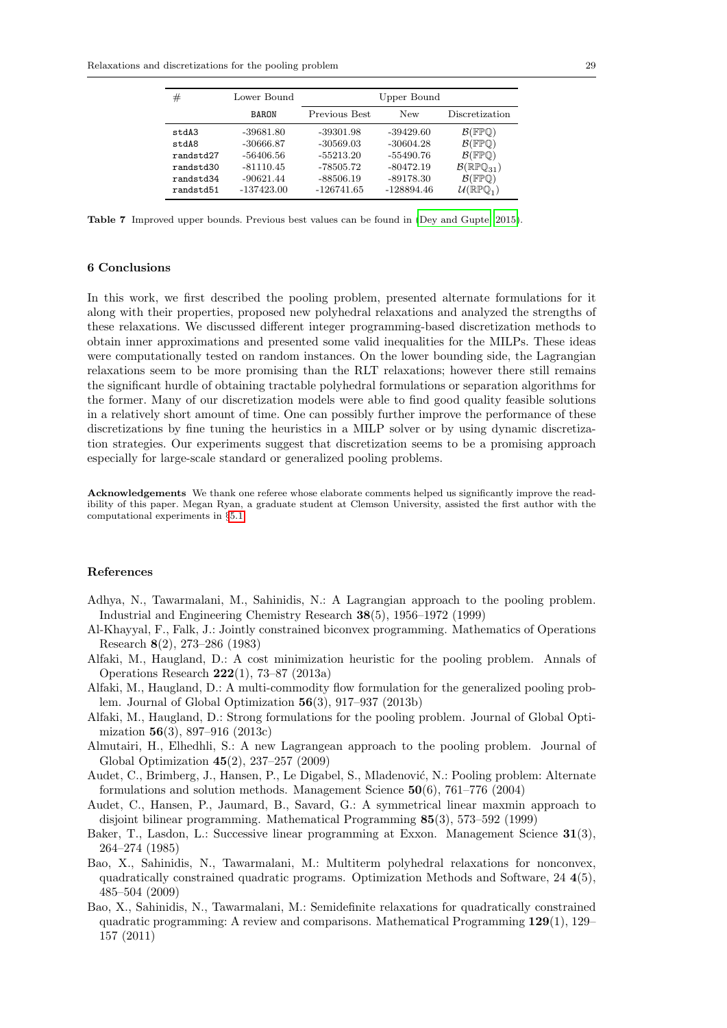| # | Lower Bound | Upper Bound | | |
|---|---|---|---|---|
| | BARON | Previous Best | New | Discretization |
| stdA3 | -39681.80 | -39301.98 | -39429.60 | $\mathcal{B}(\mathbb{FPQ})$ |
| stdA8 | -30666.87 | -30569.03 | -30604.28 | $\mathcal{B}(\mathbb{FPQ})$ |
| randstd27 | -56406.56 | -55213.20 | -55490.76 | $\mathcal{B}(\mathbb{FPQ})$ |
| randstd30 | -81110.45 | -78505.72 | -80472.19 | $\mathcal{B}(\mathbb{RPQ}_{31})$ |
| randstd34 | -90621.44 | -88506.19 | -89178.30 | $\mathcal{B}(\mathbb{FPQ})$ |
| randstd51 | -137423.00 | -126741.65 | -128894.46 | $\mathcal{U}(\mathbb{RPQ}_1)$ |

**Table 7** Improved upper bounds. Previous best values can be found in (Dey and Gupte, 2015).

## 6 Conclusions

In this work, we first described the pooling problem, presented alternate formulations for it along with their properties, proposed new polyhedral relaxations and analyzed the strengths of these relaxations. We discussed different integer programming-based discretization methods to obtain inner approximations and presented some valid inequalities for the MILPs. These ideas were computationally tested on random instances. On the lower bounding side, the Lagrangian relaxations seem to be more promising than the RLT relaxations; however there still remains the significant hurdle of obtaining tractable polyhedral formulations or separation algorithms for the former. Many of our discretization models were able to find good quality feasible solutions in a relatively short amount of time. One can possibly further improve the performance of these discretizations by fine tuning the heuristics in a MILP solver or by using dynamic discretization strategies. Our experiments suggest that discretization seems to be a promising approach especially for large-scale standard or generalized pooling problems.

**Acknowledgements** We thank one referee whose elaborate comments helped us significantly improve the readability of this paper. Megan Ryan, a graduate student at Clemson University, assisted the first author with the computational experiments in §5.1.

## References

Adhya, N., Tawarmalani, M., Sahinidis, N.: A Lagrangian approach to the pooling problem. Industrial and Engineering Chemistry Research **38**(5), 1956–1972 (1999)

Al-Khayyal, F., Falk, J.: Jointly constrained biconvex programming. Mathematics of Operations Research **8**(2), 273–286 (1983)

Alfaki, M., Haugland, D.: A cost minimization heuristic for the pooling problem. Annals of Operations Research **222**(1), 73–87 (2013a)

Alfaki, M., Haugland, D.: A multi-commodity flow formulation for the generalized pooling problem. Journal of Global Optimization **56**(3), 917–937 (2013b)

Alfaki, M., Haugland, D.: Strong formulations for the pooling problem. Journal of Global Optimization **56**(3), 897–916 (2013c)

Almutairi, H., Elhedhli, S.: A new Lagrangean approach to the pooling problem. Journal of Global Optimization **45**(2), 237–257 (2009)

Audet, C., Brimberg, J., Hansen, P., Le Digabel, S., Mladenović, N.: Pooling problem: Alternate formulations and solution methods. Management Science **50**(6), 761–776 (2004)

Audet, C., Hansen, P., Jaumard, B., Savard, G.: A symmetrical linear maxmin approach to disjoint bilinear programming. Mathematical Programming **85**(3), 573–592 (1999)

Baker, T., Lasdon, L.: Successive linear programming at Exxon. Management Science **31**(3), 264–274 (1985)

Bao, X., Sahinidis, N., Tawarmalani, M.: Multiterm polyhedral relaxations for nonconvex, quadratically constrained quadratic programs. Optimization Methods and Software, 24 **4**(5), 485–504 (2009)

Bao, X., Sahinidis, N., Tawarmalani, M.: Semidefinite relaxations for quadratically constrained quadratic programming: A review and comparisons. Mathematical Programming **129**(1), 129–157 (2011)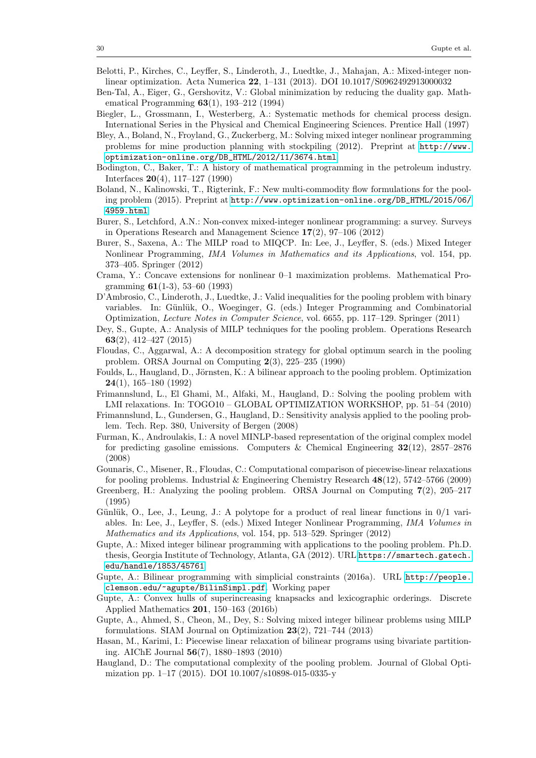Belotti, P., Kirches, C., Leyffer, S., Linderoth, J., Luedtke, J., Mahajan, A.: Mixed-integer nonlinear optimization. Acta Numerica **22**, 1–131 (2013). DOI 10.1017/S0962492913000032

Ben-Tal, A., Eiger, G., Gershovitz, V.: Global minimization by reducing the duality gap. Mathematical Programming **63**(1), 193–212 (1994)

Biegler, L., Grossmann, I., Westerberg, A.: Systematic methods for chemical process design. International Series in the Physical and Chemical Engineering Sciences. Prentice Hall (1997)

Bley, A., Boland, N., Froyland, G., Zuckerberg, M.: Solving mixed integer nonlinear programming problems for mine production planning with stockpiling (2012). Preprint at http://www.optimization-online.org/DB_HTML/2012/11/3674.html

Bodington, C., Baker, T.: A history of mathematical programming in the petroleum industry. Interfaces **20**(4), 117–127 (1990)

Boland, N., Kalinowski, T., Rigterink, F.: New multi-commodity flow formulations for the pooling problem (2015). Preprint at http://www.optimization-online.org/DB_HTML/2015/06/4959.html

Burer, S., Letchford, A.N.: Non-convex mixed-integer nonlinear programming: a survey. Surveys in Operations Research and Management Science **17**(2), 97–106 (2012)

Burer, S., Saxena, A.: The MILP road to MIQCP. In: Lee, J., Leyffer, S. (eds.) Mixed Integer Nonlinear Programming, *IMA Volumes in Mathematics and its Applications*, vol. 154, pp. 373–405. Springer (2012)

Crama, Y.: Concave extensions for nonlinear 0–1 maximization problems. Mathematical Programming **61**(1-3), 53–60 (1993)

D'Ambrosio, C., Linderoth, J., Luedtke, J.: Valid inequalities for the pooling problem with binary variables. In: Günlük, O., Woeginger, G. (eds.) Integer Programming and Combinatorial Optimization, *Lecture Notes in Computer Science*, vol. 6655, pp. 117–129. Springer (2011)

Dey, S., Gupte, A.: Analysis of MILP techniques for the pooling problem. Operations Research **63**(2), 412–427 (2015)

Floudas, C., Aggarwal, A.: A decomposition strategy for global optimum search in the pooling problem. ORSA Journal on Computing **2**(3), 225–235 (1990)

Foulds, L., Haugland, D., Jörnsten, K.: A bilinear approach to the pooling problem. Optimization **24**(1), 165–180 (1992)

Frimannslund, L., El Ghami, M., Alfaki, M., Haugland, D.: Solving the pooling problem with LMI relaxations. In: TOGO10 – GLOBAL OPTIMIZATION WORKSHOP, pp. 51–54 (2010)

Frimannslund, L., Gundersen, G., Haugland, D.: Sensitivity analysis applied to the pooling problem. Tech. Rep. 380, University of Bergen (2008)

Furman, K., Androulakis, I.: A novel MINLP-based representation of the original complex model for predicting gasoline emissions. Computers & Chemical Engineering **32**(12), 2857–2876 (2008)

Gounaris, C., Misener, R., Floudas, C.: Computational comparison of piecewise-linear relaxations for pooling problems. Industrial & Engineering Chemistry Research **48**(12), 5742–5766 (2009)

Greenberg, H.: Analyzing the pooling problem. ORSA Journal on Computing **7**(2), 205–217 (1995)

Günlük, O., Lee, J., Leung, J.: A polytope for a product of real linear functions in 0/1 variables. In: Lee, J., Leyffer, S. (eds.) Mixed Integer Nonlinear Programming, *IMA Volumes in Mathematics and its Applications*, vol. 154, pp. 513–529. Springer (2012)

Gupte, A.: Mixed integer bilinear programming with applications to the pooling problem. Ph.D. thesis, Georgia Institute of Technology, Atlanta, GA (2012). URL https://smartech.gatech.edu/handle/1853/45761

Gupte, A.: Bilinear programming with simplicial constraints (2016a). URL http://people.clemson.edu/~agupte/BilinSimpl.pdf. Working paper

Gupte, A.: Convex hulls of superincreasing knapsacks and lexicographic orderings. Discrete Applied Mathematics **201**, 150–163 (2016b)

Gupte, A., Ahmed, S., Cheon, M., Dey, S.: Solving mixed integer bilinear problems using MILP formulations. SIAM Journal on Optimization **23**(2), 721–744 (2013)

Hasan, M., Karimi, I.: Piecewise linear relaxation of bilinear programs using bivariate partitioning. AIChE Journal **56**(7), 1880–1893 (2010)

Haugland, D.: The computational complexity of the pooling problem. Journal of Global Optimization pp. 1–17 (2015). DOI 10.1007/s10898-015-0335-y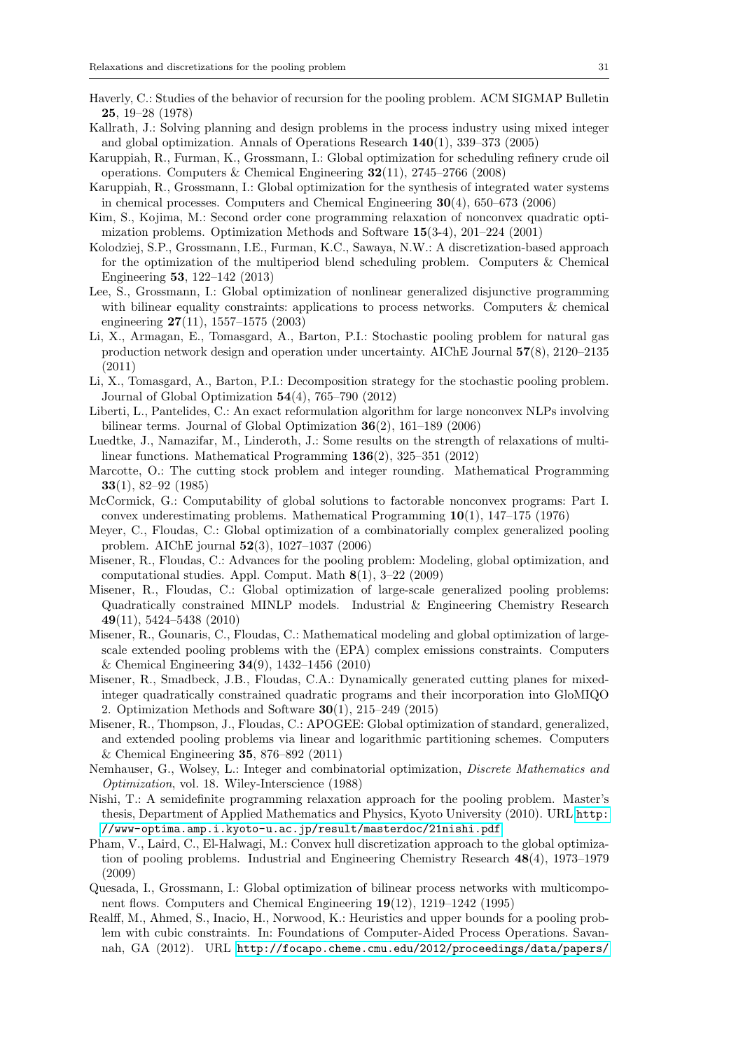Haverly, C.: Studies of the behavior of recursion for the pooling problem. ACM SIGMAP Bulletin **25**, 19–28 (1978)

Kallrath, J.: Solving planning and design problems in the process industry using mixed integer and global optimization. Annals of Operations Research **140**(1), 339–373 (2005)

Karuppiah, R., Furman, K., Grossmann, I.: Global optimization for scheduling refinery crude oil operations. Computers & Chemical Engineering **32**(11), 2745–2766 (2008)

Karuppiah, R., Grossmann, I.: Global optimization for the synthesis of integrated water systems in chemical processes. Computers and Chemical Engineering **30**(4), 650–673 (2006)

Kim, S., Kojima, M.: Second order cone programming relaxation of nonconvex quadratic optimization problems. Optimization Methods and Software **15**(3-4), 201–224 (2001)

Kolodziej, S.P., Grossmann, I.E., Furman, K.C., Sawaya, N.W.: A discretization-based approach for the optimization of the multiperiod blend scheduling problem. Computers & Chemical Engineering **53**, 122–142 (2013)

Lee, S., Grossmann, I.: Global optimization of nonlinear generalized disjunctive programming with bilinear equality constraints: applications to process networks. Computers & chemical engineering **27**(11), 1557–1575 (2003)

Li, X., Armagan, E., Tomasgard, A., Barton, P.I.: Stochastic pooling problem for natural gas production network design and operation under uncertainty. AIChE Journal **57**(8), 2120–2135 (2011)

Li, X., Tomasgard, A., Barton, P.I.: Decomposition strategy for the stochastic pooling problem. Journal of Global Optimization **54**(4), 765–790 (2012)

Liberti, L., Pantelides, C.: An exact reformulation algorithm for large nonconvex NLPs involving bilinear terms. Journal of Global Optimization **36**(2), 161–189 (2006)

Luedtke, J., Namazifar, M., Linderoth, J.: Some results on the strength of relaxations of multilinear functions. Mathematical Programming **136**(2), 325–351 (2012)

Marcotte, O.: The cutting stock problem and integer rounding. Mathematical Programming **33**(1), 82–92 (1985)

McCormick, G.: Computability of global solutions to factorable nonconvex programs: Part I. convex underestimating problems. Mathematical Programming **10**(1), 147–175 (1976)

Meyer, C., Floudas, C.: Global optimization of a combinatorially complex generalized pooling problem. AIChE journal **52**(3), 1027–1037 (2006)

Misener, R., Floudas, C.: Advances for the pooling problem: Modeling, global optimization, and computational studies. Appl. Comput. Math **8**(1), 3–22 (2009)

Misener, R., Floudas, C.: Global optimization of large-scale generalized pooling problems: Quadratically constrained MINLP models. Industrial & Engineering Chemistry Research **49**(11), 5424–5438 (2010)

Misener, R., Gounaris, C., Floudas, C.: Mathematical modeling and global optimization of large-scale extended pooling problems with the (EPA) complex emissions constraints. Computers & Chemical Engineering **34**(9), 1432–1456 (2010)

Misener, R., Smadbeck, J.B., Floudas, C.A.: Dynamically generated cutting planes for mixed-integer quadratically constrained quadratic programs and their incorporation into GloMIQO 2. Optimization Methods and Software **30**(1), 215–249 (2015)

Misener, R., Thompson, J., Floudas, C.: APOGEE: Global optimization of standard, generalized, and extended pooling problems via linear and logarithmic partitioning schemes. Computers & Chemical Engineering **35**, 876–892 (2011)

Nemhauser, G., Wolsey, L.: Integer and combinatorial optimization, *Discrete Mathematics and Optimization*, vol. 18. Wiley-Interscience (1988)

Nishi, T.: A semidefinite programming relaxation approach for the pooling problem. Master's thesis, Department of Applied Mathematics and Physics, Kyoto University (2010). URL http://www-optima.amp.i.kyoto-u.ac.jp/result/masterdoc/21nishi.pdf

Pham, V., Laird, C., El-Halwagi, M.: Convex hull discretization approach to the global optimization of pooling problems. Industrial and Engineering Chemistry Research **48**(4), 1973–1979 (2009)

Quesada, I., Grossmann, I.: Global optimization of bilinear process networks with multicomponent flows. Computers and Chemical Engineering **19**(12), 1219–1242 (1995)

Realff, M., Ahmed, S., Inacio, H., Norwood, K.: Heuristics and upper bounds for a pooling problem with cubic constraints. In: Foundations of Computer-Aided Process Operations. Savannah, GA (2012). URL http://focapo.cheme.cmu.edu/2012/proceedings/data/papers/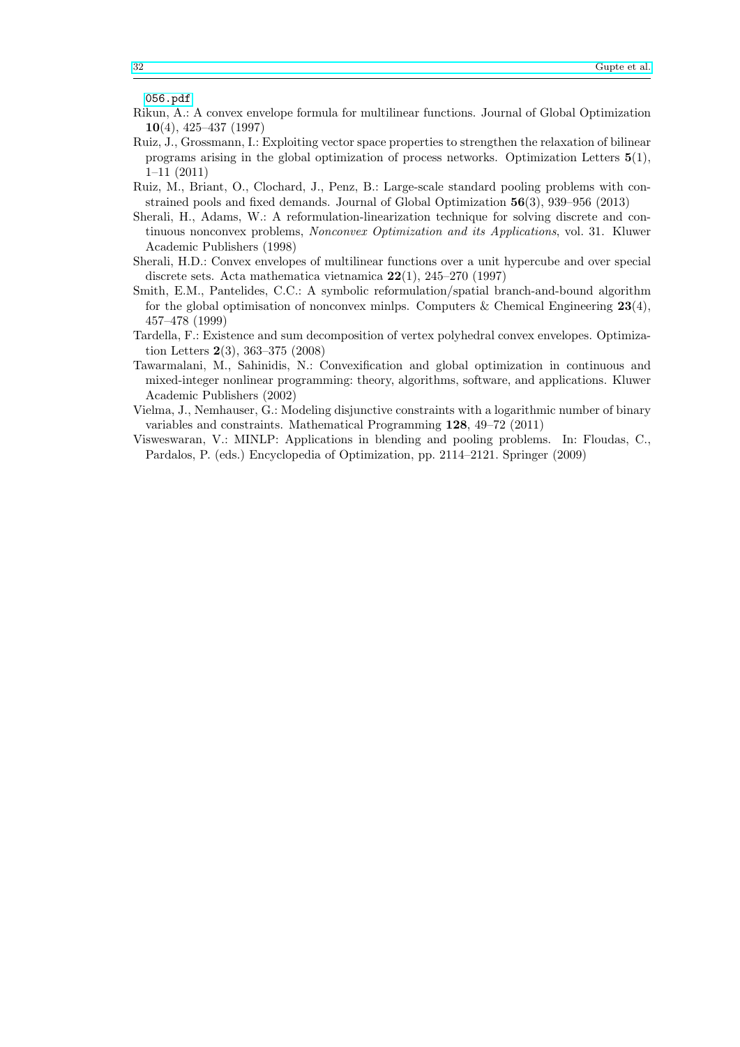056.pdf

Rikun, A.: A convex envelope formula for multilinear functions. Journal of Global Optimization **10**(4), 425–437 (1997)

Ruiz, J., Grossmann, I.: Exploiting vector space properties to strengthen the relaxation of bilinear programs arising in the global optimization of process networks. Optimization Letters **5**(1), 1–11 (2011)

Ruiz, M., Briant, O., Clochard, J., Penz, B.: Large-scale standard pooling problems with constrained pools and fixed demands. Journal of Global Optimization **56**(3), 939–956 (2013)

Sherali, H., Adams, W.: A reformulation-linearization technique for solving discrete and continuous nonconvex problems, *Nonconvex Optimization and its Applications*, vol. 31. Kluwer Academic Publishers (1998)

Sherali, H.D.: Convex envelopes of multilinear functions over a unit hypercube and over special discrete sets. Acta mathematica vietnamica **22**(1), 245–270 (1997)

Smith, E.M., Pantelides, C.C.: A symbolic reformulation/spatial branch-and-bound algorithm for the global optimisation of nonconvex minlps. Computers & Chemical Engineering **23**(4), 457–478 (1999)

Tardella, F.: Existence and sum decomposition of vertex polyhedral convex envelopes. Optimization Letters **2**(3), 363–375 (2008)

Tawarmalani, M., Sahinidis, N.: Convexification and global optimization in continuous and mixed-integer nonlinear programming: theory, algorithms, software, and applications. Kluwer Academic Publishers (2002)

Vielma, J., Nemhauser, G.: Modeling disjunctive constraints with a logarithmic number of binary variables and constraints. Mathematical Programming **128**, 49–72 (2011)

Visweswaran, V.: MINLP: Applications in blending and pooling problems. In: Floudas, C., Pardalos, P. (eds.) Encyclopedia of Optimization, pp. 2114–2121. Springer (2009)